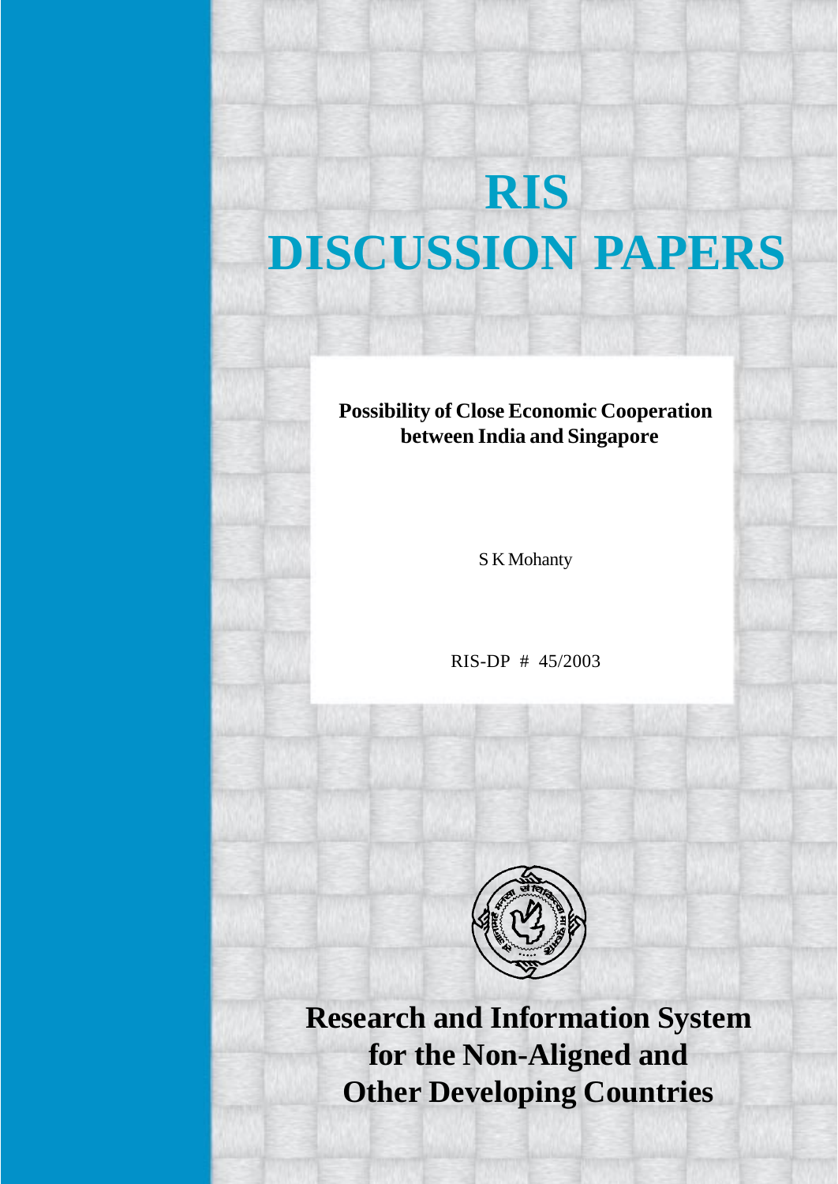# RIS DISCUSSION PAPERS

**Possibility of Close Economic Cooperation between India and Singapore**

S K Mohanty

RIS-DP # 45/2003

**Research and Information System for the Non-Aligned and Other Developing Countries**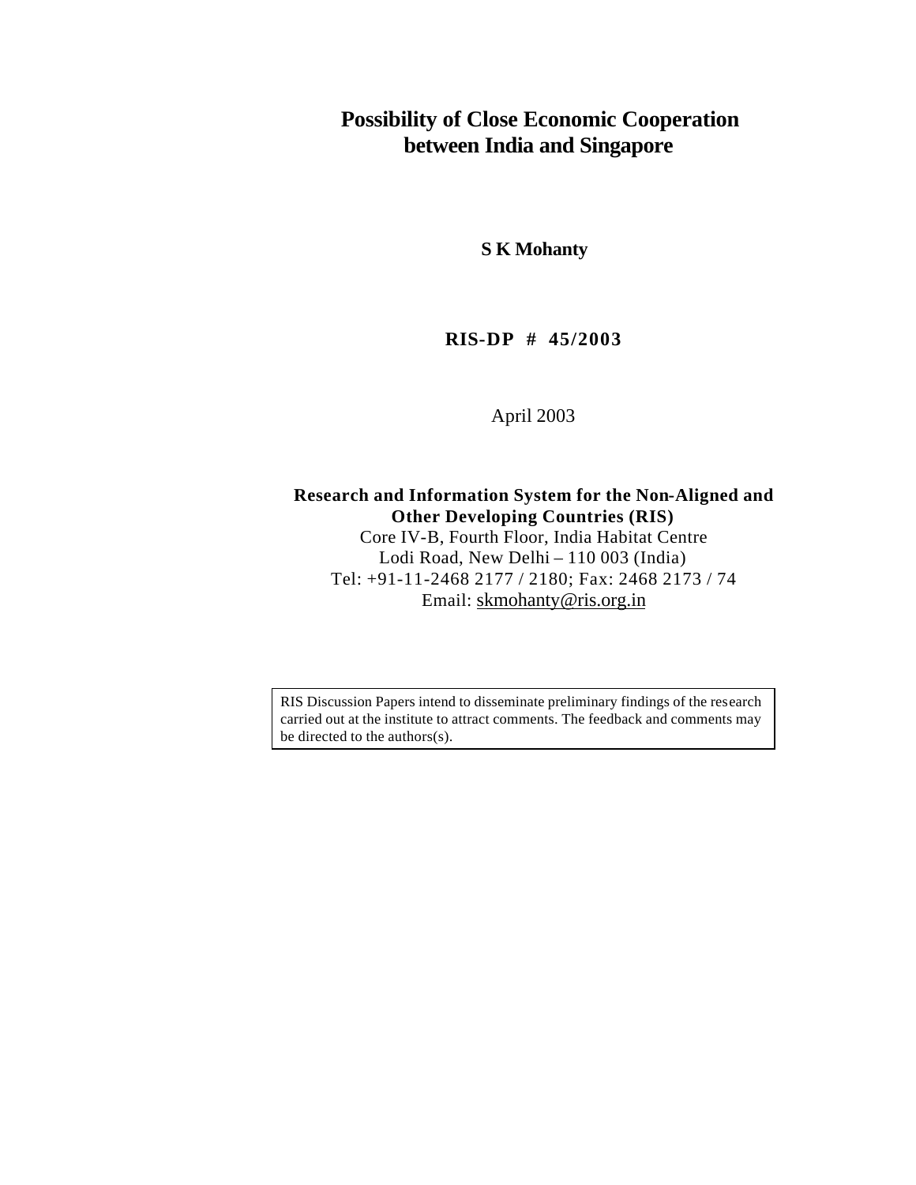# Possibility of Close Economic Cooperation between India and Singapore

**S K Mohanty**

**RIS-DP # 45/2003**

April 2003

**Research and Information System for the Non-Aligned and Other Developing Countries (RIS)**
Core IV-B, Fourth Floor, India Habitat Centre
Lodi Road, New Delhi – 110 003 (India)
Tel: +91-11-2468 2177 / 2180; Fax: 2468 2173 / 74
Email: skmohanty@ris.org.in

RIS Discussion Papers intend to disseminate preliminary findings of the research carried out at the institute to attract comments. The feedback and comments may be directed to the authors(s).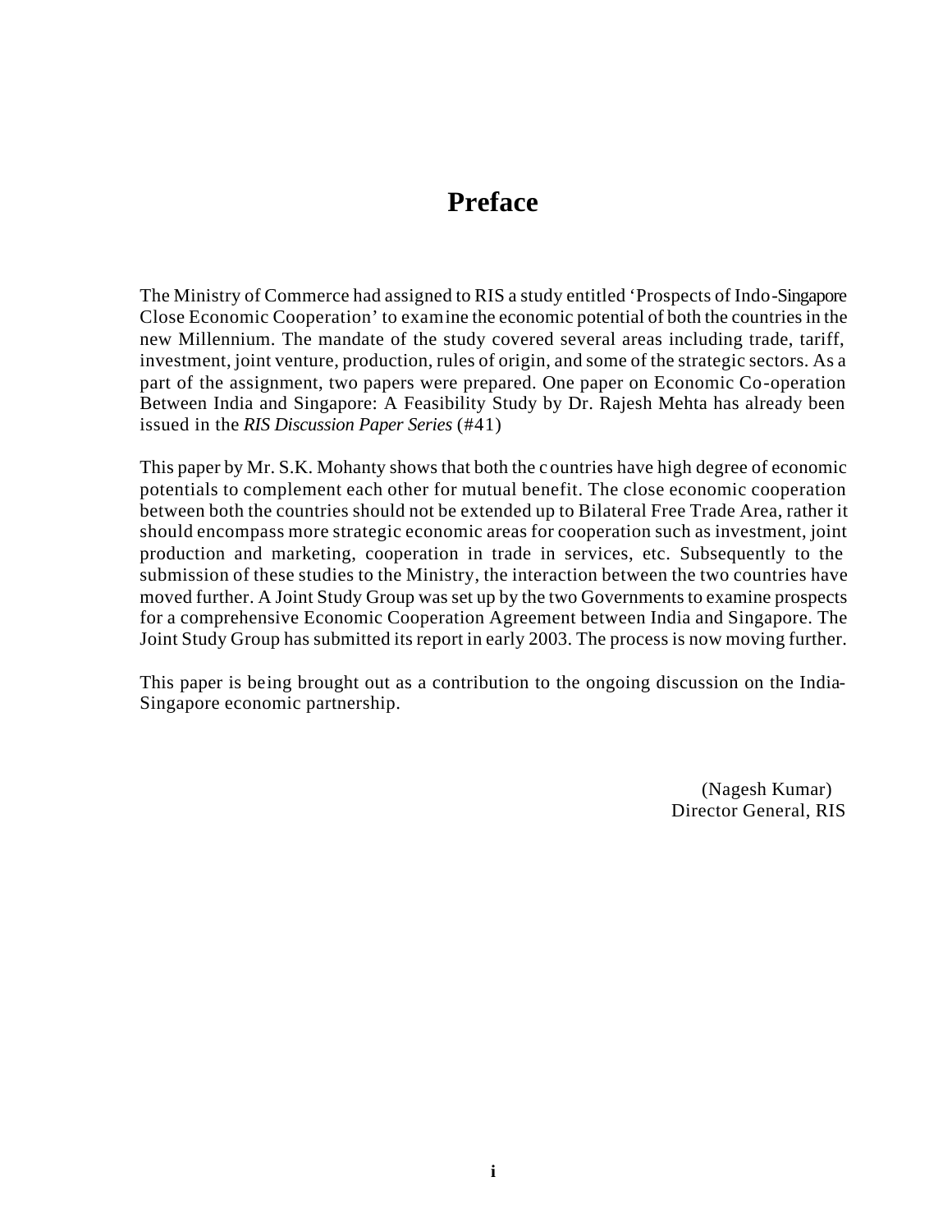# Preface

The Ministry of Commerce had assigned to RIS a study entitled 'Prospects of Indo-Singapore Close Economic Cooperation' to examine the economic potential of both the countries in the new Millennium. The mandate of the study covered several areas including trade, tariff, investment, joint venture, production, rules of origin, and some of the strategic sectors. As a part of the assignment, two papers were prepared. One paper on Economic Co-operation Between India and Singapore: A Feasibility Study by Dr. Rajesh Mehta has already been issued in the *RIS Discussion Paper Series* (#41)

This paper by Mr. S.K. Mohanty shows that both the countries have high degree of economic potentials to complement each other for mutual benefit. The close economic cooperation between both the countries should not be extended up to Bilateral Free Trade Area, rather it should encompass more strategic economic areas for cooperation such as investment, joint production and marketing, cooperation in trade in services, etc. Subsequently to the submission of these studies to the Ministry, the interaction between the two countries have moved further. A Joint Study Group was set up by the two Governments to examine prospects for a comprehensive Economic Cooperation Agreement between India and Singapore. The Joint Study Group has submitted its report in early 2003. The process is now moving further.

This paper is being brought out as a contribution to the ongoing discussion on the India-Singapore economic partnership.

(Nagesh Kumar)
Director General, RIS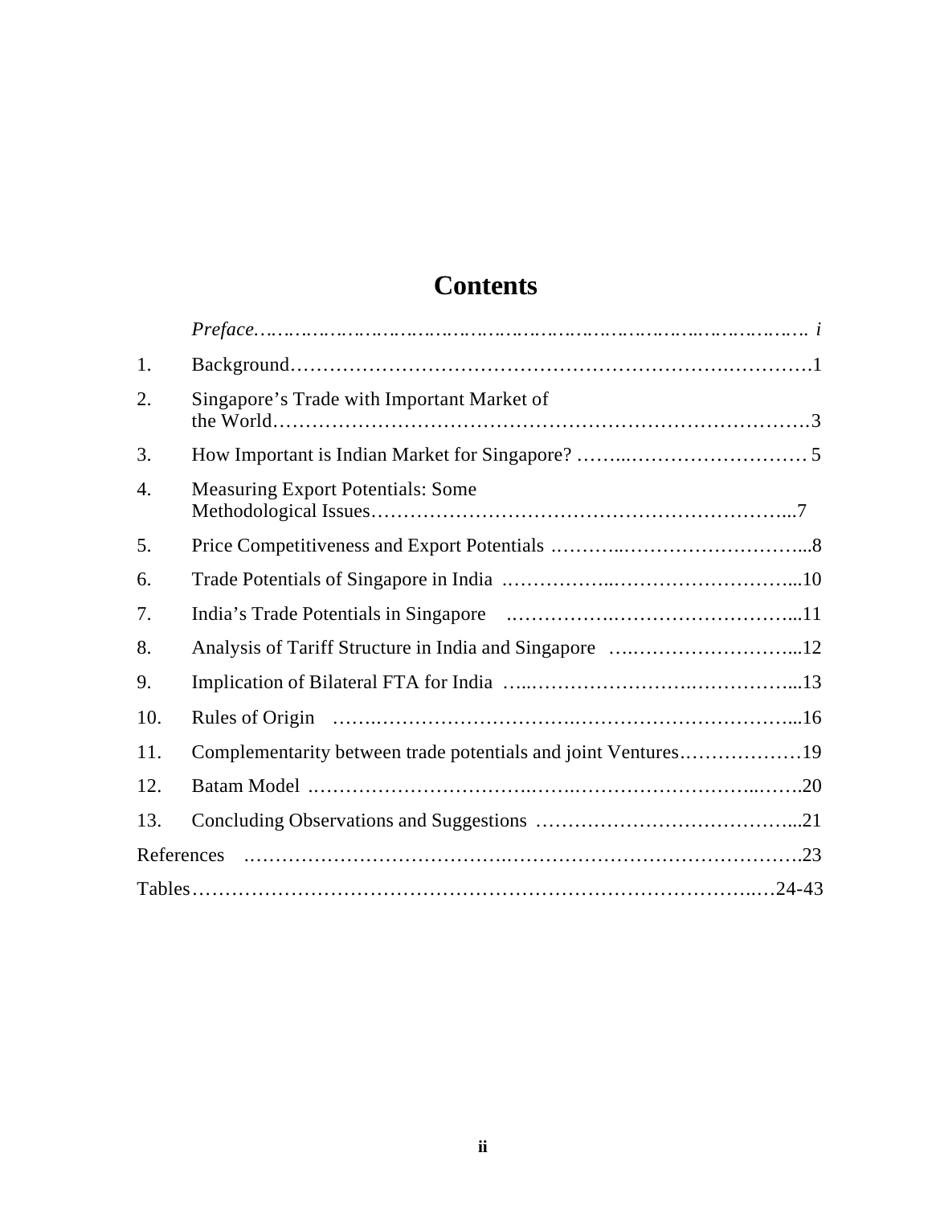# Contents

| | | |
|---|---|---|
| | *Preface* | *i* |
| 1. | Background | 1 |
| 2. | Singapore's Trade with Important Market of the World | 3 |
| 3. | How Important is Indian Market for Singapore? | 5 |
| 4. | Measuring Export Potentials: Some Methodological Issues | 7 |
| 5. | Price Competitiveness and Export Potentials | 8 |
| 6. | Trade Potentials of Singapore in India | 10 |
| 7. | India's Trade Potentials in Singapore | 11 |
| 8. | Analysis of Tariff Structure in India and Singapore | 12 |
| 9. | Implication of Bilateral FTA for India | 13 |
| 10. | Rules of Origin | 16 |
| 11. | Complementarity between trade potentials and joint Ventures | 19 |
| 12. | Batam Model | 20 |
| 13. | Concluding Observations and Suggestions | 21 |
| References | | 23 |
| Tables | | 24-43 |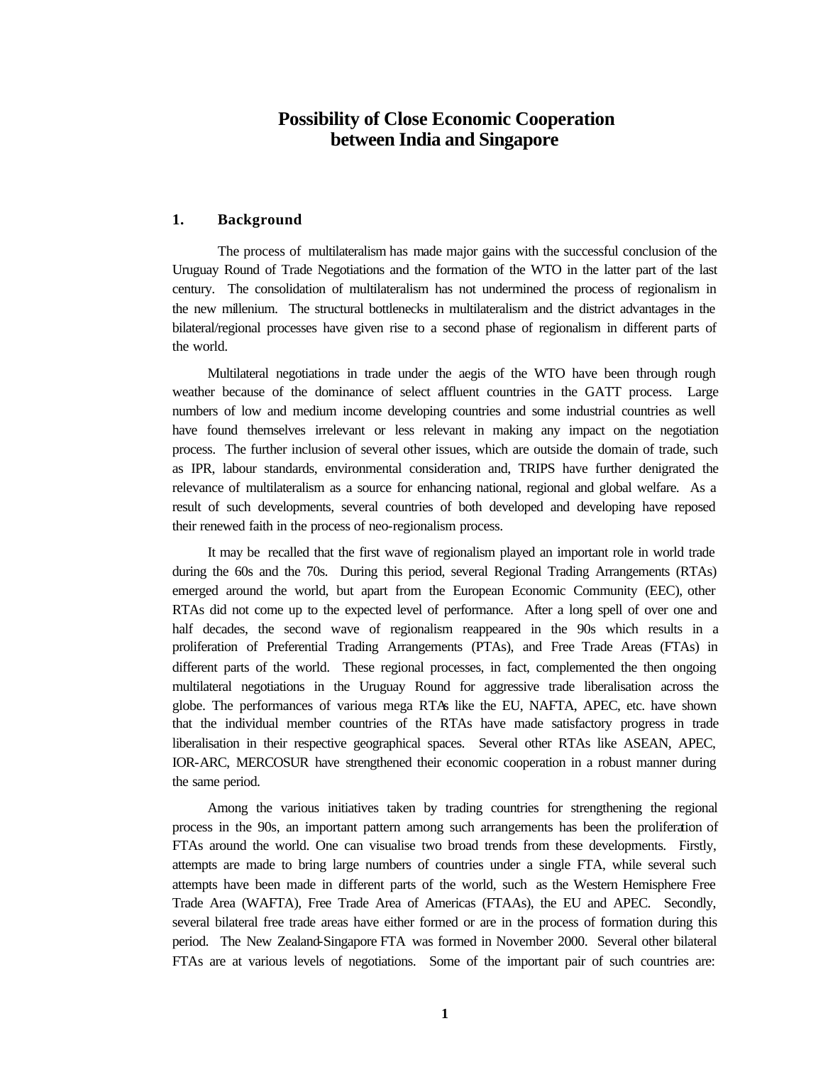# Possibility of Close Economic Cooperation between India and Singapore

## 1. Background

The process of multilateralism has made major gains with the successful conclusion of the Uruguay Round of Trade Negotiations and the formation of the WTO in the latter part of the last century. The consolidation of multilateralism has not undermined the process of regionalism in the new millenium. The structural bottlenecks in multilateralism and the district advantages in the bilateral/regional processes have given rise to a second phase of regionalism in different parts of the world.

Multilateral negotiations in trade under the aegis of the WTO have been through rough weather because of the dominance of select affluent countries in the GATT process. Large numbers of low and medium income developing countries and some industrial countries as well have found themselves irrelevant or less relevant in making any impact on the negotiation process. The further inclusion of several other issues, which are outside the domain of trade, such as IPR, labour standards, environmental consideration and, TRIPS have further denigrated the relevance of multilateralism as a source for enhancing national, regional and global welfare. As a result of such developments, several countries of both developed and developing have reposed their renewed faith in the process of neo-regionalism process.

It may be recalled that the first wave of regionalism played an important role in world trade during the 60s and the 70s. During this period, several Regional Trading Arrangements (RTAs) emerged around the world, but apart from the European Economic Community (EEC), other RTAs did not come up to the expected level of performance. After a long spell of over one and half decades, the second wave of regionalism reappeared in the 90s which results in a proliferation of Preferential Trading Arrangements (PTAs), and Free Trade Areas (FTAs) in different parts of the world. These regional processes, in fact, complemented the then ongoing multilateral negotiations in the Uruguay Round for aggressive trade liberalisation across the globe. The performances of various mega RTAs like the EU, NAFTA, APEC, etc. have shown that the individual member countries of the RTAs have made satisfactory progress in trade liberalisation in their respective geographical spaces. Several other RTAs like ASEAN, APEC, IOR-ARC, MERCOSUR have strengthened their economic cooperation in a robust manner during the same period.

Among the various initiatives taken by trading countries for strengthening the regional process in the 90s, an important pattern among such arrangements has been the proliferation of FTAs around the world. One can visualise two broad trends from these developments. Firstly, attempts are made to bring large numbers of countries under a single FTA, while several such attempts have been made in different parts of the world, such as the Western Hemisphere Free Trade Area (WAFTA), Free Trade Area of Americas (FTAAs), the EU and APEC. Secondly, several bilateral free trade areas have either formed or are in the process of formation during this period. The New Zealand-Singapore FTA was formed in November 2000. Several other bilateral FTAs are at various levels of negotiations. Some of the important pair of such countries are: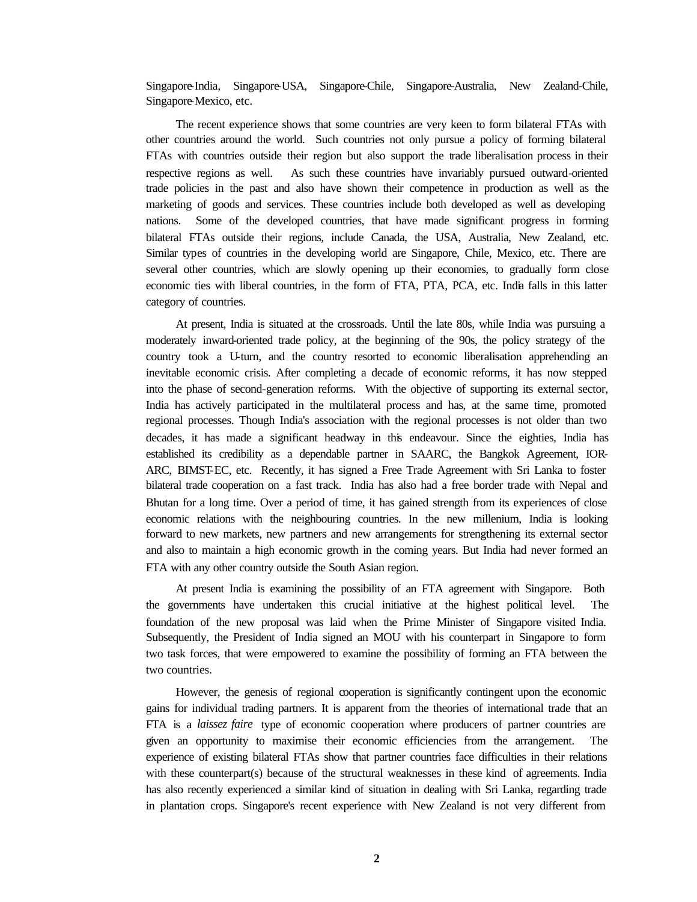Singapore-India, Singapore-USA, Singapore-Chile, Singapore-Australia, New Zealand-Chile, Singapore-Mexico, etc.

The recent experience shows that some countries are very keen to form bilateral FTAs with other countries around the world. Such countries not only pursue a policy of forming bilateral FTAs with countries outside their region but also support the trade liberalisation process in their respective regions as well. As such these countries have invariably pursued outward-oriented trade policies in the past and also have shown their competence in production as well as the marketing of goods and services. These countries include both developed as well as developing nations. Some of the developed countries, that have made significant progress in forming bilateral FTAs outside their regions, include Canada, the USA, Australia, New Zealand, etc. Similar types of countries in the developing world are Singapore, Chile, Mexico, etc. There are several other countries, which are slowly opening up their economies, to gradually form close economic ties with liberal countries, in the form of FTA, PTA, PCA, etc. India falls in this latter category of countries.

At present, India is situated at the crossroads. Until the late 80s, while India was pursuing a moderately inward-oriented trade policy, at the beginning of the 90s, the policy strategy of the country took a U-turn, and the country resorted to economic liberalisation apprehending an inevitable economic crisis. After completing a decade of economic reforms, it has now stepped into the phase of second-generation reforms. With the objective of supporting its external sector, India has actively participated in the multilateral process and has, at the same time, promoted regional processes. Though India's association with the regional processes is not older than two decades, it has made a significant headway in this endeavour. Since the eighties, India has established its credibility as a dependable partner in SAARC, the Bangkok Agreement, IOR-ARC, BIMST-EC, etc. Recently, it has signed a Free Trade Agreement with Sri Lanka to foster bilateral trade cooperation on a fast track. India has also had a free border trade with Nepal and Bhutan for a long time. Over a period of time, it has gained strength from its experiences of close economic relations with the neighbouring countries. In the new millenium, India is looking forward to new markets, new partners and new arrangements for strengthening its external sector and also to maintain a high economic growth in the coming years. But India had never formed an FTA with any other country outside the South Asian region.

At present India is examining the possibility of an FTA agreement with Singapore. Both the governments have undertaken this crucial initiative at the highest political level. The foundation of the new proposal was laid when the Prime Minister of Singapore visited India. Subsequently, the President of India signed an MOU with his counterpart in Singapore to form two task forces, that were empowered to examine the possibility of forming an FTA between the two countries.

However, the genesis of regional cooperation is significantly contingent upon the economic gains for individual trading partners. It is apparent from the theories of international trade that an FTA is a *laissez faire* type of economic cooperation where producers of partner countries are given an opportunity to maximise their economic efficiencies from the arrangement. The experience of existing bilateral FTAs show that partner countries face difficulties in their relations with these counterpart(s) because of the structural weaknesses in these kind of agreements. India has also recently experienced a similar kind of situation in dealing with Sri Lanka, regarding trade in plantation crops. Singapore's recent experience with New Zealand is not very different from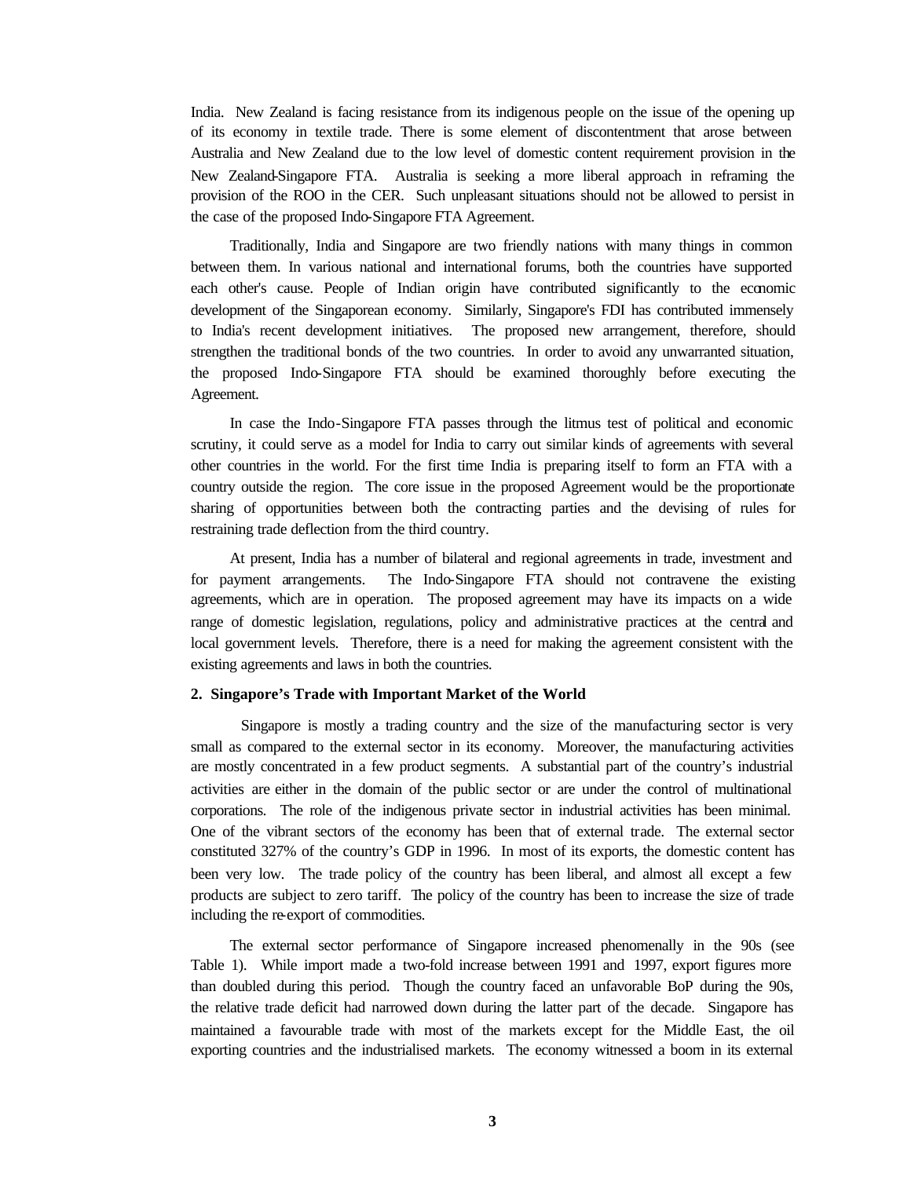India. New Zealand is facing resistance from its indigenous people on the issue of the opening up of its economy in textile trade. There is some element of discontentment that arose between Australia and New Zealand due to the low level of domestic content requirement provision in the New Zealand-Singapore FTA. Australia is seeking a more liberal approach in reframing the provision of the ROO in the CER. Such unpleasant situations should not be allowed to persist in the case of the proposed Indo-Singapore FTA Agreement.

Traditionally, India and Singapore are two friendly nations with many things in common between them. In various national and international forums, both the countries have supported each other's cause. People of Indian origin have contributed significantly to the economic development of the Singaporean economy. Similarly, Singapore's FDI has contributed immensely to India's recent development initiatives. The proposed new arrangement, therefore, should strengthen the traditional bonds of the two countries. In order to avoid any unwarranted situation, the proposed Indo-Singapore FTA should be examined thoroughly before executing the Agreement.

In case the Indo-Singapore FTA passes through the litmus test of political and economic scrutiny, it could serve as a model for India to carry out similar kinds of agreements with several other countries in the world. For the first time India is preparing itself to form an FTA with a country outside the region. The core issue in the proposed Agreement would be the proportionate sharing of opportunities between both the contracting parties and the devising of rules for restraining trade deflection from the third country.

At present, India has a number of bilateral and regional agreements in trade, investment and for payment arrangements. The Indo-Singapore FTA should not contravene the existing agreements, which are in operation. The proposed agreement may have its impacts on a wide range of domestic legislation, regulations, policy and administrative practices at the central and local government levels. Therefore, there is a need for making the agreement consistent with the existing agreements and laws in both the countries.

## 2. Singapore's Trade with Important Market of the World

Singapore is mostly a trading country and the size of the manufacturing sector is very small as compared to the external sector in its economy. Moreover, the manufacturing activities are mostly concentrated in a few product segments. A substantial part of the country's industrial activities are either in the domain of the public sector or are under the control of multinational corporations. The role of the indigenous private sector in industrial activities has been minimal. One of the vibrant sectors of the economy has been that of external trade. The external sector constituted 327% of the country's GDP in 1996. In most of its exports, the domestic content has been very low. The trade policy of the country has been liberal, and almost all except a few products are subject to zero tariff. The policy of the country has been to increase the size of trade including the re-export of commodities.

The external sector performance of Singapore increased phenomenally in the 90s (see Table 1). While import made a two-fold increase between 1991 and 1997, export figures more than doubled during this period. Though the country faced an unfavorable BoP during the 90s, the relative trade deficit had narrowed down during the latter part of the decade. Singapore has maintained a favourable trade with most of the markets except for the Middle East, the oil exporting countries and the industrialised markets. The economy witnessed a boom in its external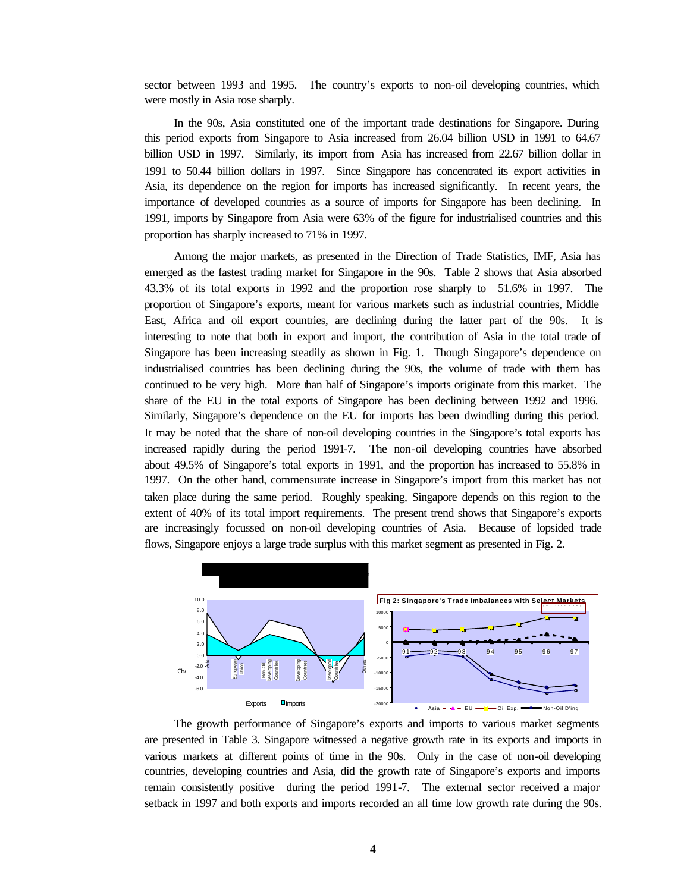sector between 1993 and 1995. The country's exports to non-oil developing countries, which were mostly in Asia rose sharply.

In the 90s, Asia constituted one of the important trade destinations for Singapore. During this period exports from Singapore to Asia increased from 26.04 billion USD in 1991 to 64.67 billion USD in 1997. Similarly, its import from Asia has increased from 22.67 billion dollar in 1991 to 50.44 billion dollars in 1997. Since Singapore has concentrated its export activities in Asia, its dependence on the region for imports has increased significantly. In recent years, the importance of developed countries as a source of imports for Singapore has been declining. In 1991, imports by Singapore from Asia were 63% of the figure for industrialised countries and this proportion has sharply increased to 71% in 1997.

Among the major markets, as presented in the Direction of Trade Statistics, IMF, Asia has emerged as the fastest trading market for Singapore in the 90s. Table 2 shows that Asia absorbed 43.3% of its total exports in 1992 and the proportion rose sharply to 51.6% in 1997. The proportion of Singapore's exports, meant for various markets such as industrial countries, Middle East, Africa and oil export countries, are declining during the latter part of the 90s. It is interesting to note that both in export and import, the contribution of Asia in the total trade of Singapore has been increasing steadily as shown in Fig. 1. Though Singapore's dependence on industrialised countries has been declining during the 90s, the volume of trade with them has continued to be very high. More than half of Singapore's imports originate from this market. The share of the EU in the total exports of Singapore has been declining between 1992 and 1996. Similarly, Singapore's dependence on the EU for imports has been dwindling during this period. It may be noted that the share of non-oil developing countries in the Singapore's total exports has increased rapidly during the period 1991-7. The non-oil developing countries have absorbed about 49.5% of Singapore's total exports in 1991, and the proportion has increased to 55.8% in 1997. On the other hand, commensurate increase in Singapore's import from this market has not taken place during the same period. Roughly speaking, Singapore depends on this region to the extent of 40% of its total import requirements. The present trend shows that Singapore's exports are increasingly focussed on non-oil developing countries of Asia. Because of lopsided trade flows, Singapore enjoys a large trade surplus with this market segment as presented in Fig. 2.

Fig 2: Singapore's Trade Imbalances with Select Markets

The growth performance of Singapore's exports and imports to various market segments are presented in Table 3. Singapore witnessed a negative growth rate in its exports and imports in various markets at different points of time in the 90s. Only in the case of non-oil developing countries, developing countries and Asia, did the growth rate of Singapore's exports and imports remain consistently positive during the period 1991-7. The external sector received a major setback in 1997 and both exports and imports recorded an all time low growth rate during the 90s.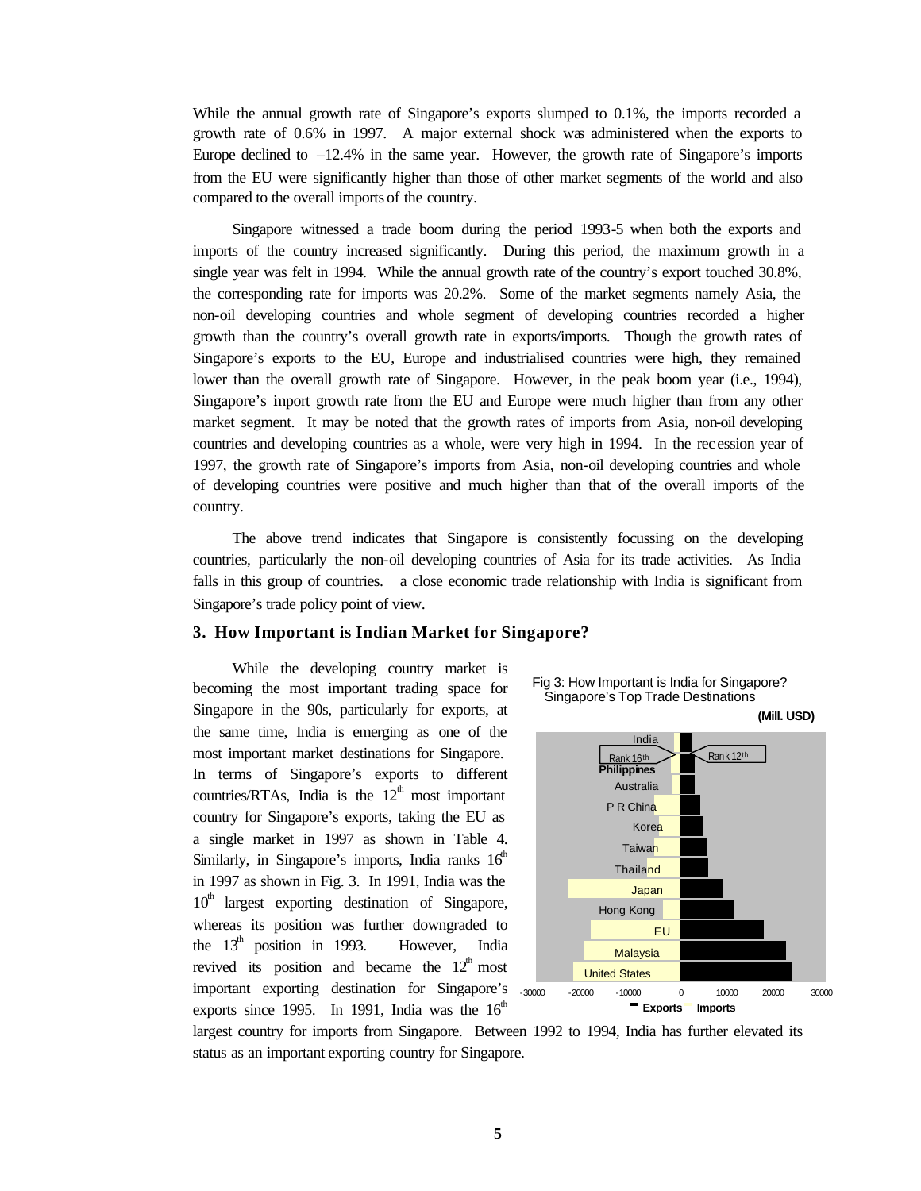While the annual growth rate of Singapore's exports slumped to 0.1%, the imports recorded a growth rate of 0.6% in 1997. A major external shock was administered when the exports to Europe declined to –12.4% in the same year. However, the growth rate of Singapore's imports from the EU were significantly higher than those of other market segments of the world and also compared to the overall imports of the country.

Singapore witnessed a trade boom during the period 1993-5 when both the exports and imports of the country increased significantly. During this period, the maximum growth in a single year was felt in 1994. While the annual growth rate of the country's export touched 30.8%, the corresponding rate for imports was 20.2%. Some of the market segments namely Asia, the non-oil developing countries and whole segment of developing countries recorded a higher growth than the country's overall growth rate in exports/imports. Though the growth rates of Singapore's exports to the EU, Europe and industrialised countries were high, they remained lower than the overall growth rate of Singapore. However, in the peak boom year (i.e., 1994), Singapore's import growth rate from the EU and Europe were much higher than from any other market segment. It may be noted that the growth rates of imports from Asia, non-oil developing countries and developing countries as a whole, were very high in 1994. In the recession year of 1997, the growth rate of Singapore's imports from Asia, non-oil developing countries and whole of developing countries were positive and much higher than that of the overall imports of the country.

The above trend indicates that Singapore is consistently focussing on the developing countries, particularly the non-oil developing countries of Asia for its trade activities. As India falls in this group of countries. a close economic trade relationship with India is significant from Singapore's trade policy point of view.

## 3. How Important is Indian Market for Singapore?

While the developing country market is becoming the most important trading space for Singapore in the 90s, particularly for exports, at the same time, India is emerging as one of the most important market destinations for Singapore. In terms of Singapore's exports to different countries/RTAs, India is the 12th most important country for Singapore's exports, taking the EU as a single market in 1997 as shown in Table 4. Similarly, in Singapore's imports, India ranks 16th in 1997 as shown in Fig. 3. In 1991, India was the 10th largest exporting destination of Singapore, whereas its position was further downgraded to the 13th position in 1993. However, India revived its position and became the 12th most important exporting destination for Singapore's exports since 1995. In 1991, India was the 16th largest country for imports from Singapore. Between 1992 to 1994, India has further elevated its status as an important exporting country for Singapore.

Fig 3: How Important is India for Singapore? Singapore's Top Trade Destinations

(Mill. USD)

India — Rank 16th (Imports), Rank 12th (Exports); Philippines; Australia; P R China; Korea; Taiwan; Thailand; Japan; Hong Kong; EU; Malaysia; United States

-30000 -20000 -10000 0 10000 20000 30000

Exports Imports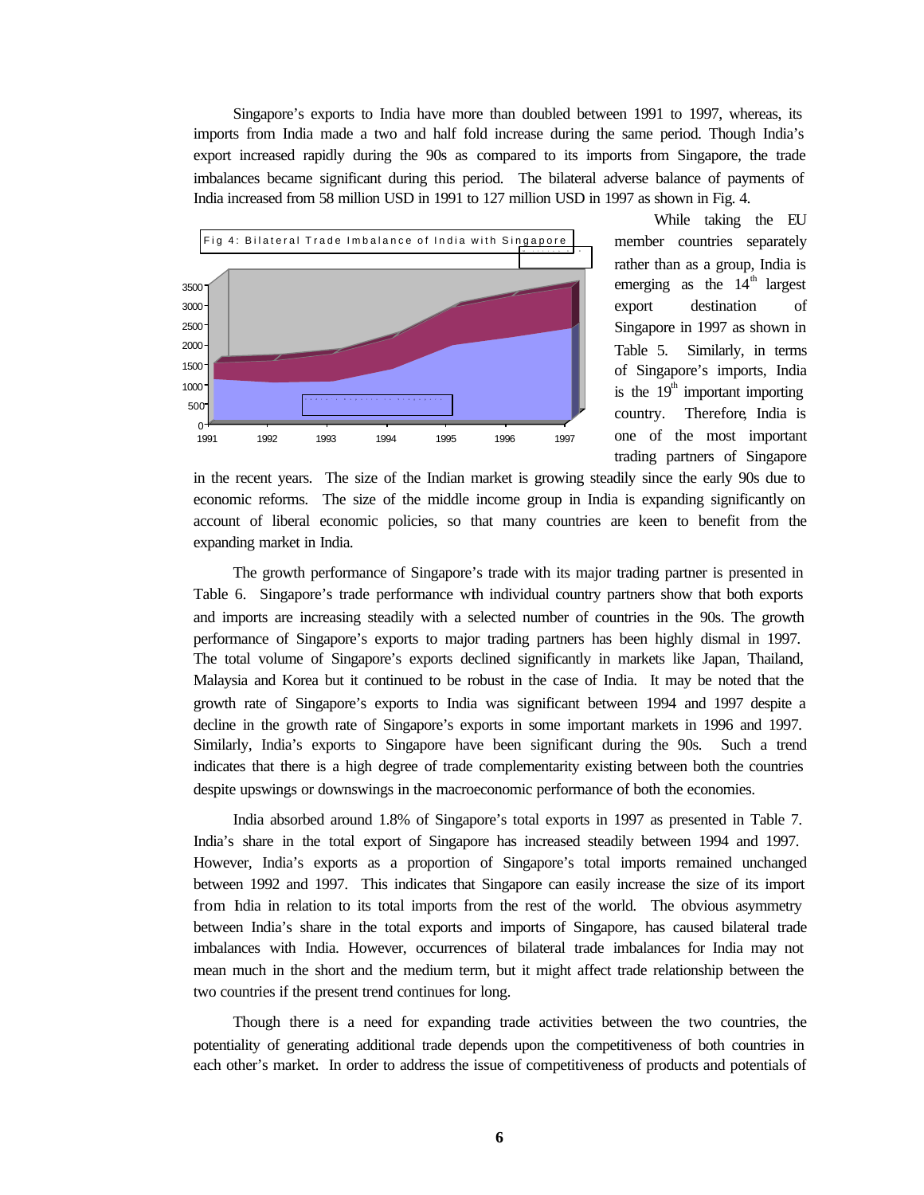Singapore's exports to India have more than doubled between 1991 to 1997, whereas, its imports from India made a two and half fold increase during the same period. Though India's export increased rapidly during the 90s as compared to its imports from Singapore, the trade imbalances became significant during this period. The bilateral adverse balance of payments of India increased from 58 million USD in 1991 to 127 million USD in 1997 as shown in Fig. 4.

Fig 4: Bilateral Trade Imbalance of India with Singapore

While taking the EU member countries separately rather than as a group, India is emerging as the 14th largest export destination of Singapore in 1997 as shown in Table 5. Similarly, in terms of Singapore's imports, India is the 19th important importing country. Therefore, India is one of the most important trading partners of Singapore in the recent years. The size of the Indian market is growing steadily since the early 90s due to economic reforms. The size of the middle income group in India is expanding significantly on account of liberal economic policies, so that many countries are keen to benefit from the expanding market in India.

The growth performance of Singapore's trade with its major trading partner is presented in Table 6. Singapore's trade performance with individual country partners show that both exports and imports are increasing steadily with a selected number of countries in the 90s. The growth performance of Singapore's exports to major trading partners has been highly dismal in 1997. The total volume of Singapore's exports declined significantly in markets like Japan, Thailand, Malaysia and Korea but it continued to be robust in the case of India. It may be noted that the growth rate of Singapore's exports to India was significant between 1994 and 1997 despite a decline in the growth rate of Singapore's exports in some important markets in 1996 and 1997. Similarly, India's exports to Singapore have been significant during the 90s. Such a trend indicates that there is a high degree of trade complementarity existing between both the countries despite upswings or downswings in the macroeconomic performance of both the economies.

India absorbed around 1.8% of Singapore's total exports in 1997 as presented in Table 7. India's share in the total export of Singapore has increased steadily between 1994 and 1997. However, India's exports as a proportion of Singapore's total imports remained unchanged between 1992 and 1997. This indicates that Singapore can easily increase the size of its import from India in relation to its total imports from the rest of the world. The obvious asymmetry between India's share in the total exports and imports of Singapore, has caused bilateral trade imbalances with India. However, occurrences of bilateral trade imbalances for India may not mean much in the short and the medium term, but it might affect trade relationship between the two countries if the present trend continues for long.

Though there is a need for expanding trade activities between the two countries, the potentiality of generating additional trade depends upon the competitiveness of both countries in each other's market. In order to address the issue of competitiveness of products and potentials of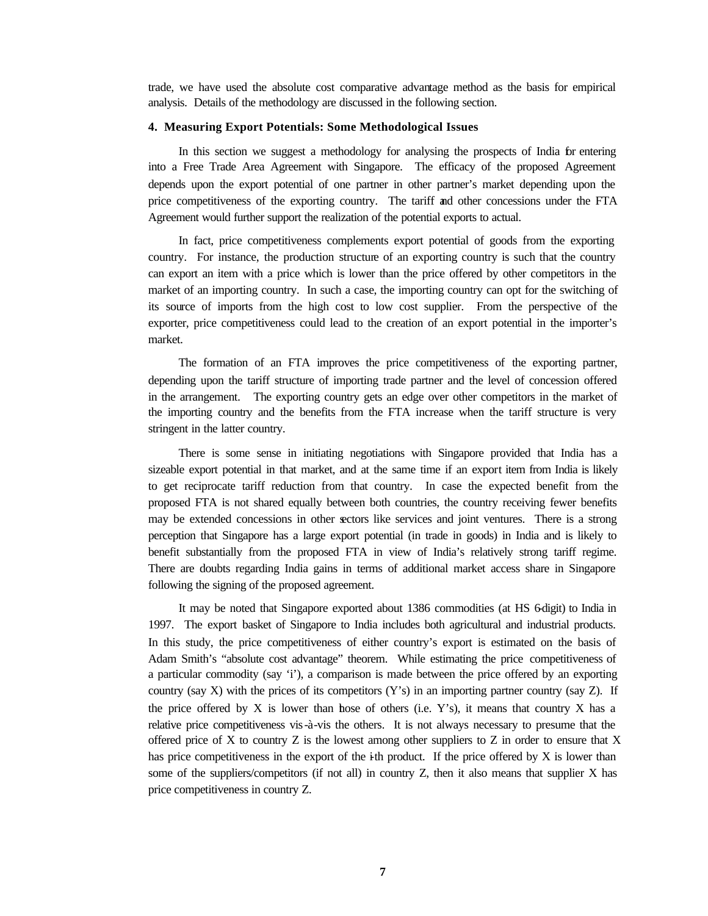trade, we have used the absolute cost comparative advantage method as the basis for empirical analysis. Details of the methodology are discussed in the following section.

## 4. Measuring Export Potentials: Some Methodological Issues

In this section we suggest a methodology for analysing the prospects of India for entering into a Free Trade Area Agreement with Singapore. The efficacy of the proposed Agreement depends upon the export potential of one partner in other partner's market depending upon the price competitiveness of the exporting country. The tariff and other concessions under the FTA Agreement would further support the realization of the potential exports to actual.

In fact, price competitiveness complements export potential of goods from the exporting country. For instance, the production structure of an exporting country is such that the country can export an item with a price which is lower than the price offered by other competitors in the market of an importing country. In such a case, the importing country can opt for the switching of its source of imports from the high cost to low cost supplier. From the perspective of the exporter, price competitiveness could lead to the creation of an export potential in the importer's market.

The formation of an FTA improves the price competitiveness of the exporting partner, depending upon the tariff structure of importing trade partner and the level of concession offered in the arrangement. The exporting country gets an edge over other competitors in the market of the importing country and the benefits from the FTA increase when the tariff structure is very stringent in the latter country.

There is some sense in initiating negotiations with Singapore provided that India has a sizeable export potential in that market, and at the same time if an export item from India is likely to get reciprocate tariff reduction from that country. In case the expected benefit from the proposed FTA is not shared equally between both countries, the country receiving fewer benefits may be extended concessions in other sectors like services and joint ventures. There is a strong perception that Singapore has a large export potential (in trade in goods) in India and is likely to benefit substantially from the proposed FTA in view of India's relatively strong tariff regime. There are doubts regarding India gains in terms of additional market access share in Singapore following the signing of the proposed agreement.

It may be noted that Singapore exported about 1386 commodities (at HS 6-digit) to India in 1997. The export basket of Singapore to India includes both agricultural and industrial products. In this study, the price competitiveness of either country's export is estimated on the basis of Adam Smith's "absolute cost advantage" theorem. While estimating the price competitiveness of a particular commodity (say 'i'), a comparison is made between the price offered by an exporting country (say X) with the prices of its competitors (Y's) in an importing partner country (say Z). If the price offered by X is lower than those of others (i.e. Y's), it means that country X has a relative price competitiveness vis-à-vis the others. It is not always necessary to presume that the offered price of X to country Z is the lowest among other suppliers to Z in order to ensure that X has price competitiveness in the export of the i-th product. If the price offered by X is lower than some of the suppliers/competitors (if not all) in country Z, then it also means that supplier X has price competitiveness in country Z.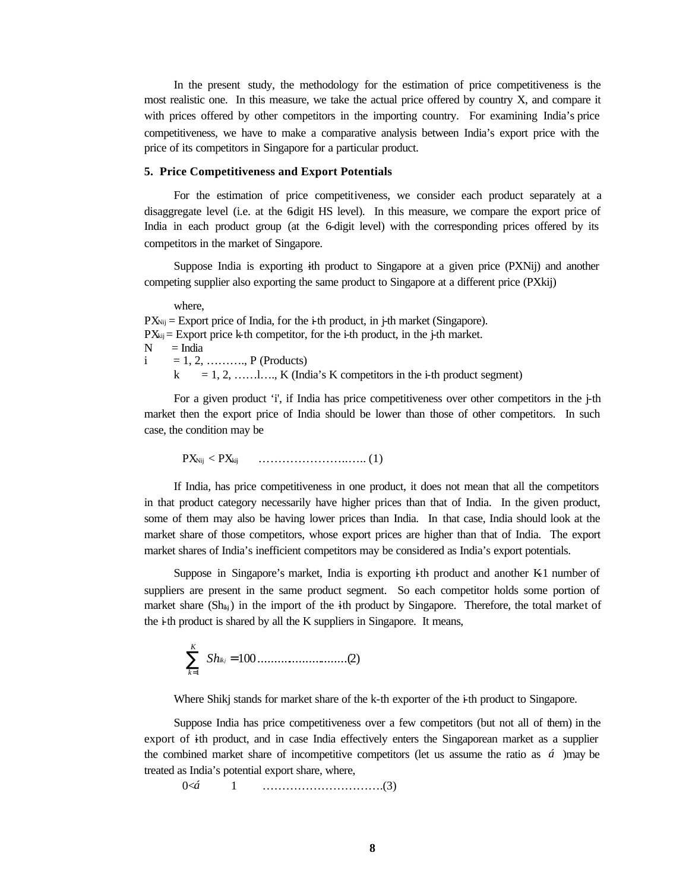In the present study, the methodology for the estimation of price competitiveness is the most realistic one. In this measure, we take the actual price offered by country X, and compare it with prices offered by other competitors in the importing country. For examining India's price competitiveness, we have to make a comparative analysis between India's export price with the price of its competitors in Singapore for a particular product.

## 5. Price Competitiveness and Export Potentials

For the estimation of price competitiveness, we consider each product separately at a disaggregate level (i.e. at the 6-digit HS level). In this measure, we compare the export price of India in each product group (at the 6-digit level) with the corresponding prices offered by its competitors in the market of Singapore.

Suppose India is exporting i-th product to Singapore at a given price (PXNij) and another competing supplier also exporting the same product to Singapore at a different price (PXkij)

where,

$PX_{Nij}$ = Export price of India, for the i-th product, in j-th market (Singapore).
$PX_{kij}$ = Export price k-th competitor, for the i-th product, in the j-th market.
N = India
i = 1, 2, ………., P (Products)
k = 1, 2, ……l…., K (India's K competitors in the i-th product segment)

For a given product 'i', if India has price competitiveness over other competitors in the j-th market then the export price of India should be lower than those of other competitors. In such case, the condition may be

$$PX_{Nij} < PX_{kij} \quad \text{……………………..….. (1)}$$

If India, has price competitiveness in one product, it does not mean that all the competitors in that product category necessarily have higher prices than that of India. In the given product, some of them may also be having lower prices than India. In that case, India should look at the market share of those competitors, whose export prices are higher than that of India. The export market shares of India's inefficient competitors may be considered as India's export potentials.

Suppose in Singapore's market, India is exporting i-th product and another K-1 number of suppliers are present in the same product segment. So each competitor holds some portion of market share ($Sh_{ikj}$) in the import of the i-th product by Singapore. Therefore, the total market of the i-th product is shared by all the K suppliers in Singapore. It means,

$$\sum_{k=1}^{K} Sh_{ikj} = 100 \text{ ..........................(2)}$$

Where Shikj stands for market share of the k-th exporter of the i-th product to Singapore.

Suppose India has price competitiveness over a few competitors (but not all of them) in the export of i-th product, and in case India effectively enters the Singaporean market as a supplier the combined market share of incompetitive competitors (let us assume the ratio as $\acute{a}$ )may be treated as India's potential export share, where,

$$0 < \acute{a} \quad 1 \quad \text{………………………….(3)}$$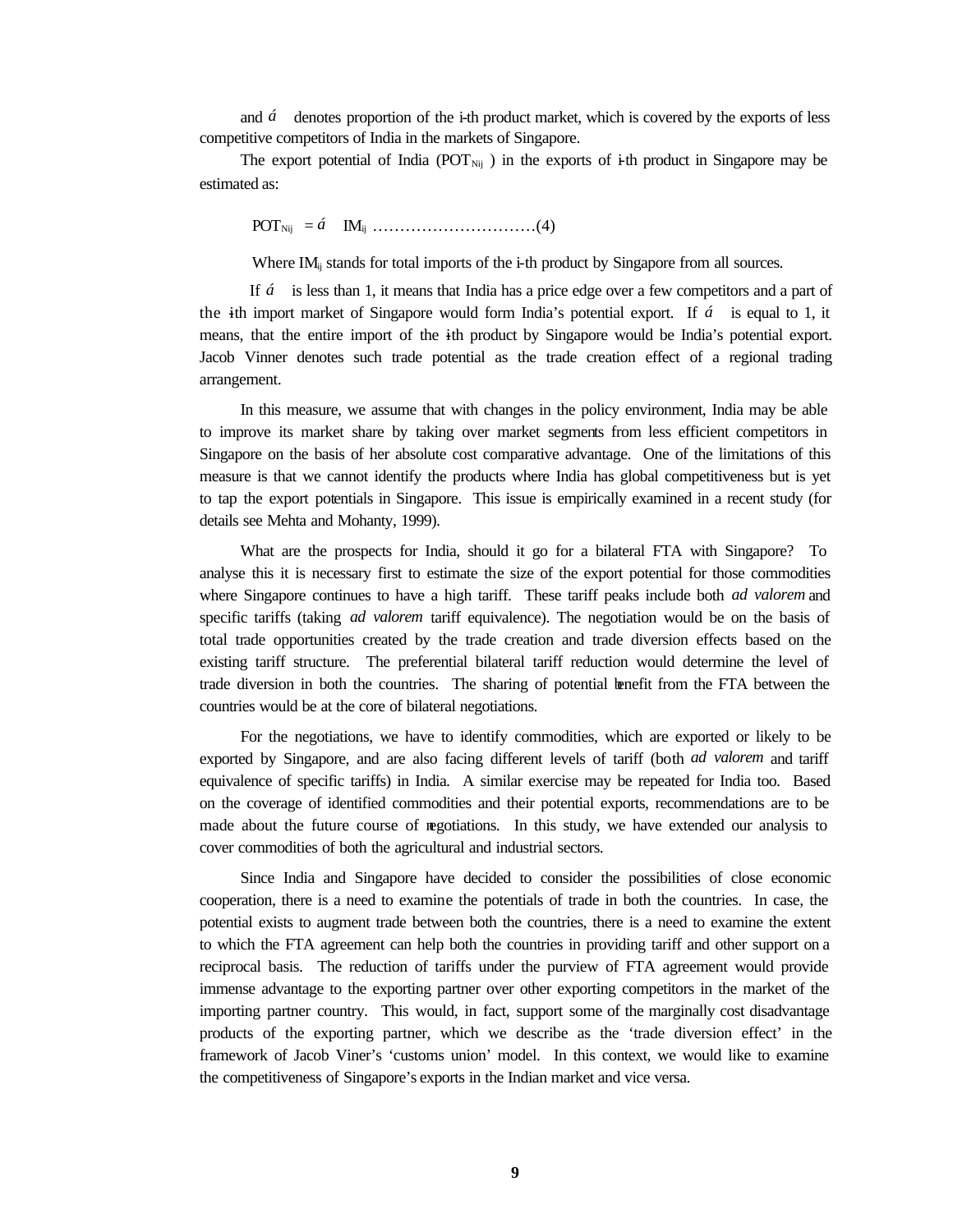and $\acute{a}$ denotes proportion of the i-th product market, which is covered by the exports of less competitive competitors of India in the markets of Singapore.

The export potential of India ($POT_{Nij}$) in the exports of i-th product in Singapore may be estimated as:

$$POT_{Nij} = \acute{a} \quad IM_{ij} \text{ ..............................(4)}$$

Where $IM_{ij}$ stands for total imports of the i-th product by Singapore from all sources.

If $\acute{a}$ is less than 1, it means that India has a price edge over a few competitors and a part of the i-th import market of Singapore would form India's potential export. If $\acute{a}$ is equal to 1, it means, that the entire import of the i-th product by Singapore would be India's potential export. Jacob Vinner denotes such trade potential as the trade creation effect of a regional trading arrangement.

In this measure, we assume that with changes in the policy environment, India may be able to improve its market share by taking over market segments from less efficient competitors in Singapore on the basis of her absolute cost comparative advantage. One of the limitations of this measure is that we cannot identify the products where India has global competitiveness but is yet to tap the export potentials in Singapore. This issue is empirically examined in a recent study (for details see Mehta and Mohanty, 1999).

What are the prospects for India, should it go for a bilateral FTA with Singapore? To analyse this it is necessary first to estimate the size of the export potential for those commodities where Singapore continues to have a high tariff. These tariff peaks include both *ad valorem* and specific tariffs (taking *ad valorem* tariff equivalence). The negotiation would be on the basis of total trade opportunities created by the trade creation and trade diversion effects based on the existing tariff structure. The preferential bilateral tariff reduction would determine the level of trade diversion in both the countries. The sharing of potential benefit from the FTA between the countries would be at the core of bilateral negotiations.

For the negotiations, we have to identify commodities, which are exported or likely to be exported by Singapore, and are also facing different levels of tariff (both *ad valorem* and tariff equivalence of specific tariffs) in India. A similar exercise may be repeated for India too. Based on the coverage of identified commodities and their potential exports, recommendations are to be made about the future course of negotiations. In this study, we have extended our analysis to cover commodities of both the agricultural and industrial sectors.

Since India and Singapore have decided to consider the possibilities of close economic cooperation, there is a need to examine the potentials of trade in both the countries. In case, the potential exists to augment trade between both the countries, there is a need to examine the extent to which the FTA agreement can help both the countries in providing tariff and other support on a reciprocal basis. The reduction of tariffs under the purview of FTA agreement would provide immense advantage to the exporting partner over other exporting competitors in the market of the importing partner country. This would, in fact, support some of the marginally cost disadvantage products of the exporting partner, which we describe as the 'trade diversion effect' in the framework of Jacob Viner's 'customs union' model. In this context, we would like to examine the competitiveness of Singapore's exports in the Indian market and vice versa.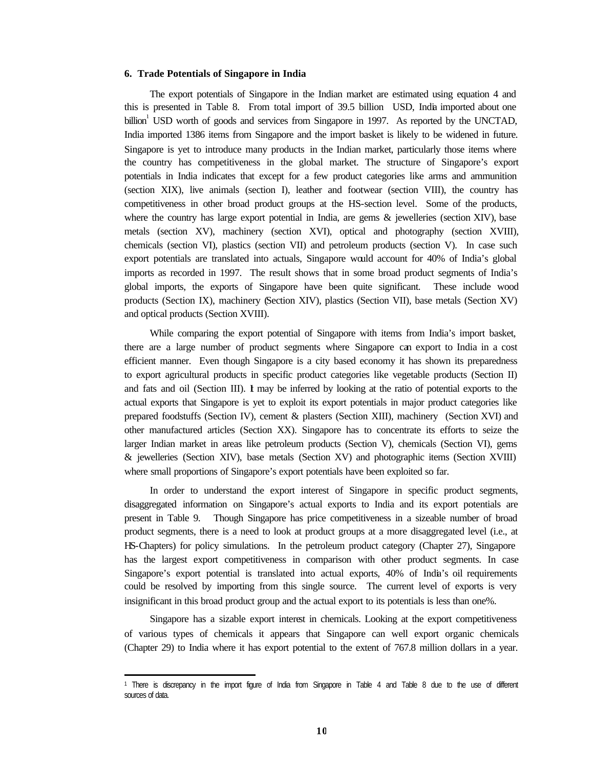### 6. Trade Potentials of Singapore in India

The export potentials of Singapore in the Indian market are estimated using equation 4 and this is presented in Table 8. From total import of 39.5 billion USD, India imported about one billion[1] USD worth of goods and services from Singapore in 1997. As reported by the UNCTAD, India imported 1386 items from Singapore and the import basket is likely to be widened in future. Singapore is yet to introduce many products in the Indian market, particularly those items where the country has competitiveness in the global market. The structure of Singapore's export potentials in India indicates that except for a few product categories like arms and ammunition (section XIX), live animals (section I), leather and footwear (section VIII), the country has competitiveness in other broad product groups at the HS-section level. Some of the products, where the country has large export potential in India, are gems & jewelleries (section XIV), base metals (section XV), machinery (section XVI), optical and photography (section XVIII), chemicals (section VI), plastics (section VII) and petroleum products (section V). In case such export potentials are translated into actuals, Singapore would account for 40% of India's global imports as recorded in 1997. The result shows that in some broad product segments of India's global imports, the exports of Singapore have been quite significant. These include wood products (Section IX), machinery (Section XIV), plastics (Section VII), base metals (Section XV) and optical products (Section XVIII).

While comparing the export potential of Singapore with items from India's import basket, there are a large number of product segments where Singapore can export to India in a cost efficient manner. Even though Singapore is a city based economy it has shown its preparedness to export agricultural products in specific product categories like vegetable products (Section II) and fats and oil (Section III). It may be inferred by looking at the ratio of potential exports to the actual exports that Singapore is yet to exploit its export potentials in major product categories like prepared foodstuffs (Section IV), cement & plasters (Section XIII), machinery (Section XVI) and other manufactured articles (Section XX). Singapore has to concentrate its efforts to seize the larger Indian market in areas like petroleum products (Section V), chemicals (Section VI), gems & jewelleries (Section XIV), base metals (Section XV) and photographic items (Section XVIII) where small proportions of Singapore's export potentials have been exploited so far.

In order to understand the export interest of Singapore in specific product segments, disaggregated information on Singapore's actual exports to India and its export potentials are present in Table 9. Though Singapore has price competitiveness in a sizeable number of broad product segments, there is a need to look at product groups at a more disaggregated level (i.e., at HS-Chapters) for policy simulations. In the petroleum product category (Chapter 27), Singapore has the largest export competitiveness in comparison with other product segments. In case Singapore's export potential is translated into actual exports, 40% of India's oil requirements could be resolved by importing from this single source. The current level of exports is very insignificant in this broad product group and the actual export to its potentials is less than one%.

Singapore has a sizable export interest in chemicals. Looking at the export competitiveness of various types of chemicals it appears that Singapore can well export organic chemicals (Chapter 29) to India where it has export potential to the extent of 767.8 million dollars in a year.

---

[1] There is discrepancy in the import figure of India from Singapore in Table 4 and Table 8 due to the use of different sources of data.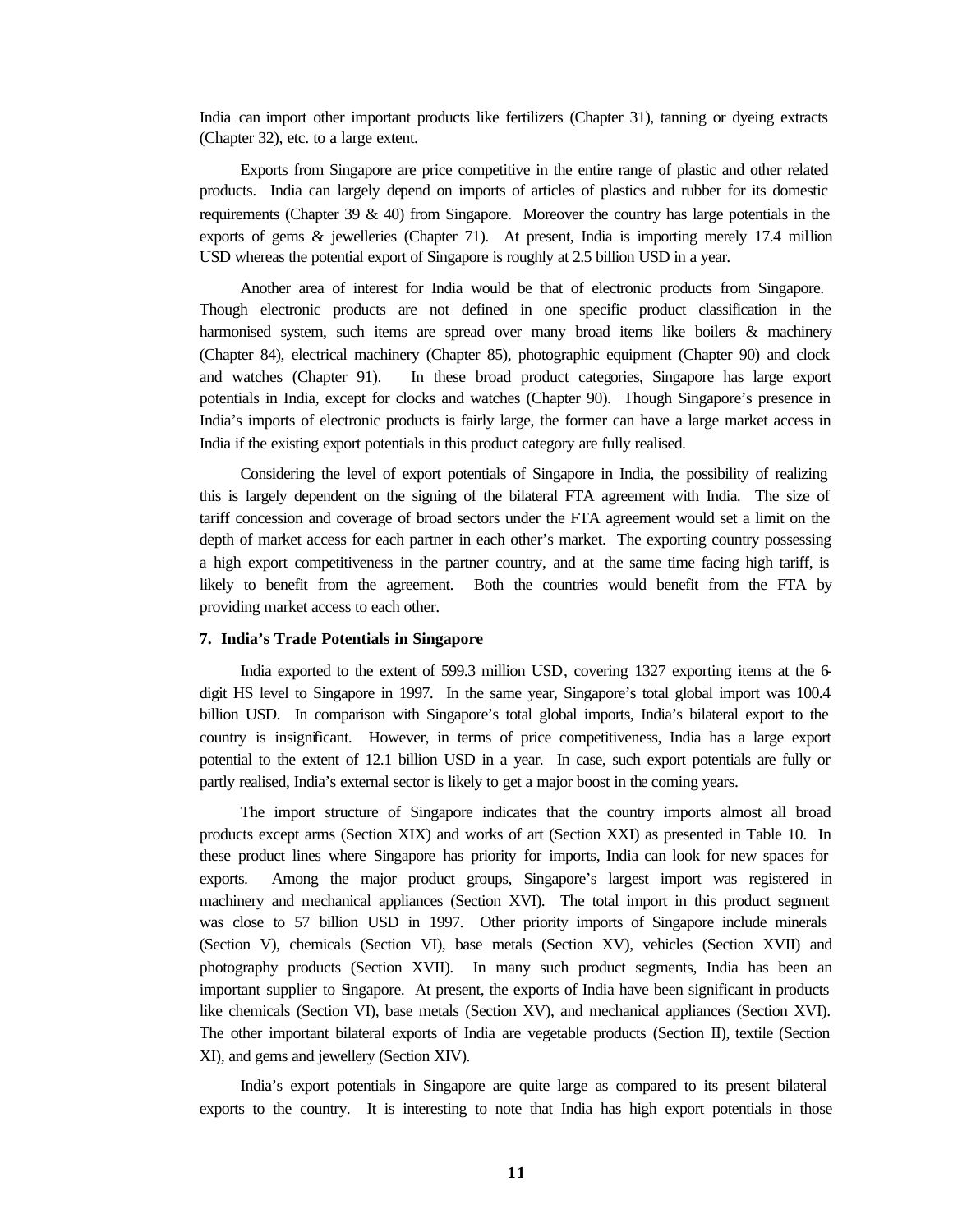India can import other important products like fertilizers (Chapter 31), tanning or dyeing extracts (Chapter 32), etc. to a large extent.

Exports from Singapore are price competitive in the entire range of plastic and other related products. India can largely depend on imports of articles of plastics and rubber for its domestic requirements (Chapter 39 & 40) from Singapore. Moreover the country has large potentials in the exports of gems & jewelleries (Chapter 71). At present, India is importing merely 17.4 million USD whereas the potential export of Singapore is roughly at 2.5 billion USD in a year.

Another area of interest for India would be that of electronic products from Singapore. Though electronic products are not defined in one specific product classification in the harmonised system, such items are spread over many broad items like boilers & machinery (Chapter 84), electrical machinery (Chapter 85), photographic equipment (Chapter 90) and clock and watches (Chapter 91). In these broad product categories, Singapore has large export potentials in India, except for clocks and watches (Chapter 90). Though Singapore's presence in India's imports of electronic products is fairly large, the former can have a large market access in India if the existing export potentials in this product category are fully realised.

Considering the level of export potentials of Singapore in India, the possibility of realizing this is largely dependent on the signing of the bilateral FTA agreement with India. The size of tariff concession and coverage of broad sectors under the FTA agreement would set a limit on the depth of market access for each partner in each other's market. The exporting country possessing a high export competitiveness in the partner country, and at the same time facing high tariff, is likely to benefit from the agreement. Both the countries would benefit from the FTA by providing market access to each other.

## 7. India's Trade Potentials in Singapore

India exported to the extent of 599.3 million USD, covering 1327 exporting items at the 6-digit HS level to Singapore in 1997. In the same year, Singapore's total global import was 100.4 billion USD. In comparison with Singapore's total global imports, India's bilateral export to the country is insignificant. However, in terms of price competitiveness, India has a large export potential to the extent of 12.1 billion USD in a year. In case, such export potentials are fully or partly realised, India's external sector is likely to get a major boost in the coming years.

The import structure of Singapore indicates that the country imports almost all broad products except arms (Section XIX) and works of art (Section XXI) as presented in Table 10. In these product lines where Singapore has priority for imports, India can look for new spaces for exports. Among the major product groups, Singapore's largest import was registered in machinery and mechanical appliances (Section XVI). The total import in this product segment was close to 57 billion USD in 1997. Other priority imports of Singapore include minerals (Section V), chemicals (Section VI), base metals (Section XV), vehicles (Section XVII) and photography products (Section XVII). In many such product segments, India has been an important supplier to Singapore. At present, the exports of India have been significant in products like chemicals (Section VI), base metals (Section XV), and mechanical appliances (Section XVI). The other important bilateral exports of India are vegetable products (Section II), textile (Section XI), and gems and jewellery (Section XIV).

India's export potentials in Singapore are quite large as compared to its present bilateral exports to the country. It is interesting to note that India has high export potentials in those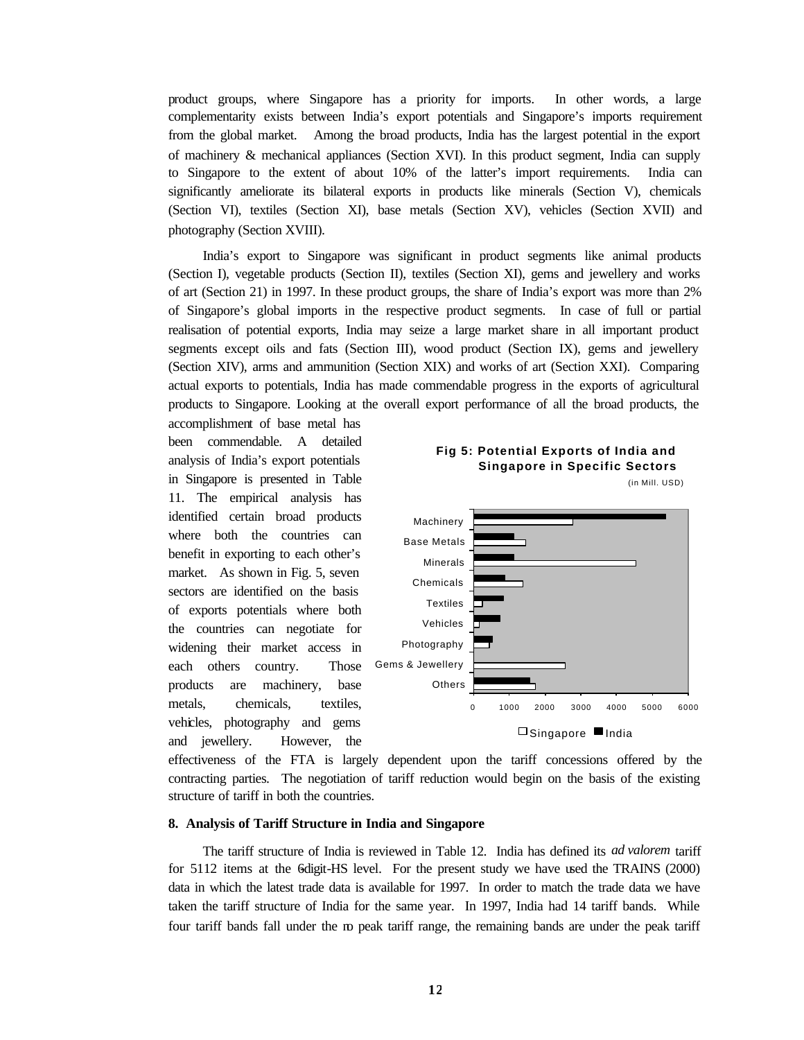product groups, where Singapore has a priority for imports. In other words, a large complementarity exists between India's export potentials and Singapore's imports requirement from the global market. Among the broad products, India has the largest potential in the export of machinery & mechanical appliances (Section XVI). In this product segment, India can supply to Singapore to the extent of about 10% of the latter's import requirements. India can significantly ameliorate its bilateral exports in products like minerals (Section V), chemicals (Section VI), textiles (Section XI), base metals (Section XV), vehicles (Section XVII) and photography (Section XVIII).

India's export to Singapore was significant in product segments like animal products (Section I), vegetable products (Section II), textiles (Section XI), gems and jewellery and works of art (Section 21) in 1997. In these product groups, the share of India's export was more than 2% of Singapore's global imports in the respective product segments. In case of full or partial realisation of potential exports, India may seize a large market share in all important product segments except oils and fats (Section III), wood product (Section IX), gems and jewellery (Section XIV), arms and ammunition (Section XIX) and works of art (Section XXI). Comparing actual exports to potentials, India has made commendable progress in the exports of agricultural products to Singapore. Looking at the overall export performance of all the broad products, the accomplishment of base metal has been commendable. A detailed analysis of India's export potentials in Singapore is presented in Table 11. The empirical analysis has identified certain broad products where both the countries can benefit in exporting to each other's market. As shown in Fig. 5, seven sectors are identified on the basis of exports potentials where both the countries can negotiate for widening their market access in each others country. Those products are machinery, base metals, chemicals, textiles, vehicles, photography and gems and jewellery. However, the effectiveness of the FTA is largely dependent upon the tariff concessions offered by the contracting parties. The negotiation of tariff reduction would begin on the basis of the existing structure of tariff in both the countries.

**Fig 5: Potential Exports of India and Singapore in Specific Sectors**

(in Mill. USD)

## 8. Analysis of Tariff Structure in India and Singapore

The tariff structure of India is reviewed in Table 12. India has defined its *ad valorem* tariff for 5112 items at the 6-digit-HS level. For the present study we have used the TRAINS (2000) data in which the latest trade data is available for 1997. In order to match the trade data we have taken the tariff structure of India for the same year. In 1997, India had 14 tariff bands. While four tariff bands fall under the no peak tariff range, the remaining bands are under the peak tariff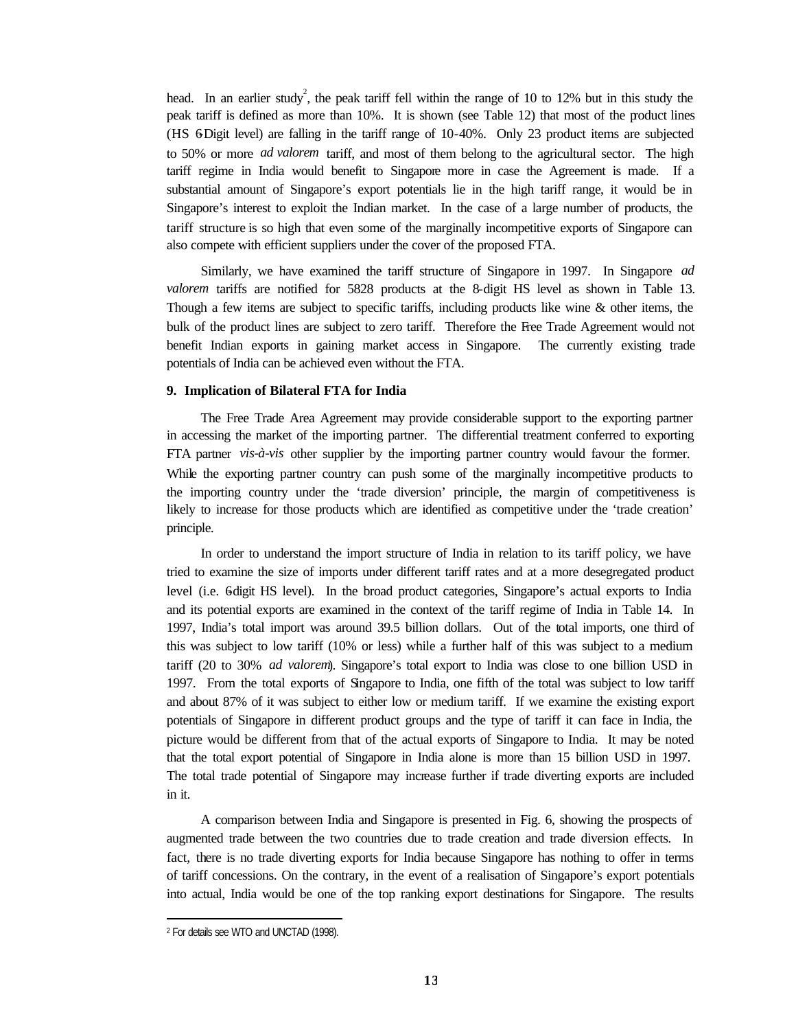head. In an earlier study[2], the peak tariff fell within the range of 10 to 12% but in this study the peak tariff is defined as more than 10%. It is shown (see Table 12) that most of the product lines (HS 6-Digit level) are falling in the tariff range of 10-40%. Only 23 product items are subjected to 50% or more *ad valorem* tariff, and most of them belong to the agricultural sector. The high tariff regime in India would benefit to Singapore more in case the Agreement is made. If a substantial amount of Singapore's export potentials lie in the high tariff range, it would be in Singapore's interest to exploit the Indian market. In the case of a large number of products, the tariff structure is so high that even some of the marginally incompetitive exports of Singapore can also compete with efficient suppliers under the cover of the proposed FTA.

Similarly, we have examined the tariff structure of Singapore in 1997. In Singapore *ad valorem* tariffs are notified for 5828 products at the 8-digit HS level as shown in Table 13. Though a few items are subject to specific tariffs, including products like wine & other items, the bulk of the product lines are subject to zero tariff. Therefore the Free Trade Agreement would not benefit Indian exports in gaining market access in Singapore. The currently existing trade potentials of India can be achieved even without the FTA.

**9. Implication of Bilateral FTA for India**

The Free Trade Area Agreement may provide considerable support to the exporting partner in accessing the market of the importing partner. The differential treatment conferred to exporting FTA partner *vis-à-vis* other supplier by the importing partner country would favour the former. While the exporting partner country can push some of the marginally incompetitive products to the importing country under the 'trade diversion' principle, the margin of competitiveness is likely to increase for those products which are identified as competitive under the 'trade creation' principle.

In order to understand the import structure of India in relation to its tariff policy, we have tried to examine the size of imports under different tariff rates and at a more desegregated product level (i.e. 6-digit HS level). In the broad product categories, Singapore's actual exports to India and its potential exports are examined in the context of the tariff regime of India in Table 14. In 1997, India's total import was around 39.5 billion dollars. Out of the total imports, one third of this was subject to low tariff (10% or less) while a further half of this was subject to a medium tariff (20 to 30% *ad valorem*). Singapore's total export to India was close to one billion USD in 1997. From the total exports of Singapore to India, one fifth of the total was subject to low tariff and about 87% of it was subject to either low or medium tariff. If we examine the existing export potentials of Singapore in different product groups and the type of tariff it can face in India, the picture would be different from that of the actual exports of Singapore to India. It may be noted that the total export potential of Singapore in India alone is more than 15 billion USD in 1997. The total trade potential of Singapore may increase further if trade diverting exports are included in it.

A comparison between India and Singapore is presented in Fig. 6, showing the prospects of augmented trade between the two countries due to trade creation and trade diversion effects. In fact, there is no trade diverting exports for India because Singapore has nothing to offer in terms of tariff concessions. On the contrary, in the event of a realisation of Singapore's export potentials into actual, India would be one of the top ranking export destinations for Singapore. The results

[2] For details see WTO and UNCTAD (1998).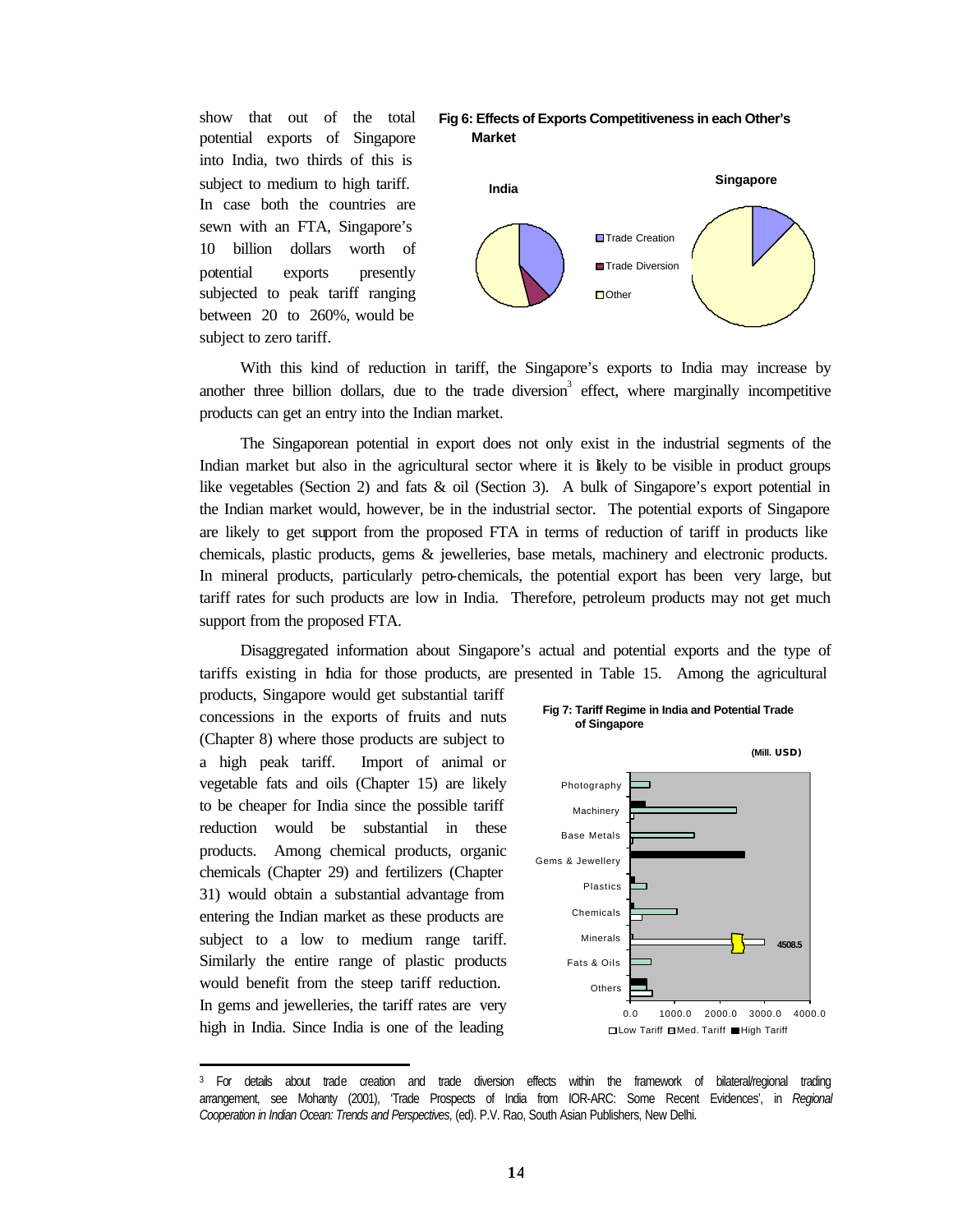show that out of the total potential exports of Singapore into India, two thirds of this is subject to medium to high tariff. In case both the countries are sewn with an FTA, Singapore's 10 billion dollars worth of potential exports presently subjected to peak tariff ranging between 20 to 260%, would be subject to zero tariff.

**Fig 6: Effects of Exports Competitiveness in each Other's Market**

India | Singapore

Trade Creation
Trade Diversion
Other

With this kind of reduction in tariff, the Singapore's exports to India may increase by another three billion dollars, due to the trade diversion[3] effect, where marginally incompetitive products can get an entry into the Indian market.

The Singaporean potential in export does not only exist in the industrial segments of the Indian market but also in the agricultural sector where it is likely to be visible in product groups like vegetables (Section 2) and fats & oil (Section 3). A bulk of Singapore's export potential in the Indian market would, however, be in the industrial sector. The potential exports of Singapore are likely to get support from the proposed FTA in terms of reduction of tariff in products like chemicals, plastic products, gems & jewelleries, base metals, machinery and electronic products. In mineral products, particularly petro-chemicals, the potential export has been very large, but tariff rates for such products are low in India. Therefore, petroleum products may not get much support from the proposed FTA.

Disaggregated information about Singapore's actual and potential exports and the type of tariffs existing in India for those products, are presented in Table 15. Among the agricultural products, Singapore would get substantial tariff concessions in the exports of fruits and nuts (Chapter 8) where those products are subject to a high peak tariff. Import of animal or vegetable fats and oils (Chapter 15) are likely to be cheaper for India since the possible tariff reduction would be substantial in these products. Among chemical products, organic chemicals (Chapter 29) and fertilizers (Chapter 31) would obtain a substantial advantage from entering the Indian market as these products are subject to a low to medium range tariff. Similarly the entire range of plastic products would benefit from the steep tariff reduction. In gems and jewelleries, the tariff rates are very high in India. Since India is one of the leading

**Fig 7: Tariff Regime in India and Potential Trade of Singapore**

(Mill. USD)

Photography, Machinery, Base Metals, Gems & Jewellery, Plastics, Chemicals, Minerals, Fats & Oils, Others

4508.5

0.0 1000.0 2000.0 3000.0 4000.0

Low Tariff | Med. Tariff | High Tariff

[3] For details about trade creation and trade diversion effects within the framework of bilateral/regional trading arrangement, see Mohanty (2001), 'Trade Prospects of India from IOR-ARC: Some Recent Evidences', in *Regional Cooperation in Indian Ocean: Trends and Perspectives*, (ed). P.V. Rao, South Asian Publishers, New Delhi.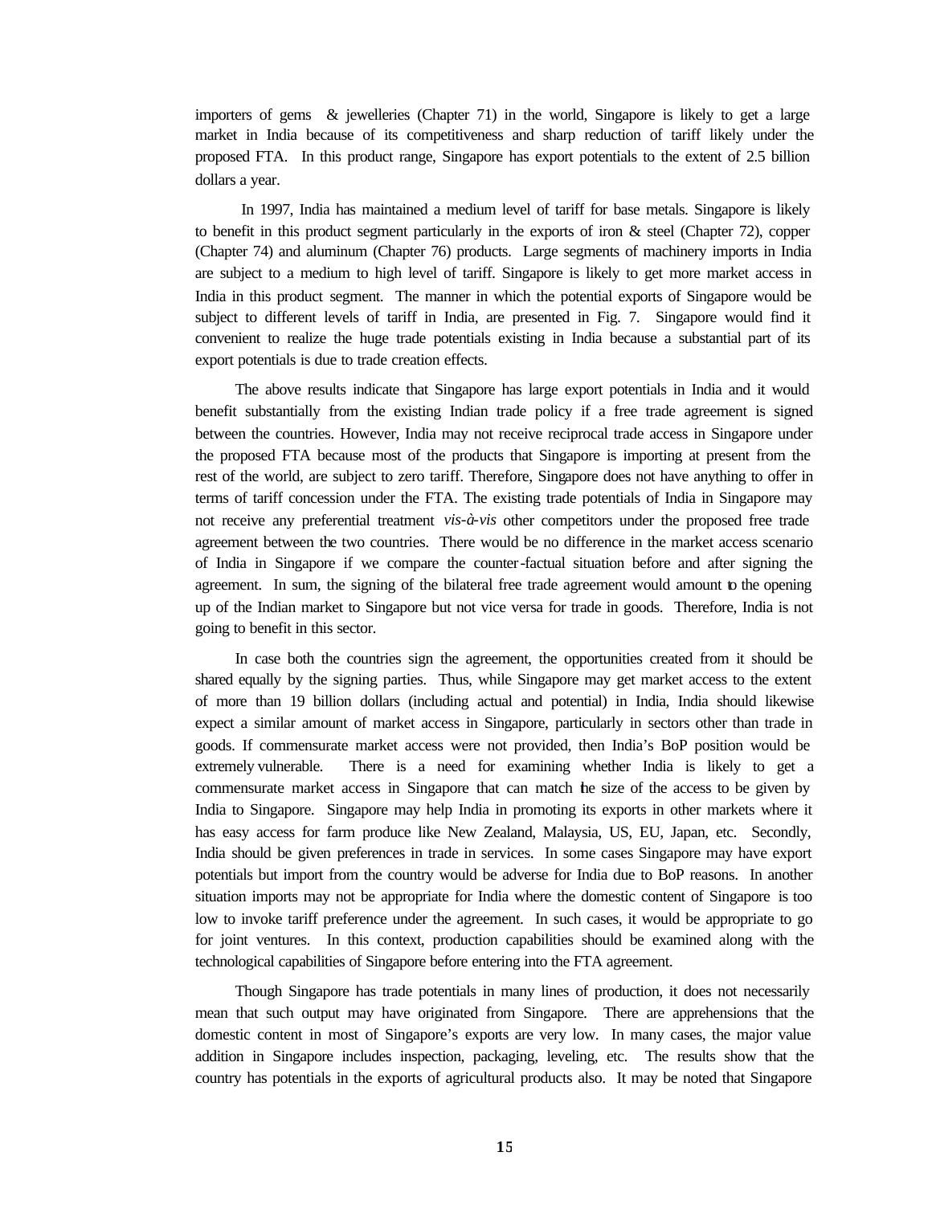importers of gems & jewelleries (Chapter 71) in the world, Singapore is likely to get a large market in India because of its competitiveness and sharp reduction of tariff likely under the proposed FTA. In this product range, Singapore has export potentials to the extent of 2.5 billion dollars a year.

In 1997, India has maintained a medium level of tariff for base metals. Singapore is likely to benefit in this product segment particularly in the exports of iron & steel (Chapter 72), copper (Chapter 74) and aluminum (Chapter 76) products. Large segments of machinery imports in India are subject to a medium to high level of tariff. Singapore is likely to get more market access in India in this product segment. The manner in which the potential exports of Singapore would be subject to different levels of tariff in India, are presented in Fig. 7. Singapore would find it convenient to realize the huge trade potentials existing in India because a substantial part of its export potentials is due to trade creation effects.

The above results indicate that Singapore has large export potentials in India and it would benefit substantially from the existing Indian trade policy if a free trade agreement is signed between the countries. However, India may not receive reciprocal trade access in Singapore under the proposed FTA because most of the products that Singapore is importing at present from the rest of the world, are subject to zero tariff. Therefore, Singapore does not have anything to offer in terms of tariff concession under the FTA. The existing trade potentials of India in Singapore may not receive any preferential treatment *vis-à-vis* other competitors under the proposed free trade agreement between the two countries. There would be no difference in the market access scenario of India in Singapore if we compare the counter-factual situation before and after signing the agreement. In sum, the signing of the bilateral free trade agreement would amount to the opening up of the Indian market to Singapore but not vice versa for trade in goods. Therefore, India is not going to benefit in this sector.

In case both the countries sign the agreement, the opportunities created from it should be shared equally by the signing parties. Thus, while Singapore may get market access to the extent of more than 19 billion dollars (including actual and potential) in India, India should likewise expect a similar amount of market access in Singapore, particularly in sectors other than trade in goods. If commensurate market access were not provided, then India's BoP position would be extremely vulnerable. There is a need for examining whether India is likely to get a commensurate market access in Singapore that can match the size of the access to be given by India to Singapore. Singapore may help India in promoting its exports in other markets where it has easy access for farm produce like New Zealand, Malaysia, US, EU, Japan, etc. Secondly, India should be given preferences in trade in services. In some cases Singapore may have export potentials but import from the country would be adverse for India due to BoP reasons. In another situation imports may not be appropriate for India where the domestic content of Singapore is too low to invoke tariff preference under the agreement. In such cases, it would be appropriate to go for joint ventures. In this context, production capabilities should be examined along with the technological capabilities of Singapore before entering into the FTA agreement.

Though Singapore has trade potentials in many lines of production, it does not necessarily mean that such output may have originated from Singapore. There are apprehensions that the domestic content in most of Singapore's exports are very low. In many cases, the major value addition in Singapore includes inspection, packaging, leveling, etc. The results show that the country has potentials in the exports of agricultural products also. It may be noted that Singapore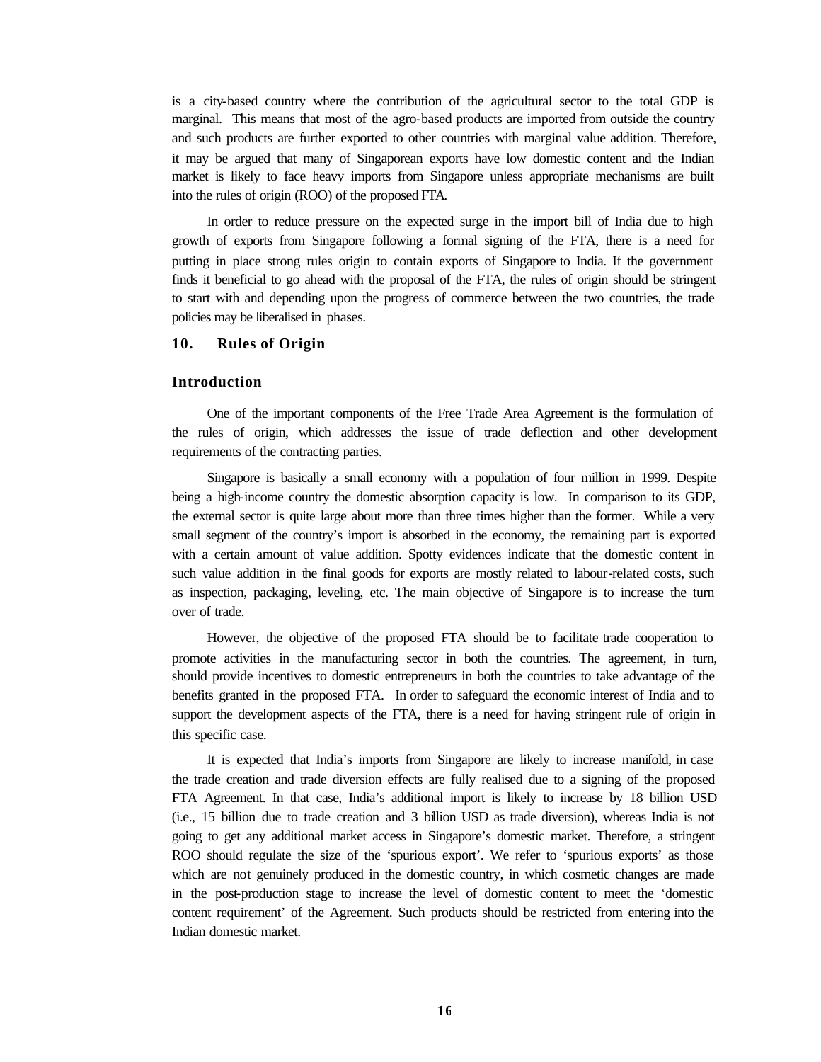is a city-based country where the contribution of the agricultural sector to the total GDP is marginal. This means that most of the agro-based products are imported from outside the country and such products are further exported to other countries with marginal value addition. Therefore, it may be argued that many of Singaporean exports have low domestic content and the Indian market is likely to face heavy imports from Singapore unless appropriate mechanisms are built into the rules of origin (ROO) of the proposed FTA.

In order to reduce pressure on the expected surge in the import bill of India due to high growth of exports from Singapore following a formal signing of the FTA, there is a need for putting in place strong rules origin to contain exports of Singapore to India. If the government finds it beneficial to go ahead with the proposal of the FTA, the rules of origin should be stringent to start with and depending upon the progress of commerce between the two countries, the trade policies may be liberalised in phases.

## 10. Rules of Origin

### Introduction

One of the important components of the Free Trade Area Agreement is the formulation of the rules of origin, which addresses the issue of trade deflection and other development requirements of the contracting parties.

Singapore is basically a small economy with a population of four million in 1999. Despite being a high-income country the domestic absorption capacity is low. In comparison to its GDP, the external sector is quite large about more than three times higher than the former. While a very small segment of the country's import is absorbed in the economy, the remaining part is exported with a certain amount of value addition. Spotty evidences indicate that the domestic content in such value addition in the final goods for exports are mostly related to labour-related costs, such as inspection, packaging, leveling, etc. The main objective of Singapore is to increase the turn over of trade.

However, the objective of the proposed FTA should be to facilitate trade cooperation to promote activities in the manufacturing sector in both the countries. The agreement, in turn, should provide incentives to domestic entrepreneurs in both the countries to take advantage of the benefits granted in the proposed FTA. In order to safeguard the economic interest of India and to support the development aspects of the FTA, there is a need for having stringent rule of origin in this specific case.

It is expected that India's imports from Singapore are likely to increase manifold, in case the trade creation and trade diversion effects are fully realised due to a signing of the proposed FTA Agreement. In that case, India's additional import is likely to increase by 18 billion USD (i.e., 15 billion due to trade creation and 3 billion USD as trade diversion), whereas India is not going to get any additional market access in Singapore's domestic market. Therefore, a stringent ROO should regulate the size of the 'spurious export'. We refer to 'spurious exports' as those which are not genuinely produced in the domestic country, in which cosmetic changes are made in the post-production stage to increase the level of domestic content to meet the 'domestic content requirement' of the Agreement. Such products should be restricted from entering into the Indian domestic market.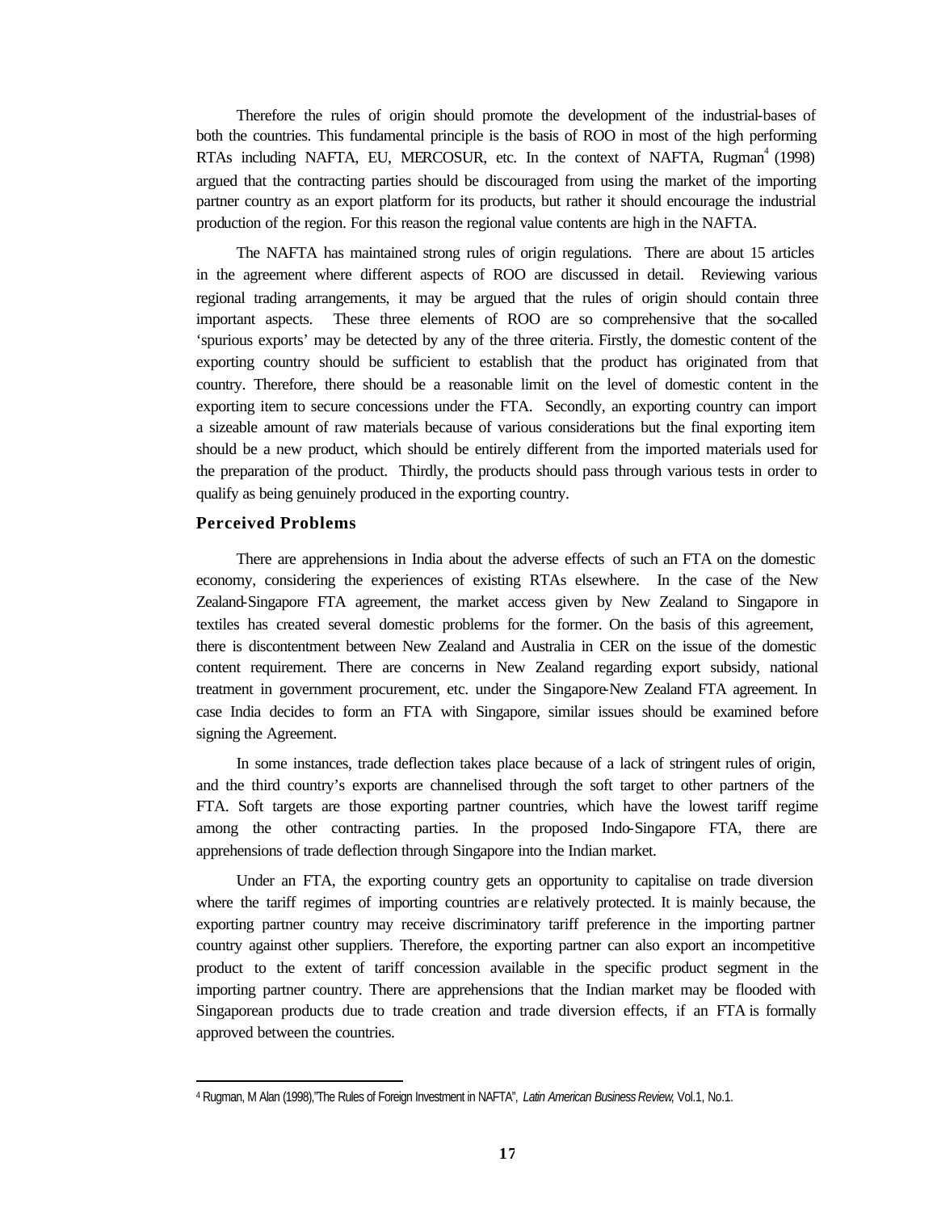Therefore the rules of origin should promote the development of the industrial-bases of both the countries. This fundamental principle is the basis of ROO in most of the high performing RTAs including NAFTA, EU, MERCOSUR, etc. In the context of NAFTA, Rugman[4] (1998) argued that the contracting parties should be discouraged from using the market of the importing partner country as an export platform for its products, but rather it should encourage the industrial production of the region. For this reason the regional value contents are high in the NAFTA.

The NAFTA has maintained strong rules of origin regulations. There are about 15 articles in the agreement where different aspects of ROO are discussed in detail. Reviewing various regional trading arrangements, it may be argued that the rules of origin should contain three important aspects. These three elements of ROO are so comprehensive that the so-called 'spurious exports' may be detected by any of the three criteria. Firstly, the domestic content of the exporting country should be sufficient to establish that the product has originated from that country. Therefore, there should be a reasonable limit on the level of domestic content in the exporting item to secure concessions under the FTA. Secondly, an exporting country can import a sizeable amount of raw materials because of various considerations but the final exporting item should be a new product, which should be entirely different from the imported materials used for the preparation of the product. Thirdly, the products should pass through various tests in order to qualify as being genuinely produced in the exporting country.

### Perceived Problems

There are apprehensions in India about the adverse effects of such an FTA on the domestic economy, considering the experiences of existing RTAs elsewhere. In the case of the New Zealand-Singapore FTA agreement, the market access given by New Zealand to Singapore in textiles has created several domestic problems for the former. On the basis of this agreement, there is discontentment between New Zealand and Australia in CER on the issue of the domestic content requirement. There are concerns in New Zealand regarding export subsidy, national treatment in government procurement, etc. under the Singapore-New Zealand FTA agreement. In case India decides to form an FTA with Singapore, similar issues should be examined before signing the Agreement.

In some instances, trade deflection takes place because of a lack of stringent rules of origin, and the third country's exports are channelised through the soft target to other partners of the FTA. Soft targets are those exporting partner countries, which have the lowest tariff regime among the other contracting parties. In the proposed Indo-Singapore FTA, there are apprehensions of trade deflection through Singapore into the Indian market.

Under an FTA, the exporting country gets an opportunity to capitalise on trade diversion where the tariff regimes of importing countries are relatively protected. It is mainly because, the exporting partner country may receive discriminatory tariff preference in the importing partner country against other suppliers. Therefore, the exporting partner can also export an incompetitive product to the extent of tariff concession available in the specific product segment in the importing partner country. There are apprehensions that the Indian market may be flooded with Singaporean products due to trade creation and trade diversion effects, if an FTA is formally approved between the countries.

---

[4] Rugman, M Alan (1998),"The Rules of Foreign Investment in NAFTA", *Latin American Business Review*, Vol.1, No.1.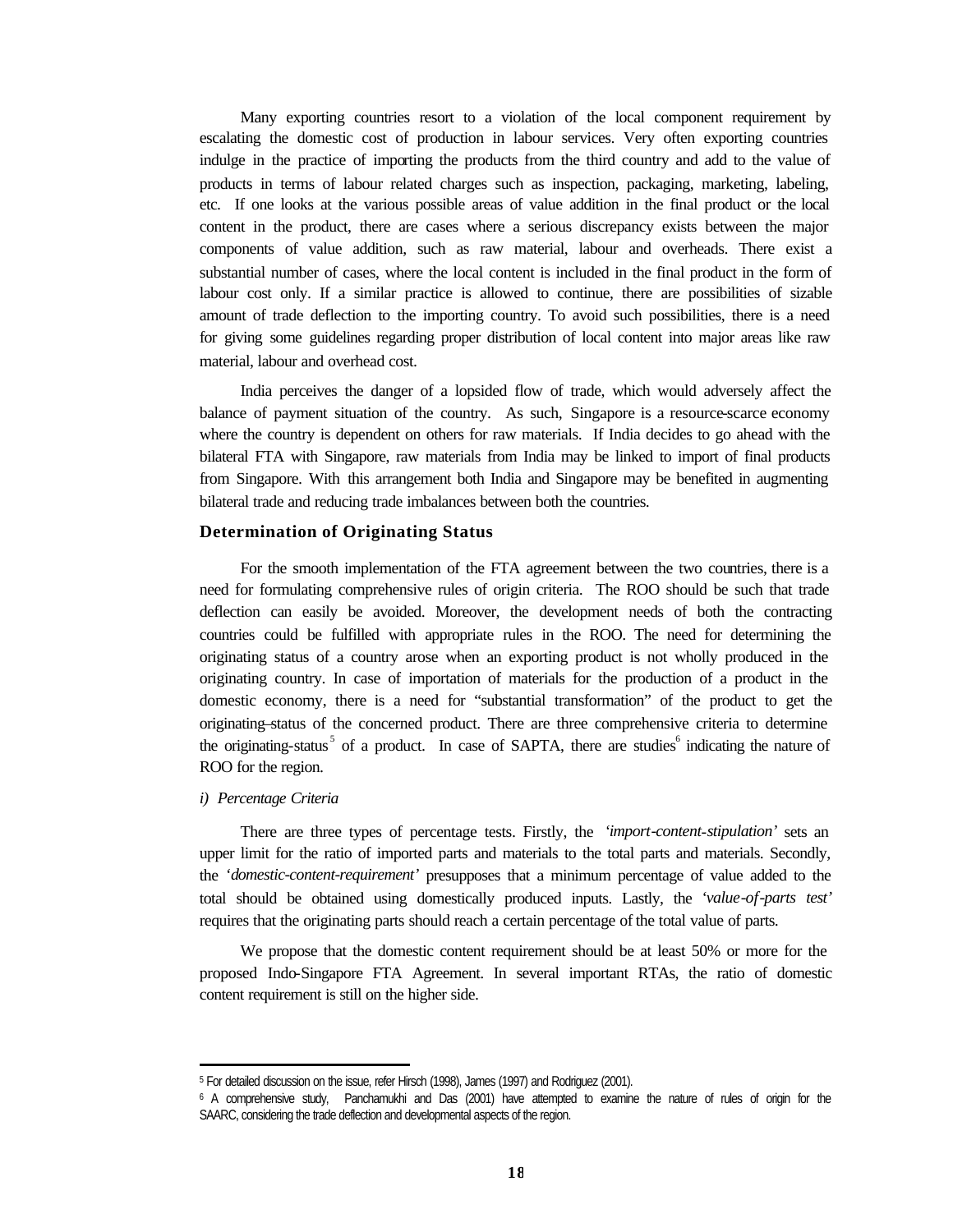Many exporting countries resort to a violation of the local component requirement by escalating the domestic cost of production in labour services. Very often exporting countries indulge in the practice of importing the products from the third country and add to the value of products in terms of labour related charges such as inspection, packaging, marketing, labeling, etc. If one looks at the various possible areas of value addition in the final product or the local content in the product, there are cases where a serious discrepancy exists between the major components of value addition, such as raw material, labour and overheads. There exist a substantial number of cases, where the local content is included in the final product in the form of labour cost only. If a similar practice is allowed to continue, there are possibilities of sizable amount of trade deflection to the importing country. To avoid such possibilities, there is a need for giving some guidelines regarding proper distribution of local content into major areas like raw material, labour and overhead cost.

India perceives the danger of a lopsided flow of trade, which would adversely affect the balance of payment situation of the country. As such, Singapore is a resource-scarce economy where the country is dependent on others for raw materials. If India decides to go ahead with the bilateral FTA with Singapore, raw materials from India may be linked to import of final products from Singapore. With this arrangement both India and Singapore may be benefited in augmenting bilateral trade and reducing trade imbalances between both the countries.

### Determination of Originating Status

For the smooth implementation of the FTA agreement between the two countries, there is a need for formulating comprehensive rules of origin criteria. The ROO should be such that trade deflection can easily be avoided. Moreover, the development needs of both the contracting countries could be fulfilled with appropriate rules in the ROO. The need for determining the originating status of a country arose when an exporting product is not wholly produced in the originating country. In case of importation of materials for the production of a product in the domestic economy, there is a need for "substantial transformation" of the product to get the originating–status of the concerned product. There are three comprehensive criteria to determine the originating-status [5] of a product. In case of SAPTA, there are studies[6] indicating the nature of ROO for the region.

*i) Percentage Criteria*

There are three types of percentage tests. Firstly, the *'import-content-stipulation'* sets an upper limit for the ratio of imported parts and materials to the total parts and materials. Secondly, the *'domestic-content-requirement'* presupposes that a minimum percentage of value added to the total should be obtained using domestically produced inputs. Lastly, the *'value-of-parts test'* requires that the originating parts should reach a certain percentage of the total value of parts.

We propose that the domestic content requirement should be at least 50% or more for the proposed Indo-Singapore FTA Agreement. In several important RTAs, the ratio of domestic content requirement is still on the higher side.

---

[5] For detailed discussion on the issue, refer Hirsch (1998), James (1997) and Rodriguez (2001).

[6] A comprehensive study, Panchamukhi and Das (2001) have attempted to examine the nature of rules of origin for the SAARC, considering the trade deflection and developmental aspects of the region.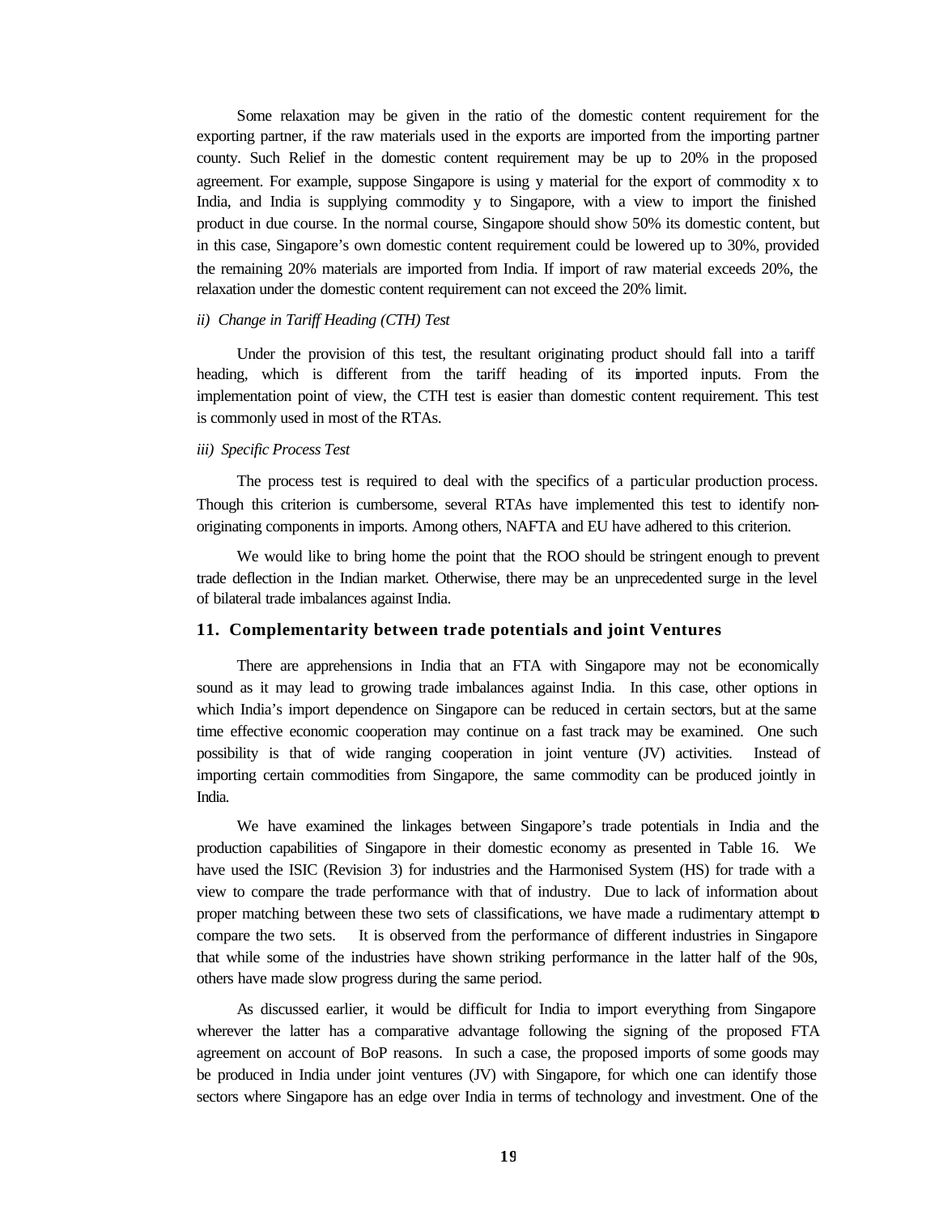Some relaxation may be given in the ratio of the domestic content requirement for the exporting partner, if the raw materials used in the exports are imported from the importing partner county. Such Relief in the domestic content requirement may be up to 20% in the proposed agreement. For example, suppose Singapore is using y material for the export of commodity x to India, and India is supplying commodity y to Singapore, with a view to import the finished product in due course. In the normal course, Singapore should show 50% its domestic content, but in this case, Singapore's own domestic content requirement could be lowered up to 30%, provided the remaining 20% materials are imported from India. If import of raw material exceeds 20%, the relaxation under the domestic content requirement can not exceed the 20% limit.

*ii) Change in Tariff Heading (CTH) Test*

Under the provision of this test, the resultant originating product should fall into a tariff heading, which is different from the tariff heading of its imported inputs. From the implementation point of view, the CTH test is easier than domestic content requirement. This test is commonly used in most of the RTAs.

*iii) Specific Process Test*

The process test is required to deal with the specifics of a particular production process. Though this criterion is cumbersome, several RTAs have implemented this test to identify non-originating components in imports. Among others, NAFTA and EU have adhered to this criterion.

We would like to bring home the point that the ROO should be stringent enough to prevent trade deflection in the Indian market. Otherwise, there may be an unprecedented surge in the level of bilateral trade imbalances against India.

## 11. Complementarity between trade potentials and joint Ventures

There are apprehensions in India that an FTA with Singapore may not be economically sound as it may lead to growing trade imbalances against India. In this case, other options in which India's import dependence on Singapore can be reduced in certain sectors, but at the same time effective economic cooperation may continue on a fast track may be examined. One such possibility is that of wide ranging cooperation in joint venture (JV) activities. Instead of importing certain commodities from Singapore, the same commodity can be produced jointly in India.

We have examined the linkages between Singapore's trade potentials in India and the production capabilities of Singapore in their domestic economy as presented in Table 16. We have used the ISIC (Revision 3) for industries and the Harmonised System (HS) for trade with a view to compare the trade performance with that of industry. Due to lack of information about proper matching between these two sets of classifications, we have made a rudimentary attempt to compare the two sets. It is observed from the performance of different industries in Singapore that while some of the industries have shown striking performance in the latter half of the 90s, others have made slow progress during the same period.

As discussed earlier, it would be difficult for India to import everything from Singapore wherever the latter has a comparative advantage following the signing of the proposed FTA agreement on account of BoP reasons. In such a case, the proposed imports of some goods may be produced in India under joint ventures (JV) with Singapore, for which one can identify those sectors where Singapore has an edge over India in terms of technology and investment. One of the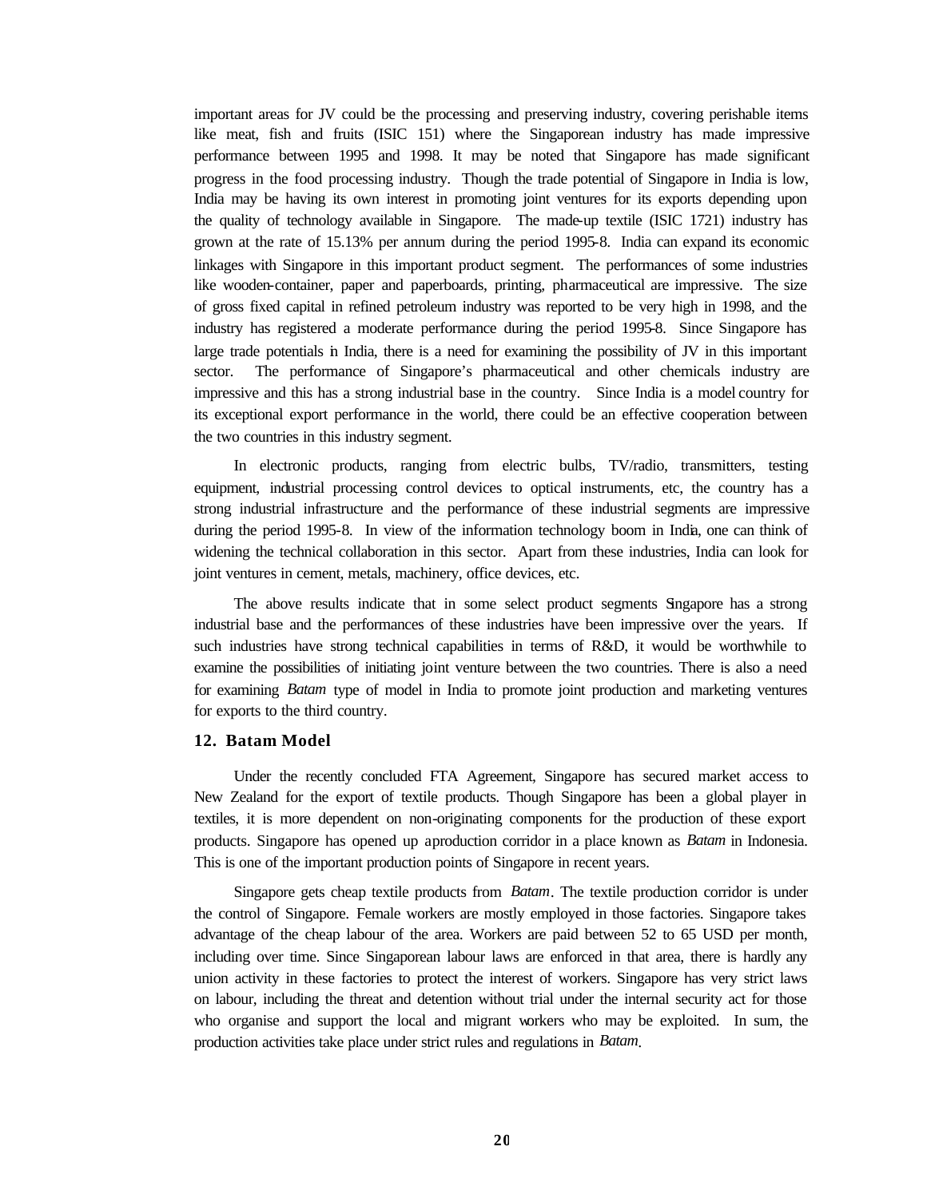important areas for JV could be the processing and preserving industry, covering perishable items like meat, fish and fruits (ISIC 151) where the Singaporean industry has made impressive performance between 1995 and 1998. It may be noted that Singapore has made significant progress in the food processing industry. Though the trade potential of Singapore in India is low, India may be having its own interest in promoting joint ventures for its exports depending upon the quality of technology available in Singapore. The made-up textile (ISIC 1721) industry has grown at the rate of 15.13% per annum during the period 1995-8. India can expand its economic linkages with Singapore in this important product segment. The performances of some industries like wooden-container, paper and paperboards, printing, pharmaceutical are impressive. The size of gross fixed capital in refined petroleum industry was reported to be very high in 1998, and the industry has registered a moderate performance during the period 1995-8. Since Singapore has large trade potentials in India, there is a need for examining the possibility of JV in this important sector. The performance of Singapore's pharmaceutical and other chemicals industry are impressive and this has a strong industrial base in the country. Since India is a model country for its exceptional export performance in the world, there could be an effective cooperation between the two countries in this industry segment.

In electronic products, ranging from electric bulbs, TV/radio, transmitters, testing equipment, industrial processing control devices to optical instruments, etc, the country has a strong industrial infrastructure and the performance of these industrial segments are impressive during the period 1995-8. In view of the information technology boom in India, one can think of widening the technical collaboration in this sector. Apart from these industries, India can look for joint ventures in cement, metals, machinery, office devices, etc.

The above results indicate that in some select product segments Singapore has a strong industrial base and the performances of these industries have been impressive over the years. If such industries have strong technical capabilities in terms of R&D, it would be worthwhile to examine the possibilities of initiating joint venture between the two countries. There is also a need for examining *Batam* type of model in India to promote joint production and marketing ventures for exports to the third country.

## 12. Batam Model

Under the recently concluded FTA Agreement, Singapore has secured market access to New Zealand for the export of textile products. Though Singapore has been a global player in textiles, it is more dependent on non-originating components for the production of these export products. Singapore has opened up a production corridor in a place known as *Batam* in Indonesia. This is one of the important production points of Singapore in recent years.

Singapore gets cheap textile products from *Batam*. The textile production corridor is under the control of Singapore. Female workers are mostly employed in those factories. Singapore takes advantage of the cheap labour of the area. Workers are paid between 52 to 65 USD per month, including over time. Since Singaporean labour laws are enforced in that area, there is hardly any union activity in these factories to protect the interest of workers. Singapore has very strict laws on labour, including the threat and detention without trial under the internal security act for those who organise and support the local and migrant workers who may be exploited. In sum, the production activities take place under strict rules and regulations in *Batam*.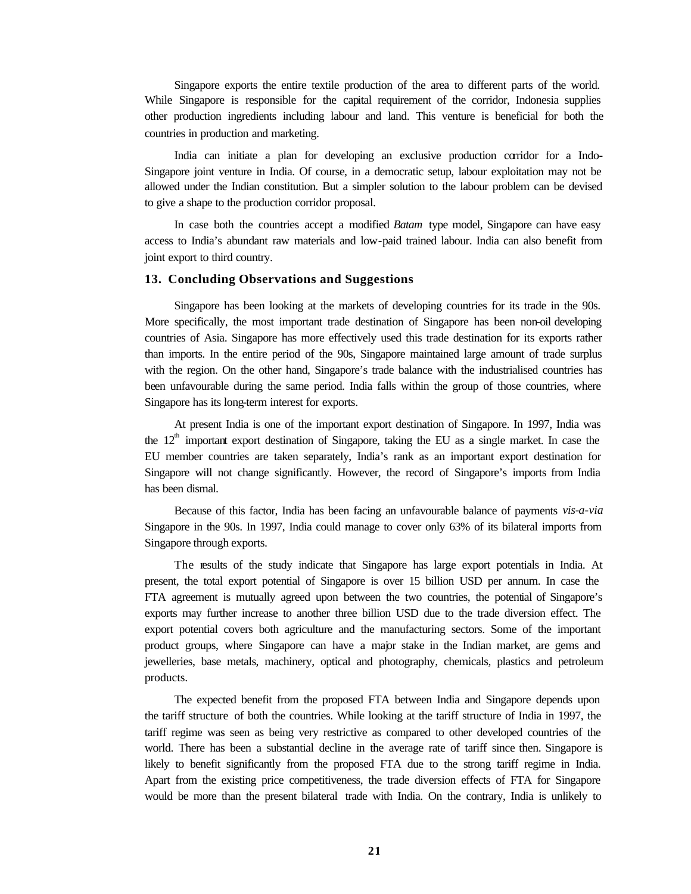Singapore exports the entire textile production of the area to different parts of the world. While Singapore is responsible for the capital requirement of the corridor, Indonesia supplies other production ingredients including labour and land. This venture is beneficial for both the countries in production and marketing.

India can initiate a plan for developing an exclusive production corridor for a Indo-Singapore joint venture in India. Of course, in a democratic setup, labour exploitation may not be allowed under the Indian constitution. But a simpler solution to the labour problem can be devised to give a shape to the production corridor proposal.

In case both the countries accept a modified *Batam* type model, Singapore can have easy access to India's abundant raw materials and low-paid trained labour. India can also benefit from joint export to third country.

## 13. Concluding Observations and Suggestions

Singapore has been looking at the markets of developing countries for its trade in the 90s. More specifically, the most important trade destination of Singapore has been non-oil developing countries of Asia. Singapore has more effectively used this trade destination for its exports rather than imports. In the entire period of the 90s, Singapore maintained large amount of trade surplus with the region. On the other hand, Singapore's trade balance with the industrialised countries has been unfavourable during the same period. India falls within the group of those countries, where Singapore has its long-term interest for exports.

At present India is one of the important export destination of Singapore. In 1997, India was the 12[th] important export destination of Singapore, taking the EU as a single market. In case the EU member countries are taken separately, India's rank as an important export destination for Singapore will not change significantly. However, the record of Singapore's imports from India has been dismal.

Because of this factor, India has been facing an unfavourable balance of payments *vis-a-via* Singapore in the 90s. In 1997, India could manage to cover only 63% of its bilateral imports from Singapore through exports.

The results of the study indicate that Singapore has large export potentials in India. At present, the total export potential of Singapore is over 15 billion USD per annum. In case the FTA agreement is mutually agreed upon between the two countries, the potential of Singapore's exports may further increase to another three billion USD due to the trade diversion effect. The export potential covers both agriculture and the manufacturing sectors. Some of the important product groups, where Singapore can have a major stake in the Indian market, are gems and jewelleries, base metals, machinery, optical and photography, chemicals, plastics and petroleum products.

The expected benefit from the proposed FTA between India and Singapore depends upon the tariff structure of both the countries. While looking at the tariff structure of India in 1997, the tariff regime was seen as being very restrictive as compared to other developed countries of the world. There has been a substantial decline in the average rate of tariff since then. Singapore is likely to benefit significantly from the proposed FTA due to the strong tariff regime in India. Apart from the existing price competitiveness, the trade diversion effects of FTA for Singapore would be more than the present bilateral trade with India. On the contrary, India is unlikely to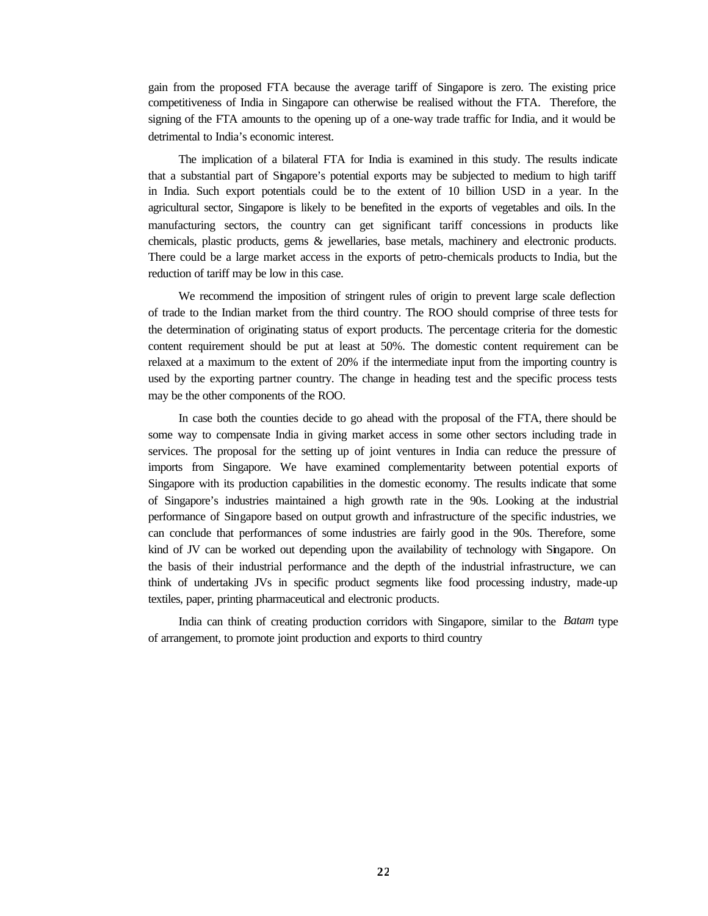gain from the proposed FTA because the average tariff of Singapore is zero. The existing price competitiveness of India in Singapore can otherwise be realised without the FTA. Therefore, the signing of the FTA amounts to the opening up of a one-way trade traffic for India, and it would be detrimental to India's economic interest.

The implication of a bilateral FTA for India is examined in this study. The results indicate that a substantial part of Singapore's potential exports may be subjected to medium to high tariff in India. Such export potentials could be to the extent of 10 billion USD in a year. In the agricultural sector, Singapore is likely to be benefited in the exports of vegetables and oils. In the manufacturing sectors, the country can get significant tariff concessions in products like chemicals, plastic products, gems & jewellaries, base metals, machinery and electronic products. There could be a large market access in the exports of petro-chemicals products to India, but the reduction of tariff may be low in this case.

We recommend the imposition of stringent rules of origin to prevent large scale deflection of trade to the Indian market from the third country. The ROO should comprise of three tests for the determination of originating status of export products. The percentage criteria for the domestic content requirement should be put at least at 50%. The domestic content requirement can be relaxed at a maximum to the extent of 20% if the intermediate input from the importing country is used by the exporting partner country. The change in heading test and the specific process tests may be the other components of the ROO.

In case both the counties decide to go ahead with the proposal of the FTA, there should be some way to compensate India in giving market access in some other sectors including trade in services. The proposal for the setting up of joint ventures in India can reduce the pressure of imports from Singapore. We have examined complementarity between potential exports of Singapore with its production capabilities in the domestic economy. The results indicate that some of Singapore's industries maintained a high growth rate in the 90s. Looking at the industrial performance of Singapore based on output growth and infrastructure of the specific industries, we can conclude that performances of some industries are fairly good in the 90s. Therefore, some kind of JV can be worked out depending upon the availability of technology with Singapore. On the basis of their industrial performance and the depth of the industrial infrastructure, we can think of undertaking JVs in specific product segments like food processing industry, made-up textiles, paper, printing pharmaceutical and electronic products.

India can think of creating production corridors with Singapore, similar to the *Batam* type of arrangement, to promote joint production and exports to third country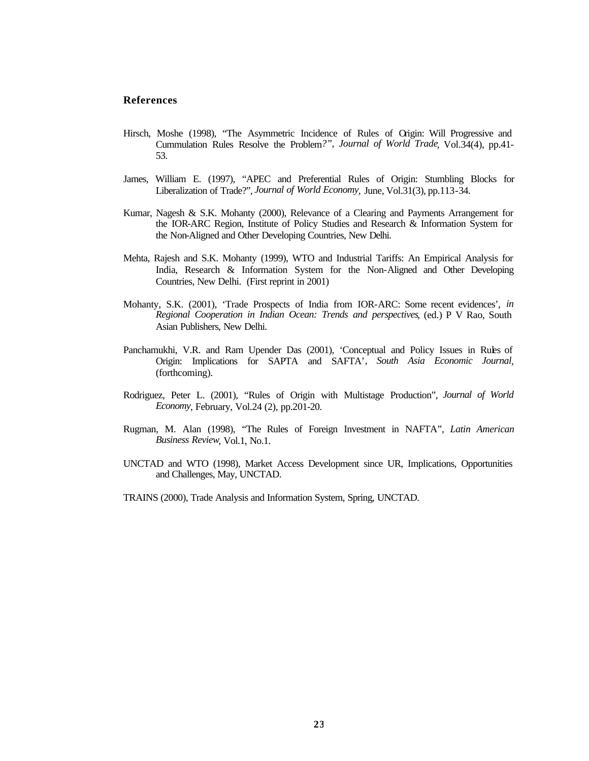## References

Hirsch, Moshe (1998), "The Asymmetric Incidence of Rules of Origin: Will Progressive and Cummulation Rules Resolve the Problem?", *Journal of World Trade*, Vol.34(4), pp.41-53.

James, William E. (1997), "APEC and Preferential Rules of Origin: Stumbling Blocks for Liberalization of Trade?", *Journal of World Economy*, June, Vol.31(3), pp.113-34.

Kumar, Nagesh & S.K. Mohanty (2000), Relevance of a Clearing and Payments Arrangement for the IOR-ARC Region, Institute of Policy Studies and Research & Information System for the Non-Aligned and Other Developing Countries, New Delhi.

Mehta, Rajesh and S.K. Mohanty (1999), WTO and Industrial Tariffs: An Empirical Analysis for India, Research & Information System for the Non-Aligned and Other Developing Countries, New Delhi. (First reprint in 2001)

Mohanty, S.K. (2001), 'Trade Prospects of India from IOR-ARC: Some recent evidences', *in Regional Cooperation in Indian Ocean: Trends and perspectives*, (ed.) P V Rao, South Asian Publishers, New Delhi.

Panchamukhi, V.R. and Ram Upender Das (2001), 'Conceptual and Policy Issues in Rules of Origin: Implications for SAPTA and SAFTA', *South Asia Economic Journal*, (forthcoming).

Rodriguez, Peter L. (2001), "Rules of Origin with Multistage Production", *Journal of World Economy*, February, Vol.24 (2), pp.201-20.

Rugman, M. Alan (1998), "The Rules of Foreign Investment in NAFTA", *Latin American Business Review*, Vol.1, No.1.

UNCTAD and WTO (1998), Market Access Development since UR, Implications, Opportunities and Challenges, May, UNCTAD.

TRAINS (2000), Trade Analysis and Information System, Spring, UNCTAD.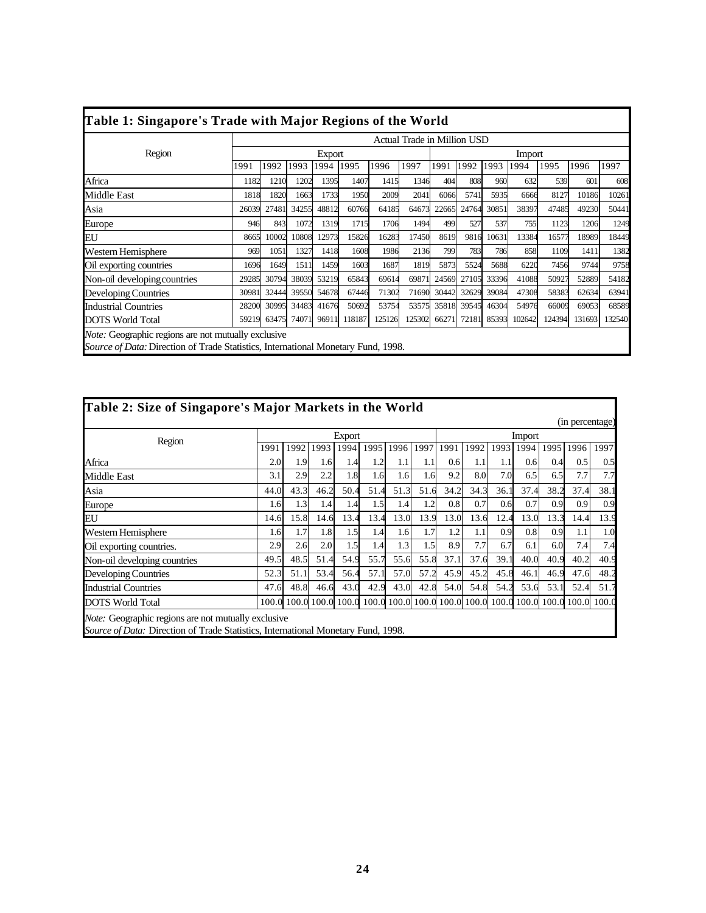## Table 1: Singapore's Trade with Major Regions of the World

| Region | Actual Trade in Million USD | | | | | | | | | | | | | |
|---|---|---|---|---|---|---|---|---|---|---|---|---|---|---|
| | Export | | | | | | | Import | | | | | | |
| | 1991 | 1992 | 1993 | 1994 | 1995 | 1996 | 1997 | 1991 | 1992 | 1993 | 1994 | 1995 | 1996 | 1997 |
| Africa | 1182 | 1210 | 1202 | 1395 | 1407 | 1415 | 1346 | 404 | 808 | 960 | 632 | 539 | 601 | 608 |
| Middle East | 1818 | 1820 | 1663 | 1733 | 1950 | 2009 | 2041 | 6066 | 5741 | 5935 | 6666 | 8127 | 10186 | 10261 |
| Asia | 26039 | 27481 | 34255 | 48812 | 60766 | 64185 | 64673 | 22665 | 24764 | 30851 | 38397 | 47485 | 49230 | 50441 |
| Europe | 946 | 843 | 1072 | 1319 | 1715 | 1706 | 1494 | 499 | 527 | 537 | 755 | 1123 | 1206 | 1249 |
| EU | 8665 | 10002 | 10808 | 12973 | 15826 | 16283 | 17450 | 8619 | 9816 | 10631 | 13384 | 16577 | 18989 | 18449 |
| Western Hemisphere | 969 | 1051 | 1327 | 1418 | 1608 | 1986 | 2136 | 799 | 783 | 786 | 858 | 1109 | 1411 | 1382 |
| Oil exporting countries | 1696 | 1649 | 1511 | 1459 | 1603 | 1687 | 1819 | 5873 | 5524 | 5688 | 6220 | 7456 | 9744 | 9758 |
| Non-oil developing countries | 29285 | 30794 | 38039 | 53219 | 65843 | 69614 | 69871 | 24569 | 27105 | 33396 | 41088 | 50927 | 52889 | 54182 |
| Developing Countries | 30981 | 32444 | 39550 | 54678 | 67446 | 71302 | 71690 | 30442 | 32629 | 39084 | 47308 | 58383 | 62634 | 63941 |
| Industrial Countries | 28200 | 30995 | 34483 | 41676 | 50692 | 53754 | 53575 | 35818 | 39545 | 46304 | 54976 | 66009 | 69053 | 68589 |
| DOTS World Total | 59219 | 63475 | 74071 | 96911 | 118187 | 125126 | 125302 | 66271 | 72181 | 85393 | 102642 | 124394 | 131693 | 132540 |

*Note:* Geographic regions are not mutually exclusive
*Source of Data:* Direction of Trade Statistics, International Monetary Fund, 1998.

## Table 2: Size of Singapore's Major Markets in the World

(in percentage)

| Region | Export | | | | | | | Import | | | | | | |
|---|---|---|---|---|---|---|---|---|---|---|---|---|---|---|
| | 1991 | 1992 | 1993 | 1994 | 1995 | 1996 | 1997 | 1991 | 1992 | 1993 | 1994 | 1995 | 1996 | 1997 |
| Africa | 2.0 | 1.9 | 1.6 | 1.4 | 1.2 | 1.1 | 1.1 | 0.6 | 1.1 | 1.1 | 0.6 | 0.4 | 0.5 | 0.5 |
| Middle East | 3.1 | 2.9 | 2.2 | 1.8 | 1.6 | 1.6 | 1.6 | 9.2 | 8.0 | 7.0 | 6.5 | 6.5 | 7.7 | 7.7 |
| Asia | 44.0 | 43.3 | 46.2 | 50.4 | 51.4 | 51.3 | 51.6 | 34.2 | 34.3 | 36.1 | 37.4 | 38.2 | 37.4 | 38.1 |
| Europe | 1.6 | 1.3 | 1.4 | 1.4 | 1.5 | 1.4 | 1.2 | 0.8 | 0.7 | 0.6 | 0.7 | 0.9 | 0.9 | 0.9 |
| EU | 14.6 | 15.8 | 14.6 | 13.4 | 13.4 | 13.0 | 13.9 | 13.0 | 13.6 | 12.4 | 13.0 | 13.3 | 14.4 | 13.9 |
| Western Hemisphere | 1.6 | 1.7 | 1.8 | 1.5 | 1.4 | 1.6 | 1.7 | 1.2 | 1.1 | 0.9 | 0.8 | 0.9 | 1.1 | 1.0 |
| Oil exporting countries. | 2.9 | 2.6 | 2.0 | 1.5 | 1.4 | 1.3 | 1.5 | 8.9 | 7.7 | 6.7 | 6.1 | 6.0 | 7.4 | 7.4 |
| Non-oil developing countries | 49.5 | 48.5 | 51.4 | 54.9 | 55.7 | 55.6 | 55.8 | 37.1 | 37.6 | 39.1 | 40.0 | 40.9 | 40.2 | 40.9 |
| Developing Countries | 52.3 | 51.1 | 53.4 | 56.4 | 57.1 | 57.0 | 57.2 | 45.9 | 45.2 | 45.8 | 46.1 | 46.9 | 47.6 | 48.2 |
| Industrial Countries | 47.6 | 48.8 | 46.6 | 43.0 | 42.9 | 43.0 | 42.8 | 54.0 | 54.8 | 54.2 | 53.6 | 53.1 | 52.4 | 51.7 |
| DOTS World Total | 100.0 | 100.0 | 100.0 | 100.0 | 100.0 | 100.0 | 100.0 | 100.0 | 100.0 | 100.0 | 100.0 | 100.0 | 100.0 | 100.0 |

*Note:* Geographic regions are not mutually exclusive
*Source of Data:* Direction of Trade Statistics, International Monetary Fund, 1998.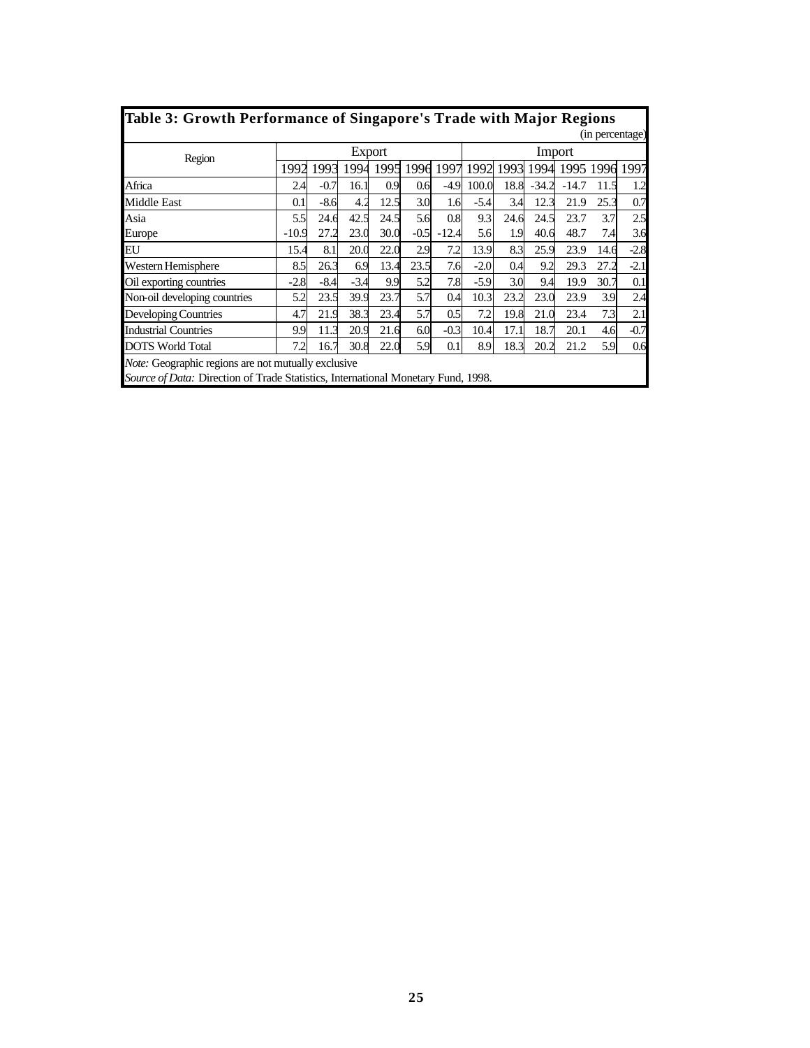## Table 3: Growth Performance of Singapore's Trade with Major Regions

(in percentage)

| Region | Export | | | | | | Import | | | | | |
|---|---|---|---|---|---|---|---|---|---|---|---|---|
| | 1992 | 1993 | 1994 | 1995 | 1996 | 1997 | 1992 | 1993 | 1994 | 1995 | 1996 | 1997 |
| Africa | 2.4 | -0.7 | 16.1 | 0.9 | 0.6 | -4.9 | 100.0 | 18.8 | -34.2 | -14.7 | 11.5 | 1.2 |
| Middle East | 0.1 | -8.6 | 4.2 | 12.5 | 3.0 | 1.6 | -5.4 | 3.4 | 12.3 | 21.9 | 25.3 | 0.7 |
| Asia | 5.5 | 24.6 | 42.5 | 24.5 | 5.6 | 0.8 | 9.3 | 24.6 | 24.5 | 23.7 | 3.7 | 2.5 |
| Europe | -10.9 | 27.2 | 23.0 | 30.0 | -0.5 | -12.4 | 5.6 | 1.9 | 40.6 | 48.7 | 7.4 | 3.6 |
| EU | 15.4 | 8.1 | 20.0 | 22.0 | 2.9 | 7.2 | 13.9 | 8.3 | 25.9 | 23.9 | 14.6 | -2.8 |
| Western Hemisphere | 8.5 | 26.3 | 6.9 | 13.4 | 23.5 | 7.6 | -2.0 | 0.4 | 9.2 | 29.3 | 27.2 | -2.1 |
| Oil exporting countries | -2.8 | -8.4 | -3.4 | 9.9 | 5.2 | 7.8 | -5.9 | 3.0 | 9.4 | 19.9 | 30.7 | 0.1 |
| Non-oil developing countries | 5.2 | 23.5 | 39.9 | 23.7 | 5.7 | 0.4 | 10.3 | 23.2 | 23.0 | 23.9 | 3.9 | 2.4 |
| Developing Countries | 4.7 | 21.9 | 38.3 | 23.4 | 5.7 | 0.5 | 7.2 | 19.8 | 21.0 | 23.4 | 7.3 | 2.1 |
| Industrial Countries | 9.9 | 11.3 | 20.9 | 21.6 | 6.0 | -0.3 | 10.4 | 17.1 | 18.7 | 20.1 | 4.6 | -0.7 |
| DOTS World Total | 7.2 | 16.7 | 30.8 | 22.0 | 5.9 | 0.1 | 8.9 | 18.3 | 20.2 | 21.2 | 5.9 | 0.6 |

*Note:* Geographic regions are not mutually exclusive

*Source of Data:* Direction of Trade Statistics, International Monetary Fund, 1998.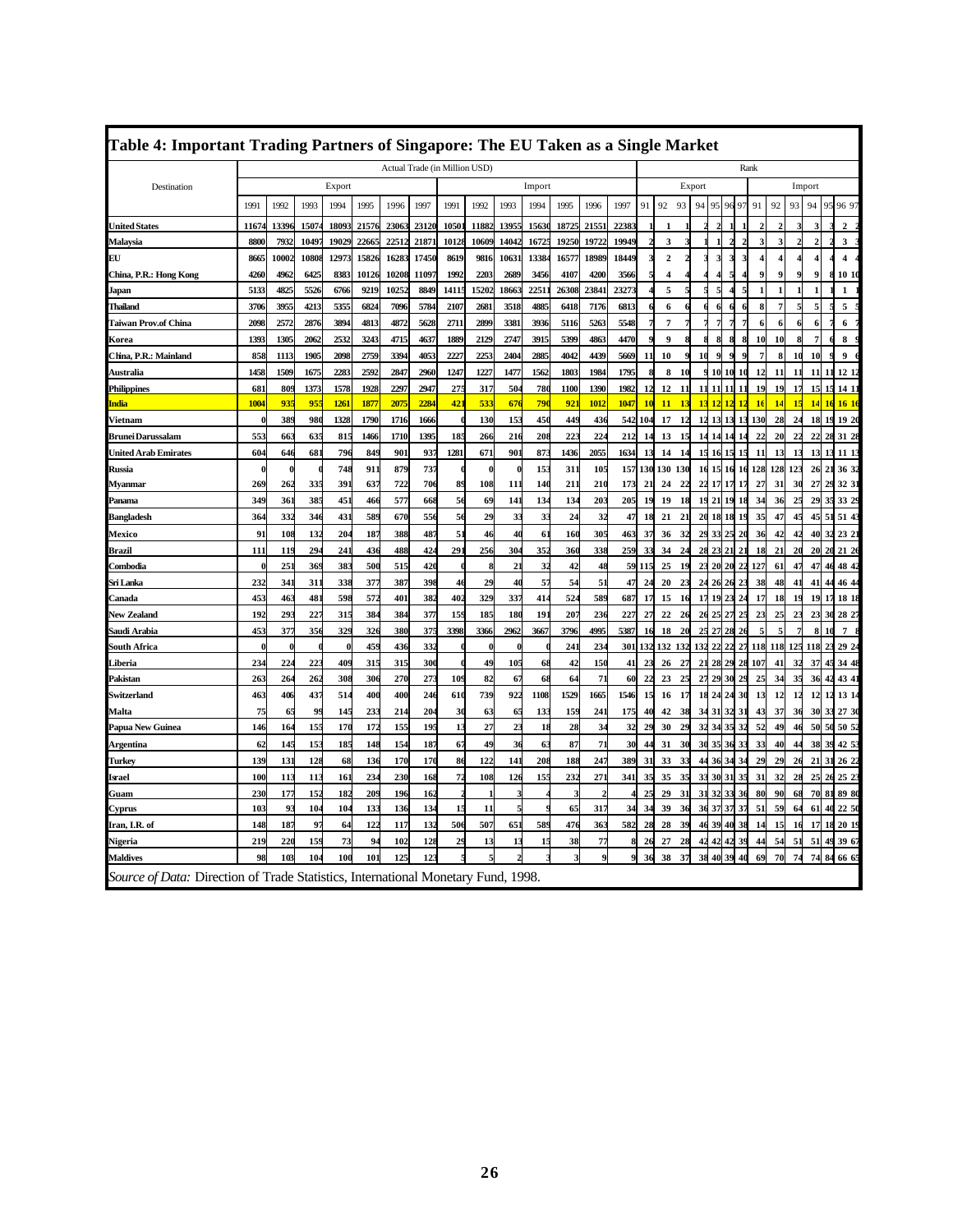# Table 4: Important Trading Partners of Singapore: The EU Taken as a Single Market

| Destination | Actual Trade (in Million USD) | | | | | | | | | | | | | | Rank | | | | | | | | | | | | | |
|---|---|---|---|---|---|---|---|---|---|---|---|---|---|---|---|---|---|---|---|---|---|---|---|---|---|---|---|---|
| | Export | | | | | | | Import | | | | | | | Export | | | | | | | Import | | | | | | |
| | 1991 | 1992 | 1993 | 1994 | 1995 | 1996 | 1997 | 1991 | 1992 | 1993 | 1994 | 1995 | 1996 | 1997 | 91 | 92 | 93 | 94 | 95 | 96 | 97 | 91 | 92 | 93 | 94 | 95 | 96 | 97 |
| **United States** | 11674 | 13396 | 15074 | 18093 | 21576 | 23063 | 23120 | 10501 | 11882 | 13955 | 15630 | 18725 | 21551 | 22383 | 1 | 1 | 1 | 2 | 2 | 1 | 1 | 2 | 2 | 3 | 3 | 3 | 2 | 2 |
| **Malaysia** | 8800 | 7932 | 10497 | 19029 | 22665 | 22512 | 21871 | 10128 | 10609 | 14042 | 16725 | 19250 | 19722 | 19949 | 2 | 3 | 3 | 1 | 1 | 2 | 2 | 3 | 3 | 2 | 2 | 2 | 3 | 3 |
| **EU** | 8665 | 10002 | 10808 | 12973 | 15826 | 16283 | 17450 | 8619 | 9816 | 10631 | 13384 | 16577 | 18989 | 18449 | 3 | 2 | 2 | 3 | 3 | 3 | 3 | 4 | 4 | 4 | 4 | 4 | 4 | 4 |
| **China, P.R.: Hong Kong** | 4260 | 4962 | 6425 | 8383 | 10126 | 10208 | 11097 | 1992 | 2203 | 2689 | 3456 | 4107 | 4200 | 3566 | 5 | 4 | 4 | 4 | 4 | 5 | 4 | 9 | 9 | 9 | 9 | 8 | 10 | 10 |
| **Japan** | 5133 | 4825 | 5526 | 6766 | 9219 | 10252 | 8849 | 14115 | 15202 | 18663 | 22511 | 26308 | 23841 | 23273 | 4 | 5 | 5 | 5 | 5 | 4 | 5 | 1 | 1 | 1 | 1 | 1 | 1 | 1 |
| **Thailand** | 3706 | 3955 | 4213 | 5355 | 6824 | 7096 | 5784 | 2107 | 2681 | 3518 | 4885 | 6418 | 7176 | 6813 | 6 | 6 | 6 | 6 | 6 | 6 | 6 | 8 | 7 | 5 | 5 | 5 | 5 | 5 |
| **Taiwan Prov.of China** | 2098 | 2572 | 2876 | 3894 | 4813 | 4872 | 5628 | 2711 | 2899 | 3381 | 3936 | 5116 | 5263 | 5548 | 7 | 7 | 7 | 7 | 7 | 7 | 7 | 6 | 6 | 6 | 6 | 6 | 6 | 7 |
| **Korea** | 1393 | 1305 | 2062 | 2532 | 3243 | 4715 | 4637 | 1889 | 2129 | 2747 | 3915 | 5399 | 4863 | 4470 | 9 | 9 | 8 | 8 | 8 | 8 | 8 | 10 | 10 | 8 | 7 | 6 | 8 | 9 |
| **China, P.R.: Mainland** | 858 | 1113 | 1905 | 2098 | 2759 | 3394 | 4053 | 2227 | 2253 | 2404 | 2885 | 4042 | 4439 | 5669 | 11 | 10 | 9 | 10 | 9 | 9 | 9 | 7 | 8 | 10 | 10 | 9 | 9 | 6 |
| **Australia** | 1458 | 1509 | 1675 | 2283 | 2592 | 2847 | 2960 | 1247 | 1227 | 1477 | 1562 | 1803 | 1984 | 1795 | 8 | 8 | 10 | 9 | 10 | 10 | 10 | 12 | 11 | 11 | 11 | 11 | 12 | 12 |
| **Philippines** | 681 | 809 | 1373 | 1578 | 1928 | 2297 | 2947 | 275 | 317 | 504 | 780 | 1100 | 1390 | 1982 | 12 | 12 | 11 | 11 | 11 | 11 | 11 | 19 | 19 | 17 | 15 | 15 | 14 | 11 |
| **India** | 1004 | 935 | 955 | 1261 | 1877 | 2075 | 2284 | 421 | 533 | 676 | 790 | 921 | 1012 | 1047 | 10 | 11 | 13 | 13 | 12 | 12 | 12 | 16 | 14 | 15 | 14 | 16 | 16 | 16 |
| **Vietnam** | 0 | 389 | 980 | 1328 | 1790 | 1716 | 1666 | 0 | 130 | 153 | 450 | 449 | 436 | 542 | 104 | 17 | 12 | 12 | 13 | 13 | 13 | 130 | 28 | 24 | 18 | 19 | 19 | 20 |
| **Brunei Darussalam** | 553 | 663 | 635 | 815 | 1466 | 1710 | 1395 | 185 | 266 | 216 | 208 | 223 | 224 | 212 | 14 | 13 | 15 | 14 | 14 | 14 | 14 | 22 | 20 | 22 | 22 | 28 | 31 | 28 |
| **United Arab Emirates** | 604 | 646 | 681 | 796 | 849 | 901 | 937 | 1281 | 671 | 901 | 873 | 1436 | 2055 | 1634 | 13 | 14 | 14 | 15 | 16 | 15 | 15 | 11 | 13 | 13 | 13 | 13 | 11 | 13 |
| **Russia** | 0 | 0 | 0 | 748 | 911 | 879 | 737 | 0 | 0 | 0 | 153 | 311 | 105 | 157 | 130 | 130 | 130 | 16 | 15 | 16 | 16 | 128 | 128 | 123 | 26 | 21 | 36 | 32 |
| **Myanmar** | 269 | 262 | 335 | 391 | 637 | 722 | 706 | 89 | 108 | 111 | 140 | 211 | 210 | 173 | 21 | 24 | 22 | 22 | 17 | 17 | 17 | 27 | 31 | 30 | 27 | 29 | 32 | 31 |
| **Panama** | 349 | 361 | 385 | 451 | 466 | 577 | 668 | 56 | 69 | 141 | 134 | 134 | 203 | 205 | 19 | 19 | 18 | 19 | 21 | 19 | 18 | 34 | 36 | 25 | 29 | 35 | 33 | 29 |
| **Bangladesh** | 364 | 332 | 346 | 431 | 589 | 670 | 556 | 56 | 29 | 33 | 33 | 24 | 32 | 47 | 18 | 21 | 21 | 20 | 18 | 18 | 19 | 35 | 47 | 45 | 45 | 51 | 51 | 43 |
| **Mexico** | 91 | 108 | 132 | 204 | 187 | 388 | 487 | 51 | 46 | 40 | 61 | 160 | 305 | 463 | 37 | 36 | 32 | 29 | 33 | 25 | 20 | 36 | 42 | 42 | 40 | 32 | 23 | 21 |
| **Brazil** | 111 | 119 | 294 | 241 | 436 | 488 | 424 | 291 | 256 | 304 | 352 | 360 | 338 | 259 | 33 | 34 | 24 | 28 | 23 | 21 | 21 | 18 | 21 | 20 | 20 | 20 | 21 | 26 |
| **Combodia** | 0 | 251 | 369 | 383 | 500 | 515 | 420 | 0 | 8 | 21 | 32 | 42 | 48 | 59 | 115 | 25 | 19 | 23 | 20 | 20 | 22 | 127 | 61 | 47 | 47 | 46 | 48 | 42 |
| **Sri Lanka** | 232 | 341 | 311 | 338 | 377 | 387 | 398 | 46 | 29 | 40 | 57 | 54 | 51 | 47 | 24 | 20 | 23 | 24 | 26 | 26 | 23 | 38 | 48 | 41 | 41 | 44 | 46 | 44 |
| **Canada** | 453 | 463 | 481 | 598 | 572 | 401 | 382 | 402 | 329 | 337 | 414 | 524 | 589 | 687 | 17 | 15 | 16 | 17 | 19 | 23 | 24 | 17 | 18 | 19 | 19 | 17 | 18 | 18 |
| **New Zealand** | 192 | 293 | 227 | 315 | 384 | 384 | 377 | 159 | 185 | 180 | 191 | 207 | 236 | 227 | 27 | 22 | 26 | 26 | 25 | 27 | 25 | 23 | 25 | 23 | 23 | 30 | 28 | 27 |
| **Saudi Arabia** | 453 | 377 | 356 | 329 | 326 | 380 | 375 | 3398 | 3366 | 2962 | 3667 | 3796 | 4995 | 5387 | 16 | 18 | 20 | 25 | 27 | 28 | 26 | 5 | 5 | 7 | 8 | 10 | 7 | 8 |
| **South Africa** | 0 | 0 | 0 | 0 | 459 | 436 | 332 | 0 | 0 | 0 | 0 | 241 | 234 | 301 | 132 | 132 | 132 | 132 | 22 | 22 | 27 | 118 | 118 | 125 | 118 | 23 | 29 | 24 |
| **Liberia** | 234 | 224 | 223 | 409 | 315 | 315 | 300 | 0 | 49 | 105 | 68 | 42 | 150 | 41 | 23 | 26 | 27 | 21 | 28 | 29 | 28 | 107 | 41 | 32 | 37 | 45 | 34 | 48 |
| **Pakistan** | 263 | 264 | 262 | 308 | 306 | 270 | 273 | 109 | 82 | 67 | 68 | 64 | 71 | 60 | 22 | 23 | 25 | 27 | 29 | 30 | 29 | 25 | 34 | 35 | 36 | 42 | 43 | 41 |
| **Switzerland** | 463 | 406 | 437 | 514 | 400 | 400 | 246 | 610 | 739 | 922 | 1108 | 1529 | 1665 | 1546 | 15 | 16 | 17 | 18 | 24 | 24 | 30 | 13 | 12 | 12 | 12 | 12 | 13 | 14 |
| **Malta** | 75 | 65 | 99 | 145 | 233 | 214 | 204 | 30 | 63 | 65 | 133 | 159 | 241 | 175 | 40 | 42 | 38 | 34 | 31 | 32 | 31 | 43 | 37 | 36 | 30 | 33 | 27 | 30 |
| **Papua New Guinea** | 146 | 164 | 155 | 170 | 172 | 155 | 195 | 13 | 27 | 23 | 18 | 28 | 34 | 32 | 29 | 30 | 29 | 32 | 34 | 35 | 32 | 52 | 49 | 46 | 50 | 50 | 50 | 52 |
| **Argentina** | 62 | 145 | 153 | 185 | 148 | 154 | 187 | 67 | 49 | 36 | 63 | 87 | 71 | 30 | 44 | 31 | 30 | 30 | 35 | 36 | 33 | 33 | 40 | 44 | 38 | 39 | 42 | 53 |
| **Turkey** | 139 | 131 | 128 | 68 | 136 | 170 | 170 | 86 | 122 | 141 | 208 | 188 | 247 | 389 | 31 | 33 | 33 | 44 | 36 | 34 | 34 | 29 | 29 | 26 | 21 | 31 | 26 | 22 |
| **Israel** | 100 | 113 | 113 | 161 | 234 | 230 | 168 | 72 | 108 | 126 | 155 | 232 | 271 | 341 | 35 | 35 | 35 | 33 | 30 | 31 | 35 | 31 | 32 | 28 | 25 | 26 | 25 | 23 |
| **Guam** | 230 | 177 | 152 | 182 | 209 | 196 | 162 | 2 | 1 | 3 | 4 | 3 | 2 | 4 | 25 | 29 | 31 | 31 | 32 | 33 | 36 | 80 | 90 | 68 | 70 | 81 | 89 | 80 |
| **Cyprus** | 103 | 93 | 104 | 104 | 133 | 136 | 134 | 15 | 11 | 5 | 9 | 65 | 317 | 34 | 34 | 39 | 36 | 36 | 37 | 37 | 37 | 51 | 59 | 64 | 61 | 40 | 22 | 50 |
| **Iran, I.R. of** | 148 | 187 | 97 | 64 | 122 | 117 | 132 | 506 | 507 | 651 | 589 | 476 | 363 | 582 | 28 | 28 | 39 | 46 | 39 | 40 | 38 | 14 | 15 | 16 | 17 | 18 | 20 | 19 |
| **Nigeria** | 219 | 220 | 159 | 73 | 94 | 102 | 128 | 29 | 13 | 13 | 15 | 38 | 77 | 8 | 26 | 27 | 28 | 42 | 42 | 42 | 39 | 44 | 54 | 51 | 51 | 49 | 39 | 67 |
| **Maldives** | 98 | 103 | 104 | 100 | 101 | 125 | 123 | 5 | 5 | 2 | 3 | 3 | 9 | 9 | 36 | 38 | 37 | 38 | 40 | 39 | 40 | 69 | 70 | 74 | 74 | 84 | 66 | 65 |

*Source of Data:* Direction of Trade Statistics, International Monetary Fund, 1998.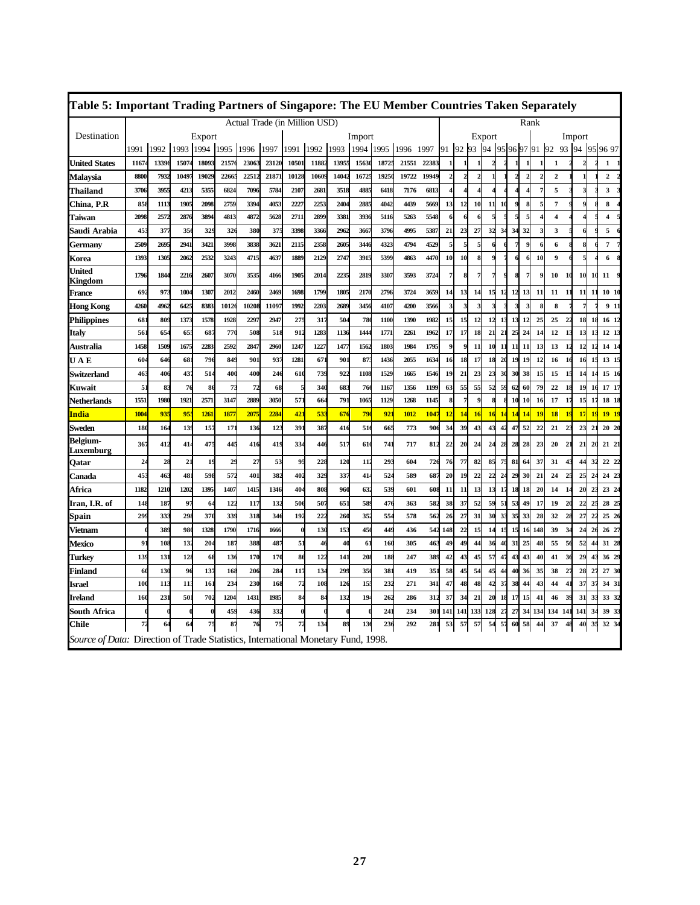# Table 5: Important Trading Partners of Singapore: The EU Member Countries Taken Separately

| Destination | Actual Trade (in Million USD) | | | | | | | | | | | | | | Rank | | | | | | | | | | | | | |
|---|---|---|---|---|---|---|---|---|---|---|---|---|---|---|---|---|---|---|---|---|---|---|---|---|---|---|---|---|
| | Export | | | | | | | Import | | | | | | | Export | | | | | | | Import | | | | | | |
| | 1991 | 1992 | 1993 | 1994 | 1995 | 1996 | 1997 | 1991 | 1992 | 1993 | 1994 | 1995 | 1996 | 1997 | 91 | 92 | 93 | 94 | 95 | 96 | 97 | 91 | 92 | 93 | 94 | 95 | 96 | 97 |
| United States | 11674 | 13396 | 15074 | 18093 | 21576 | 23063 | 23120 | 10501 | 11882 | 13955 | 15630 | 18725 | 21551 | 22383 | 1 | 1 | 1 | 2 | 2 | 1 | 1 | 1 | 1 | 2 | 2 | 2 | 1 | 1 |
| Malaysia | 8800 | 7932 | 10497 | 19029 | 22665 | 22512 | 21871 | 10128 | 10609 | 14042 | 16725 | 19250 | 19722 | 19949 | 2 | 2 | 2 | 1 | 1 | 2 | 2 | 2 | 2 | 1 | 1 | 1 | 2 | 2 |
| Thailand | 3706 | 3955 | 4213 | 5355 | 6824 | 7096 | 5784 | 2107 | 2681 | 3518 | 4885 | 6418 | 7176 | 6813 | 4 | 4 | 4 | 4 | 4 | 4 | 4 | 7 | 5 | 3 | 3 | 3 | 3 | 3 |
| China, P.R | 858 | 1113 | 1905 | 2098 | 2759 | 3394 | 4053 | 2227 | 2253 | 2404 | 2885 | 4042 | 4439 | 5669 | 13 | 12 | 10 | 11 | 10 | 9 | 8 | 5 | 7 | 9 | 9 | 8 | 8 | 4 |
| Taiwan | 2098 | 2572 | 2876 | 3894 | 4813 | 4872 | 5628 | 2711 | 2899 | 3381 | 3936 | 5116 | 5263 | 5548 | 6 | 6 | 6 | 5 | 5 | 5 | 5 | 4 | 4 | 4 | 4 | 5 | 4 | 5 |
| Saudi Arabia | 453 | 377 | 356 | 329 | 326 | 380 | 375 | 3398 | 3366 | 2962 | 3667 | 3796 | 4995 | 5387 | 21 | 23 | 27 | 32 | 34 | 34 | 32 | 3 | 3 | 5 | 6 | 9 | 5 | 6 |
| Germany | 2509 | 2695 | 2941 | 3421 | 3998 | 3838 | 3621 | 2115 | 2358 | 2605 | 3446 | 4323 | 4794 | 4529 | 5 | 5 | 5 | 6 | 6 | 7 | 9 | 6 | 6 | 8 | 8 | 6 | 7 | 7 |
| Korea | 1393 | 1305 | 2062 | 2532 | 3243 | 4715 | 4637 | 1889 | 2129 | 2747 | 3915 | 5399 | 4863 | 4470 | 10 | 10 | 8 | 9 | 7 | 6 | 6 | 10 | 9 | 6 | 5 | 4 | 6 | 8 |
| United Kingdom | 1796 | 1844 | 2216 | 2607 | 3070 | 3535 | 4166 | 1905 | 2014 | 2235 | 2819 | 3307 | 3593 | 3724 | 7 | 8 | 7 | 7 | 9 | 8 | 7 | 9 | 10 | 10 | 10 | 10 | 11 | 9 |
| France | 692 | 973 | 1004 | 1307 | 2012 | 2460 | 2469 | 1698 | 1799 | 1805 | 2170 | 2796 | 3724 | 3659 | 14 | 13 | 14 | 15 | 12 | 12 | 13 | 11 | 11 | 11 | 11 | 11 | 10 | 10 |
| Hong Kong | 4260 | 4962 | 6425 | 8383 | 10126 | 10208 | 11097 | 1992 | 2203 | 2689 | 3456 | 4107 | 4200 | 3566 | 3 | 3 | 3 | 3 | 3 | 3 | 3 | 8 | 8 | 7 | 7 | 7 | 9 | 11 |
| Philippines | 681 | 809 | 1373 | 1578 | 1928 | 2297 | 2947 | 275 | 317 | 504 | 780 | 1100 | 1390 | 1982 | 15 | 15 | 12 | 12 | 13 | 13 | 12 | 25 | 25 | 22 | 18 | 18 | 16 | 12 |
| Italy | 561 | 654 | 655 | 687 | 770 | 508 | 518 | 912 | 1283 | 1136 | 1444 | 1771 | 2261 | 1962 | 17 | 17 | 18 | 21 | 21 | 25 | 24 | 14 | 12 | 13 | 13 | 13 | 12 | 13 |
| Australia | 1458 | 1509 | 1675 | 2283 | 2592 | 2847 | 2960 | 1247 | 1227 | 1477 | 1562 | 1803 | 1984 | 1795 | 9 | 9 | 11 | 10 | 11 | 11 | 11 | 13 | 13 | 12 | 12 | 12 | 14 | 14 |
| U A E | 604 | 646 | 681 | 796 | 849 | 901 | 937 | 1281 | 671 | 901 | 873 | 1436 | 2055 | 1634 | 16 | 18 | 17 | 18 | 20 | 19 | 19 | 12 | 16 | 16 | 16 | 15 | 13 | 15 |
| Switzerland | 463 | 406 | 437 | 514 | 400 | 400 | 246 | 610 | 739 | 922 | 1108 | 1529 | 1665 | 1546 | 19 | 21 | 23 | 23 | 30 | 30 | 38 | 15 | 15 | 15 | 14 | 14 | 15 | 16 |
| Kuwait | 51 | 83 | 76 | 86 | 73 | 72 | 68 | 5 | 340 | 683 | 760 | 1167 | 1356 | 1199 | 63 | 55 | 55 | 52 | 59 | 62 | 60 | 79 | 22 | 18 | 19 | 16 | 17 | 17 |
| Netherlands | 1551 | 1980 | 1921 | 2571 | 3147 | 2889 | 3050 | 571 | 664 | 791 | 1065 | 1129 | 1268 | 1145 | 8 | 7 | 9 | 8 | 8 | 10 | 10 | 16 | 17 | 17 | 15 | 17 | 18 | 18 |
| **India** | **1004** | **935** | **955** | **1261** | **1877** | **2075** | **2284** | **421** | **533** | **676** | **790** | **921** | **1012** | **1047** | **12** | **14** | **16** | **16** | **14** | **14** | **14** | **19** | **18** | **19** | **17** | **19** | **19** | **19** |
| Sweden | 180 | 164 | 139 | 157 | 171 | 136 | 123 | 391 | 387 | 416 | 510 | 665 | 773 | 906 | 34 | 39 | 43 | 43 | 42 | 47 | 52 | 22 | 21 | 23 | 23 | 21 | 20 | 20 |
| Belgium-Luxemburg | 367 | 412 | 414 | 475 | 445 | 416 | 419 | 334 | 446 | 517 | 610 | 741 | 717 | 812 | 22 | 20 | 24 | 24 | 28 | 28 | 28 | 23 | 20 | 21 | 21 | 20 | 21 | 21 |
| Qatar | 24 | 28 | 21 | 19 | 29 | 27 | 53 | 95 | 228 | 120 | 112 | 293 | 604 | 726 | 76 | 77 | 82 | 85 | 75 | 81 | 64 | 37 | 31 | 43 | 44 | 32 | 22 | 22 |
| Canada | 453 | 463 | 481 | 598 | 572 | 401 | 382 | 402 | 329 | 337 | 414 | 524 | 589 | 687 | 20 | 19 | 22 | 22 | 24 | 29 | 30 | 21 | 24 | 25 | 25 | 24 | 24 | 23 |
| Africa | 1182 | 1210 | 1202 | 1395 | 1407 | 1415 | 1346 | 404 | 808 | 960 | 632 | 539 | 601 | 608 | 11 | 11 | 13 | 13 | 17 | 18 | 18 | 20 | 14 | 14 | 20 | 23 | 23 | 24 |
| Iran, I.R. of | 148 | 187 | 97 | 64 | 122 | 117 | 132 | 506 | 507 | 651 | 589 | 476 | 363 | 582 | 38 | 37 | 52 | 59 | 51 | 53 | 49 | 17 | 19 | 20 | 22 | 25 | 28 | 25 |
| Spain | 299 | 333 | 298 | 370 | 339 | 318 | 346 | 192 | 222 | 260 | 352 | 554 | 578 | 562 | 26 | 27 | 31 | 30 | 33 | 35 | 33 | 28 | 32 | 28 | 27 | 22 | 25 | 26 |
| Vietnam | 0 | 389 | 980 | 1328 | 1790 | 1716 | 1666 | 0 | 130 | 153 | 450 | 449 | 436 | 542 | 148 | 22 | 15 | 14 | 15 | 15 | 16 | 148 | 39 | 34 | 24 | 26 | 26 | 27 |
| Mexico | 91 | 108 | 132 | 204 | 187 | 388 | 487 | 51 | 46 | 40 | 61 | 160 | 305 | 463 | 49 | 49 | 44 | 36 | 40 | 31 | 25 | 48 | 55 | 56 | 52 | 44 | 31 | 28 |
| Turkey | 139 | 131 | 128 | 68 | 136 | 170 | 170 | 86 | 122 | 141 | 208 | 188 | 247 | 389 | 42 | 43 | 45 | 57 | 47 | 43 | 43 | 40 | 41 | 36 | 29 | 43 | 36 | 29 |
| Finland | 60 | 130 | 96 | 137 | 168 | 206 | 284 | 117 | 134 | 299 | 350 | 381 | 419 | 351 | 58 | 45 | 54 | 45 | 44 | 40 | 36 | 35 | 38 | 27 | 28 | 27 | 27 | 30 |
| Israel | 100 | 113 | 113 | 161 | 234 | 230 | 168 | 72 | 108 | 126 | 155 | 232 | 271 | 341 | 47 | 48 | 48 | 42 | 37 | 38 | 44 | 43 | 44 | 41 | 37 | 37 | 34 | 31 |
| Ireland | 160 | 231 | 501 | 702 | 1204 | 1431 | 1985 | 84 | 84 | 132 | 194 | 262 | 286 | 312 | 37 | 34 | 21 | 20 | 18 | 17 | 15 | 41 | 46 | 39 | 31 | 33 | 33 | 32 |
| South Africa | 0 | 0 | 0 | 0 | 459 | 436 | 332 | 0 | 0 | 0 | 0 | 241 | 234 | 301 | 141 | 141 | 133 | 128 | 27 | 27 | 34 | 134 | 134 | 141 | 141 | 34 | 39 | 33 |
| Chile | 72 | 64 | 64 | 75 | 87 | 76 | 75 | 72 | 134 | 89 | 130 | 236 | 292 | 281 | 53 | 57 | 57 | 54 | 57 | 60 | 58 | 44 | 37 | 48 | 40 | 35 | 32 | 34 |

*Source of Data:* Direction of Trade Statistics, International Monetary Fund, 1998.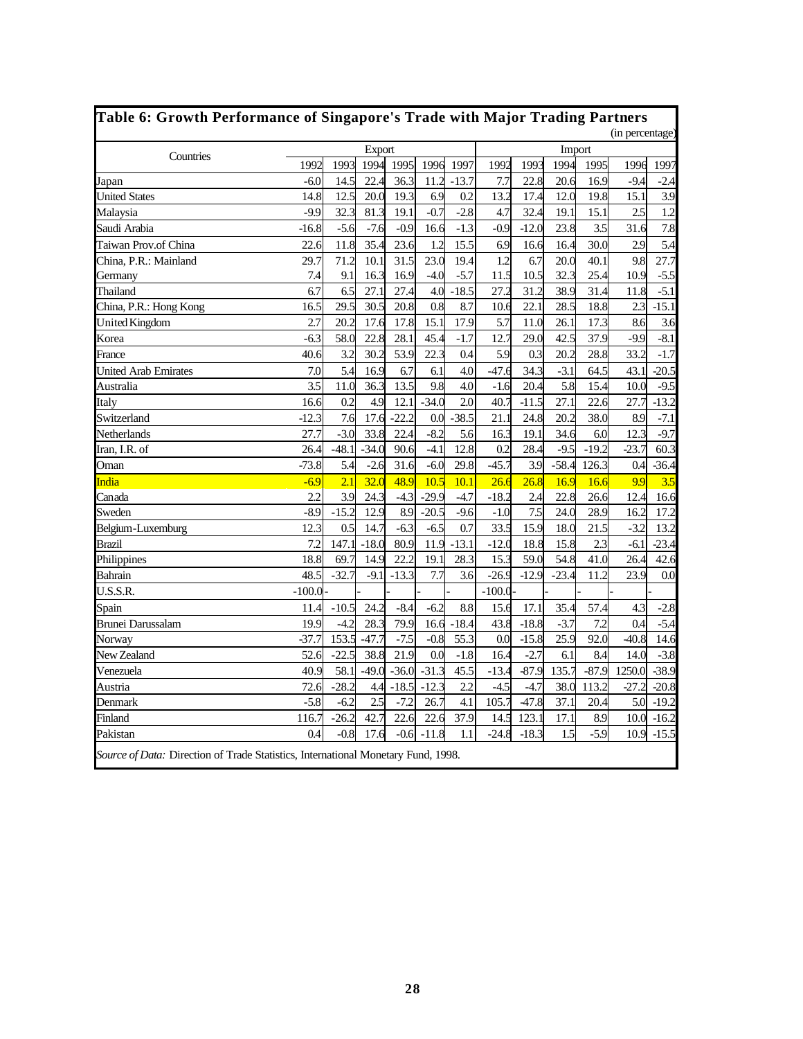## Table 6: Growth Performance of Singapore's Trade with Major Trading Partners

(in percentage)

| Countries | Export | | | | | | Import | | | | | |
|---|---|---|---|---|---|---|---|---|---|---|---|---|
| | 1992 | 1993 | 1994 | 1995 | 1996 | 1997 | 1992 | 1993 | 1994 | 1995 | 1996 | 1997 |
| Japan | -6.0 | 14.5 | 22.4 | 36.3 | 11.2 | -13.7 | 7.7 | 22.8 | 20.6 | 16.9 | -9.4 | -2.4 |
| United States | 14.8 | 12.5 | 20.0 | 19.3 | 6.9 | 0.2 | 13.2 | 17.4 | 12.0 | 19.8 | 15.1 | 3.9 |
| Malaysia | -9.9 | 32.3 | 81.3 | 19.1 | -0.7 | -2.8 | 4.7 | 32.4 | 19.1 | 15.1 | 2.5 | 1.2 |
| Saudi Arabia | -16.8 | -5.6 | -7.6 | -0.9 | 16.6 | -1.3 | -0.9 | -12.0 | 23.8 | 3.5 | 31.6 | 7.8 |
| Taiwan Prov.of China | 22.6 | 11.8 | 35.4 | 23.6 | 1.2 | 15.5 | 6.9 | 16.6 | 16.4 | 30.0 | 2.9 | 5.4 |
| China, P.R.: Mainland | 29.7 | 71.2 | 10.1 | 31.5 | 23.0 | 19.4 | 1.2 | 6.7 | 20.0 | 40.1 | 9.8 | 27.7 |
| Germany | 7.4 | 9.1 | 16.3 | 16.9 | -4.0 | -5.7 | 11.5 | 10.5 | 32.3 | 25.4 | 10.9 | -5.5 |
| Thailand | 6.7 | 6.5 | 27.1 | 27.4 | 4.0 | -18.5 | 27.2 | 31.2 | 38.9 | 31.4 | 11.8 | -5.1 |
| China, P.R.: Hong Kong | 16.5 | 29.5 | 30.5 | 20.8 | 0.8 | 8.7 | 10.6 | 22.1 | 28.5 | 18.8 | 2.3 | -15.1 |
| United Kingdom | 2.7 | 20.2 | 17.6 | 17.8 | 15.1 | 17.9 | 5.7 | 11.0 | 26.1 | 17.3 | 8.6 | 3.6 |
| Korea | -6.3 | 58.0 | 22.8 | 28.1 | 45.4 | -1.7 | 12.7 | 29.0 | 42.5 | 37.9 | -9.9 | -8.1 |
| France | 40.6 | 3.2 | 30.2 | 53.9 | 22.3 | 0.4 | 5.9 | 0.3 | 20.2 | 28.8 | 33.2 | -1.7 |
| United Arab Emirates | 7.0 | 5.4 | 16.9 | 6.7 | 6.1 | 4.0 | -47.6 | 34.3 | -3.1 | 64.5 | 43.1 | -20.5 |
| Australia | 3.5 | 11.0 | 36.3 | 13.5 | 9.8 | 4.0 | -1.6 | 20.4 | 5.8 | 15.4 | 10.0 | -9.5 |
| Italy | 16.6 | 0.2 | 4.9 | 12.1 | -34.0 | 2.0 | 40.7 | -11.5 | 27.1 | 22.6 | 27.7 | -13.2 |
| Switzerland | -12.3 | 7.6 | 17.6 | -22.2 | 0.0 | -38.5 | 21.1 | 24.8 | 20.2 | 38.0 | 8.9 | -7.1 |
| Netherlands | 27.7 | -3.0 | 33.8 | 22.4 | -8.2 | 5.6 | 16.3 | 19.1 | 34.6 | 6.0 | 12.3 | -9.7 |
| Iran, I.R. of | 26.4 | -48.1 | -34.0 | 90.6 | -4.1 | 12.8 | 0.2 | 28.4 | -9.5 | -19.2 | -23.7 | 60.3 |
| Oman | -73.8 | 5.4 | -2.6 | 31.6 | -6.0 | 29.8 | -45.7 | 3.9 | -58.4 | 126.3 | 0.4 | -36.4 |
| India | -6.9 | 2.1 | 32.0 | 48.9 | 10.5 | 10.1 | 26.6 | 26.8 | 16.9 | 16.6 | 9.9 | 3.5 |
| Canada | 2.2 | 3.9 | 24.3 | -4.3 | -29.9 | -4.7 | -18.2 | 2.4 | 22.8 | 26.6 | 12.4 | 16.6 |
| Sweden | -8.9 | -15.2 | 12.9 | 8.9 | -20.5 | -9.6 | -1.0 | 7.5 | 24.0 | 28.9 | 16.2 | 17.2 |
| Belgium-Luxemburg | 12.3 | 0.5 | 14.7 | -6.3 | -6.5 | 0.7 | 33.5 | 15.9 | 18.0 | 21.5 | -3.2 | 13.2 |
| Brazil | 7.2 | 147.1 | -18.0 | 80.9 | 11.9 | -13.1 | -12.0 | 18.8 | 15.8 | 2.3 | -6.1 | -23.4 |
| Philippines | 18.8 | 69.7 | 14.9 | 22.2 | 19.1 | 28.3 | 15.3 | 59.0 | 54.8 | 41.0 | 26.4 | 42.6 |
| Bahrain | 48.5 | -32.7 | -9.1 | -13.3 | 7.7 | 3.6 | -26.9 | -12.9 | -23.4 | 11.2 | 23.9 | 0.0 |
| U.S.S.R. | -100.0 | - | - | - | - | - | -100.0 | - | - | - | - | - |
| Spain | 11.4 | -10.5 | 24.2 | -8.4 | -6.2 | 8.8 | 15.6 | 17.1 | 35.4 | 57.4 | 4.3 | -2.8 |
| Brunei Darussalam | 19.9 | -4.2 | 28.3 | 79.9 | 16.6 | -18.4 | 43.8 | -18.8 | -3.7 | 7.2 | 0.4 | -5.4 |
| Norway | -37.7 | 153.5 | -47.7 | -7.5 | -0.8 | 55.3 | 0.0 | -15.8 | 25.9 | 92.0 | -40.8 | 14.6 |
| New Zealand | 52.6 | -22.5 | 38.8 | 21.9 | 0.0 | -1.8 | 16.4 | -2.7 | 6.1 | 8.4 | 14.0 | -3.8 |
| Venezuela | 40.9 | 58.1 | -49.0 | -36.0 | -31.3 | 45.5 | -13.4 | -87.9 | 135.7 | -87.9 | 1250.0 | -38.9 |
| Austria | 72.6 | -28.2 | 4.4 | -18.5 | -12.3 | 2.2 | -4.5 | -4.7 | 38.0 | 113.2 | -27.2 | -20.8 |
| Denmark | -5.8 | -6.2 | 2.5 | -7.2 | 26.7 | 4.1 | 105.7 | -47.8 | 37.1 | 20.4 | 5.0 | -19.2 |
| Finland | 116.7 | -26.2 | 42.7 | 22.6 | 22.6 | 37.9 | 14.5 | 123.1 | 17.1 | 8.9 | 10.0 | -16.2 |
| Pakistan | 0.4 | -0.8 | 17.6 | -0.6 | -11.8 | 1.1 | -24.8 | -18.3 | 1.5 | -5.9 | 10.9 | -15.5 |

*Source of Data:* Direction of Trade Statistics, International Monetary Fund, 1998.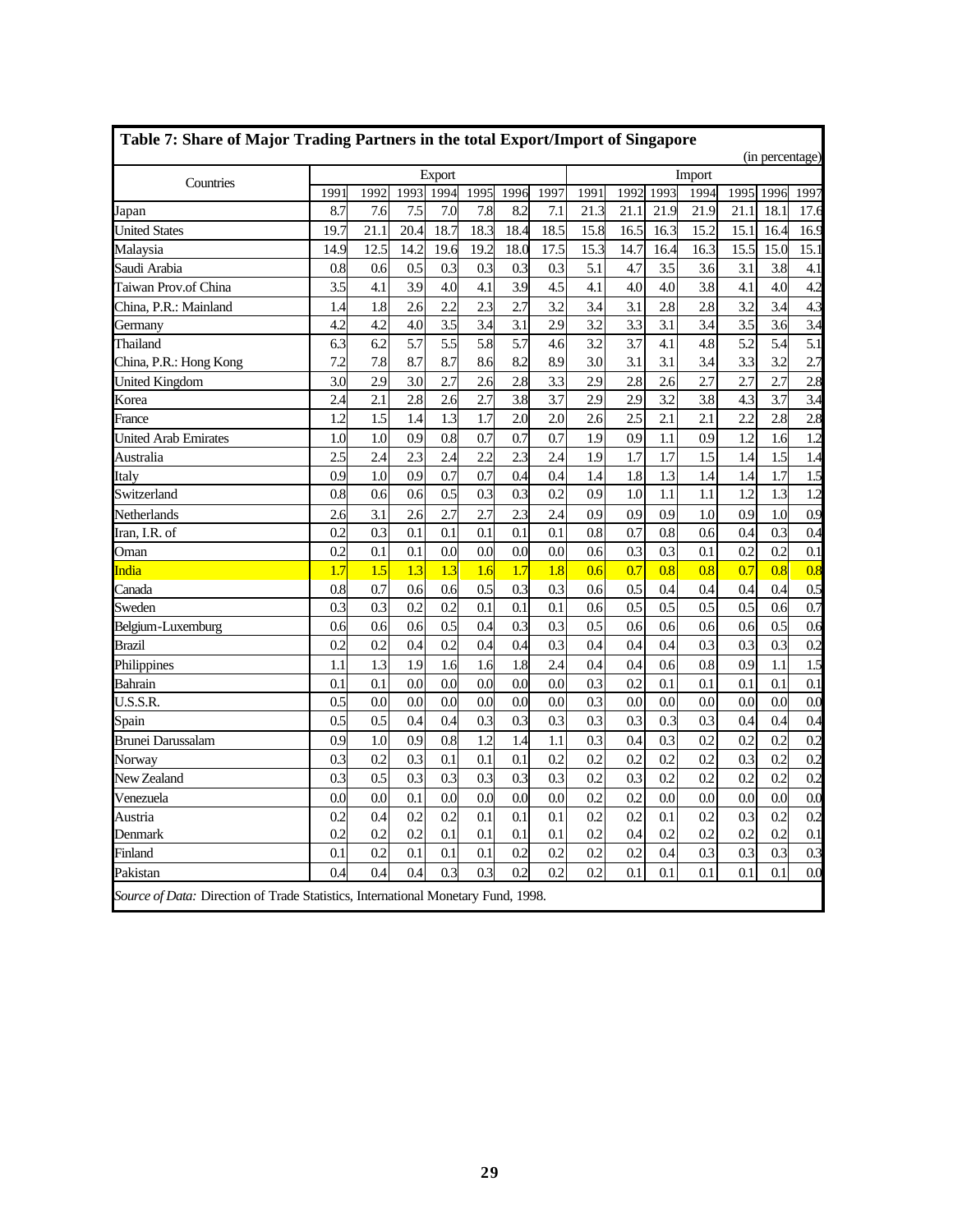**Table 7: Share of Major Trading Partners in the total Export/Import of Singapore**

(in percentage)

| Countries | Export | | | | | | | Import | | | | | | |
|---|---|---|---|---|---|---|---|---|---|---|---|---|---|---|
| | 1991 | 1992 | 1993 | 1994 | 1995 | 1996 | 1997 | 1991 | 1992 | 1993 | 1994 | 1995 | 1996 | 1997 |
| Japan | 8.7 | 7.6 | 7.5 | 7.0 | 7.8 | 8.2 | 7.1 | 21.3 | 21.1 | 21.9 | 21.9 | 21.1 | 18.1 | 17.6 |
| United States | 19.7 | 21.1 | 20.4 | 18.7 | 18.3 | 18.4 | 18.5 | 15.8 | 16.5 | 16.3 | 15.2 | 15.1 | 16.4 | 16.9 |
| Malaysia | 14.9 | 12.5 | 14.2 | 19.6 | 19.2 | 18.0 | 17.5 | 15.3 | 14.7 | 16.4 | 16.3 | 15.5 | 15.0 | 15.1 |
| Saudi Arabia | 0.8 | 0.6 | 0.5 | 0.3 | 0.3 | 0.3 | 0.3 | 5.1 | 4.7 | 3.5 | 3.6 | 3.1 | 3.8 | 4.1 |
| Taiwan Prov.of China | 3.5 | 4.1 | 3.9 | 4.0 | 4.1 | 3.9 | 4.5 | 4.1 | 4.0 | 4.0 | 3.8 | 4.1 | 4.0 | 4.2 |
| China, P.R.: Mainland | 1.4 | 1.8 | 2.6 | 2.2 | 2.3 | 2.7 | 3.2 | 3.4 | 3.1 | 2.8 | 2.8 | 3.2 | 3.4 | 4.3 |
| Germany | 4.2 | 4.2 | 4.0 | 3.5 | 3.4 | 3.1 | 2.9 | 3.2 | 3.3 | 3.1 | 3.4 | 3.5 | 3.6 | 3.4 |
| Thailand | 6.3 | 6.2 | 5.7 | 5.5 | 5.8 | 5.7 | 4.6 | 3.2 | 3.7 | 4.1 | 4.8 | 5.2 | 5.4 | 5.1 |
| China, P.R.: Hong Kong | 7.2 | 7.8 | 8.7 | 8.7 | 8.6 | 8.2 | 8.9 | 3.0 | 3.1 | 3.1 | 3.4 | 3.3 | 3.2 | 2.7 |
| United Kingdom | 3.0 | 2.9 | 3.0 | 2.7 | 2.6 | 2.8 | 3.3 | 2.9 | 2.8 | 2.6 | 2.7 | 2.7 | 2.7 | 2.8 |
| Korea | 2.4 | 2.1 | 2.8 | 2.6 | 2.7 | 3.8 | 3.7 | 2.9 | 2.9 | 3.2 | 3.8 | 4.3 | 3.7 | 3.4 |
| France | 1.2 | 1.5 | 1.4 | 1.3 | 1.7 | 2.0 | 2.0 | 2.6 | 2.5 | 2.1 | 2.1 | 2.2 | 2.8 | 2.8 |
| United Arab Emirates | 1.0 | 1.0 | 0.9 | 0.8 | 0.7 | 0.7 | 0.7 | 1.9 | 0.9 | 1.1 | 0.9 | 1.2 | 1.6 | 1.2 |
| Australia | 2.5 | 2.4 | 2.3 | 2.4 | 2.2 | 2.3 | 2.4 | 1.9 | 1.7 | 1.7 | 1.5 | 1.4 | 1.5 | 1.4 |
| Italy | 0.9 | 1.0 | 0.9 | 0.7 | 0.7 | 0.4 | 0.4 | 1.4 | 1.8 | 1.3 | 1.4 | 1.4 | 1.7 | 1.5 |
| Switzerland | 0.8 | 0.6 | 0.6 | 0.5 | 0.3 | 0.3 | 0.2 | 0.9 | 1.0 | 1.1 | 1.1 | 1.2 | 1.3 | 1.2 |
| Netherlands | 2.6 | 3.1 | 2.6 | 2.7 | 2.7 | 2.3 | 2.4 | 0.9 | 0.9 | 0.9 | 1.0 | 0.9 | 1.0 | 0.9 |
| Iran, I.R. of | 0.2 | 0.3 | 0.1 | 0.1 | 0.1 | 0.1 | 0.1 | 0.8 | 0.7 | 0.8 | 0.6 | 0.4 | 0.3 | 0.4 |
| Oman | 0.2 | 0.1 | 0.1 | 0.0 | 0.0 | 0.0 | 0.0 | 0.6 | 0.3 | 0.3 | 0.1 | 0.2 | 0.2 | 0.1 |
| India | 1.7 | 1.5 | 1.3 | 1.3 | 1.6 | 1.7 | 1.8 | 0.6 | 0.7 | 0.8 | 0.8 | 0.7 | 0.8 | 0.8 |
| Canada | 0.8 | 0.7 | 0.6 | 0.6 | 0.5 | 0.3 | 0.3 | 0.6 | 0.5 | 0.4 | 0.4 | 0.4 | 0.4 | 0.5 |
| Sweden | 0.3 | 0.3 | 0.2 | 0.2 | 0.1 | 0.1 | 0.1 | 0.6 | 0.5 | 0.5 | 0.5 | 0.5 | 0.6 | 0.7 |
| Belgium-Luxemburg | 0.6 | 0.6 | 0.6 | 0.5 | 0.4 | 0.3 | 0.3 | 0.5 | 0.6 | 0.6 | 0.6 | 0.6 | 0.5 | 0.6 |
| Brazil | 0.2 | 0.2 | 0.4 | 0.2 | 0.4 | 0.4 | 0.3 | 0.4 | 0.4 | 0.4 | 0.3 | 0.3 | 0.3 | 0.2 |
| Philippines | 1.1 | 1.3 | 1.9 | 1.6 | 1.6 | 1.8 | 2.4 | 0.4 | 0.4 | 0.6 | 0.8 | 0.9 | 1.1 | 1.5 |
| Bahrain | 0.1 | 0.1 | 0.0 | 0.0 | 0.0 | 0.0 | 0.0 | 0.3 | 0.2 | 0.1 | 0.1 | 0.1 | 0.1 | 0.1 |
| U.S.S.R. | 0.5 | 0.0 | 0.0 | 0.0 | 0.0 | 0.0 | 0.0 | 0.3 | 0.0 | 0.0 | 0.0 | 0.0 | 0.0 | 0.0 |
| Spain | 0.5 | 0.5 | 0.4 | 0.4 | 0.3 | 0.3 | 0.3 | 0.3 | 0.3 | 0.3 | 0.3 | 0.4 | 0.4 | 0.4 |
| Brunei Darussalam | 0.9 | 1.0 | 0.9 | 0.8 | 1.2 | 1.4 | 1.1 | 0.3 | 0.4 | 0.3 | 0.2 | 0.2 | 0.2 | 0.2 |
| Norway | 0.3 | 0.2 | 0.3 | 0.1 | 0.1 | 0.1 | 0.2 | 0.2 | 0.2 | 0.2 | 0.2 | 0.3 | 0.2 | 0.2 |
| New Zealand | 0.3 | 0.5 | 0.3 | 0.3 | 0.3 | 0.3 | 0.3 | 0.2 | 0.3 | 0.2 | 0.2 | 0.2 | 0.2 | 0.2 |
| Venezuela | 0.0 | 0.0 | 0.1 | 0.0 | 0.0 | 0.0 | 0.0 | 0.2 | 0.2 | 0.0 | 0.0 | 0.0 | 0.0 | 0.0 |
| Austria | 0.2 | 0.4 | 0.2 | 0.2 | 0.1 | 0.1 | 0.1 | 0.2 | 0.2 | 0.1 | 0.2 | 0.3 | 0.2 | 0.2 |
| Denmark | 0.2 | 0.2 | 0.2 | 0.1 | 0.1 | 0.1 | 0.1 | 0.2 | 0.4 | 0.2 | 0.2 | 0.2 | 0.2 | 0.1 |
| Finland | 0.1 | 0.2 | 0.1 | 0.1 | 0.1 | 0.2 | 0.2 | 0.2 | 0.2 | 0.4 | 0.3 | 0.3 | 0.3 | 0.3 |
| Pakistan | 0.4 | 0.4 | 0.4 | 0.3 | 0.3 | 0.2 | 0.2 | 0.2 | 0.1 | 0.1 | 0.1 | 0.1 | 0.1 | 0.0 |

*Source of Data:* Direction of Trade Statistics, International Monetary Fund, 1998.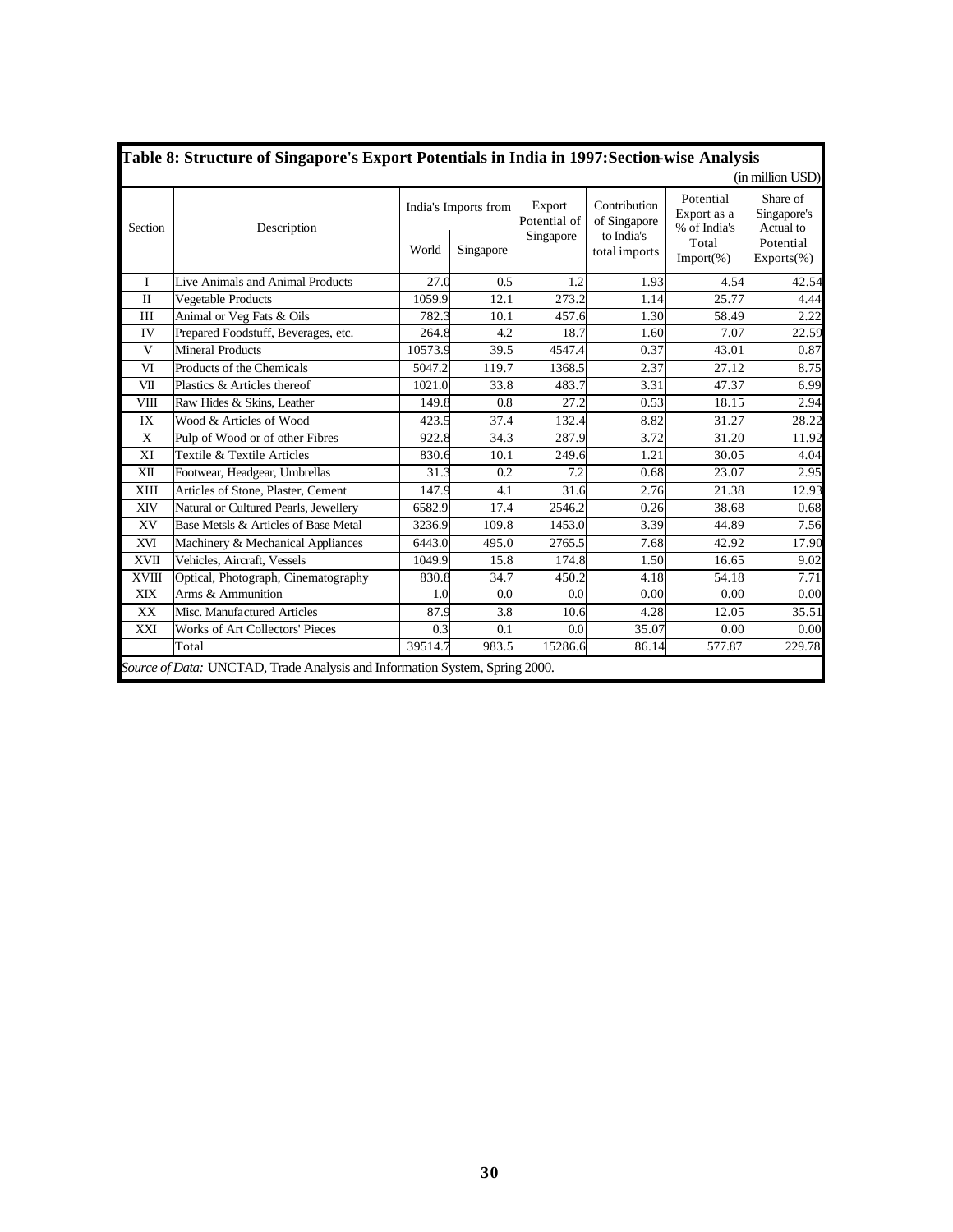**Table 8: Structure of Singapore's Export Potentials in India in 1997:Section-wise Analysis**

(in million USD)

| Section | Description | India's Imports from | | Export Potential of Singapore | Contribution of Singapore to India's total imports | Potential Export as a % of India's Total Import(%) | Share of Singapore's Actual to Potential Exports(%) |
|---|---|---|---|---|---|---|---|
| | | World | Singapore | | | | |
| I | Live Animals and Animal Products | 27.0 | 0.5 | 1.2 | 1.93 | 4.54 | 42.54 |
| II | Vegetable Products | 1059.9 | 12.1 | 273.2 | 1.14 | 25.77 | 4.44 |
| III | Animal or Veg Fats & Oils | 782.3 | 10.1 | 457.6 | 1.30 | 58.49 | 2.22 |
| IV | Prepared Foodstuff, Beverages, etc. | 264.8 | 4.2 | 18.7 | 1.60 | 7.07 | 22.59 |
| V | Mineral Products | 10573.9 | 39.5 | 4547.4 | 0.37 | 43.01 | 0.87 |
| VI | Products of the Chemicals | 5047.2 | 119.7 | 1368.5 | 2.37 | 27.12 | 8.75 |
| VII | Plastics & Articles thereof | 1021.0 | 33.8 | 483.7 | 3.31 | 47.37 | 6.99 |
| VIII | Raw Hides & Skins, Leather | 149.8 | 0.8 | 27.2 | 0.53 | 18.15 | 2.94 |
| IX | Wood & Articles of Wood | 423.5 | 37.4 | 132.4 | 8.82 | 31.27 | 28.22 |
| X | Pulp of Wood or of other Fibres | 922.8 | 34.3 | 287.9 | 3.72 | 31.20 | 11.92 |
| XI | Textile & Textile Articles | 830.6 | 10.1 | 249.6 | 1.21 | 30.05 | 4.04 |
| XII | Footwear, Headgear, Umbrellas | 31.3 | 0.2 | 7.2 | 0.68 | 23.07 | 2.95 |
| XIII | Articles of Stone, Plaster, Cement | 147.9 | 4.1 | 31.6 | 2.76 | 21.38 | 12.93 |
| XIV | Natural or Cultured Pearls, Jewellery | 6582.9 | 17.4 | 2546.2 | 0.26 | 38.68 | 0.68 |
| XV | Base Metsls & Articles of Base Metal | 3236.9 | 109.8 | 1453.0 | 3.39 | 44.89 | 7.56 |
| XVI | Machinery & Mechanical Appliances | 6443.0 | 495.0 | 2765.5 | 7.68 | 42.92 | 17.90 |
| XVII | Vehicles, Aircraft, Vessels | 1049.9 | 15.8 | 174.8 | 1.50 | 16.65 | 9.02 |
| XVIII | Optical, Photograph, Cinematography | 830.8 | 34.7 | 450.2 | 4.18 | 54.18 | 7.71 |
| XIX | Arms & Ammunition | 1.0 | 0.0 | 0.0 | 0.00 | 0.00 | 0.00 |
| XX | Misc. Manufactured Articles | 87.9 | 3.8 | 10.6 | 4.28 | 12.05 | 35.51 |
| XXI | Works of Art Collectors' Pieces | 0.3 | 0.1 | 0.0 | 35.07 | 0.00 | 0.00 |
| | Total | 39514.7 | 983.5 | 15286.6 | 86.14 | 577.87 | 229.78 |

*Source of Data:* UNCTAD, Trade Analysis and Information System, Spring 2000.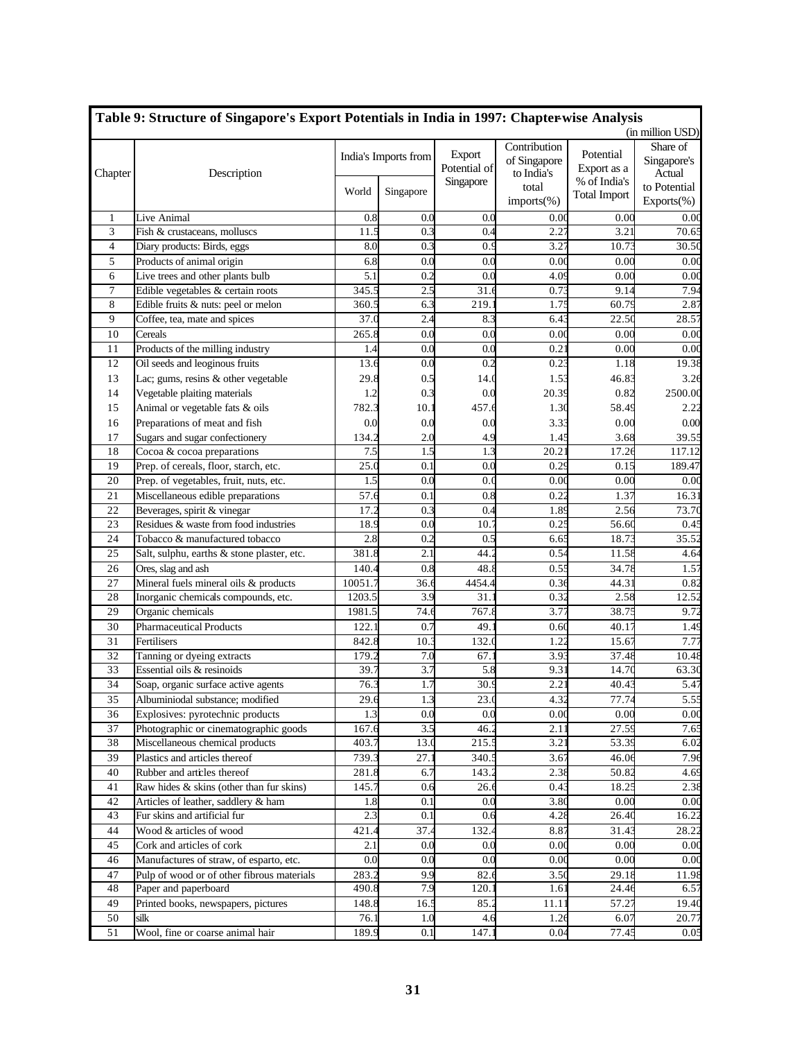**Table 9: Structure of Singapore's Export Potentials in India in 1997: Chapter-wise Analysis**

(in million USD)

| Chapter | Description | India's Imports from | | Export Potential of Singapore | Contribution of Singapore to India's total imports(%) | Potential Export as a % of India's Total Import | Share of Singapore's Actual to Potential Exports(%) |
|---|---|---|---|---|---|---|---|
| | | World | Singapore | | | | |
| 1 | Live Animal | 0.8 | 0.0 | 0.0 | 0.00 | 0.00 | 0.00 |
| 3 | Fish & crustaceans, molluscs | 11.5 | 0.3 | 0.4 | 2.27 | 3.21 | 70.65 |
| 4 | Diary products: Birds, eggs | 8.0 | 0.3 | 0.9 | 3.27 | 10.73 | 30.50 |
| 5 | Products of animal origin | 6.8 | 0.0 | 0.0 | 0.00 | 0.00 | 0.00 |
| 6 | Live trees and other plants bulb | 5.1 | 0.2 | 0.0 | 4.09 | 0.00 | 0.00 |
| 7 | Edible vegetables & certain roots | 345.5 | 2.5 | 31.6 | 0.73 | 9.14 | 7.94 |
| 8 | Edible fruits & nuts: peel or melon | 360.5 | 6.3 | 219.1 | 1.75 | 60.79 | 2.87 |
| 9 | Coffee, tea, mate and spices | 37.0 | 2.4 | 8.3 | 6.43 | 22.50 | 28.57 |
| 10 | Cereals | 265.8 | 0.0 | 0.0 | 0.00 | 0.00 | 0.00 |
| 11 | Products of the milling industry | 1.4 | 0.0 | 0.0 | 0.21 | 0.00 | 0.00 |
| 12 | Oil seeds and leoginous fruits | 13.6 | 0.0 | 0.2 | 0.23 | 1.18 | 19.38 |
| 13 | Lac; gums, resins & other vegetable | 29.8 | 0.5 | 14.0 | 1.53 | 46.83 | 3.26 |
| 14 | Vegetable plaiting materials | 1.2 | 0.3 | 0.0 | 20.39 | 0.82 | 2500.00 |
| 15 | Animal or vegetable fats & oils | 782.3 | 10.1 | 457.6 | 1.30 | 58.49 | 2.22 |
| 16 | Preparations of meat and fish | 0.0 | 0.0 | 0.0 | 3.33 | 0.00 | 0.00 |
| 17 | Sugars and sugar confectionery | 134.2 | 2.0 | 4.9 | 1.45 | 3.68 | 39.55 |
| 18 | Cocoa & cocoa preparations | 7.5 | 1.5 | 1.3 | 20.21 | 17.26 | 117.12 |
| 19 | Prep. of cereals, floor, starch, etc. | 25.0 | 0.1 | 0.0 | 0.29 | 0.15 | 189.47 |
| 20 | Prep. of vegetables, fruit, nuts, etc. | 1.5 | 0.0 | 0.0 | 0.00 | 0.00 | 0.00 |
| 21 | Miscellaneous edible preparations | 57.6 | 0.1 | 0.8 | 0.22 | 1.37 | 16.31 |
| 22 | Beverages, spirit & vinegar | 17.2 | 0.3 | 0.4 | 1.89 | 2.56 | 73.70 |
| 23 | Residues & waste from food industries | 18.9 | 0.0 | 10.7 | 0.25 | 56.60 | 0.45 |
| 24 | Tobacco & manufactured tobacco | 2.8 | 0.2 | 0.5 | 6.65 | 18.73 | 35.52 |
| 25 | Salt, sulphu, earths & stone plaster, etc. | 381.8 | 2.1 | 44.2 | 0.54 | 11.58 | 4.64 |
| 26 | Ores, slag and ash | 140.4 | 0.8 | 48.8 | 0.55 | 34.78 | 1.57 |
| 27 | Mineral fuels mineral oils & products | 10051.7 | 36.6 | 4454.4 | 0.36 | 44.31 | 0.82 |
| 28 | Inorganic chemicals compounds, etc. | 1203.5 | 3.9 | 31.1 | 0.32 | 2.58 | 12.52 |
| 29 | Organic chemicals | 1981.5 | 74.6 | 767.8 | 3.77 | 38.75 | 9.72 |
| 30 | Pharmaceutical Products | 122.1 | 0.7 | 49.1 | 0.60 | 40.17 | 1.49 |
| 31 | Fertilisers | 842.8 | 10.3 | 132.0 | 1.22 | 15.67 | 7.77 |
| 32 | Tanning or dyeing extracts | 179.2 | 7.0 | 67.1 | 3.93 | 37.48 | 10.48 |
| 33 | Essential oils & resinoids | 39.7 | 3.7 | 5.8 | 9.31 | 14.70 | 63.30 |
| 34 | Soap, organic surface active agents | 76.3 | 1.7 | 30.9 | 2.21 | 40.43 | 5.47 |
| 35 | Albuminiodal substance; modified | 29.6 | 1.3 | 23.0 | 4.32 | 77.74 | 5.55 |
| 36 | Explosives: pyrotechnic products | 1.3 | 0.0 | 0.0 | 0.00 | 0.00 | 0.00 |
| 37 | Photographic or cinematographic goods | 167.6 | 3.5 | 46.2 | 2.11 | 27.59 | 7.65 |
| 38 | Miscellaneous chemical products | 403.7 | 13.0 | 215.5 | 3.21 | 53.39 | 6.02 |
| 39 | Plastics and articles thereof | 739.3 | 27.1 | 340.5 | 3.67 | 46.06 | 7.96 |
| 40 | Rubber and articles thereof | 281.8 | 6.7 | 143.2 | 2.38 | 50.82 | 4.69 |
| 41 | Raw hides & skins (other than fur skins) | 145.7 | 0.6 | 26.6 | 0.43 | 18.25 | 2.38 |
| 42 | Articles of leather, saddlery & ham | 1.8 | 0.1 | 0.0 | 3.80 | 0.00 | 0.00 |
| 43 | Fur skins and artificial fur | 2.3 | 0.1 | 0.6 | 4.28 | 26.40 | 16.22 |
| 44 | Wood & articles of wood | 421.4 | 37.4 | 132.4 | 8.87 | 31.43 | 28.22 |
| 45 | Cork and articles of cork | 2.1 | 0.0 | 0.0 | 0.00 | 0.00 | 0.00 |
| 46 | Manufactures of straw, of esparto, etc. | 0.0 | 0.0 | 0.0 | 0.00 | 0.00 | 0.00 |
| 47 | Pulp of wood or of other fibrous materials | 283.2 | 9.9 | 82.6 | 3.50 | 29.18 | 11.98 |
| 48 | Paper and paperboard | 490.8 | 7.9 | 120.1 | 1.61 | 24.46 | 6.57 |
| 49 | Printed books, newspapers, pictures | 148.8 | 16.5 | 85.2 | 11.11 | 57.27 | 19.40 |
| 50 | silk | 76.1 | 1.0 | 4.6 | 1.26 | 6.07 | 20.77 |
| 51 | Wool, fine or coarse animal hair | 189.9 | 0.1 | 147.1 | 0.04 | 77.45 | 0.05 |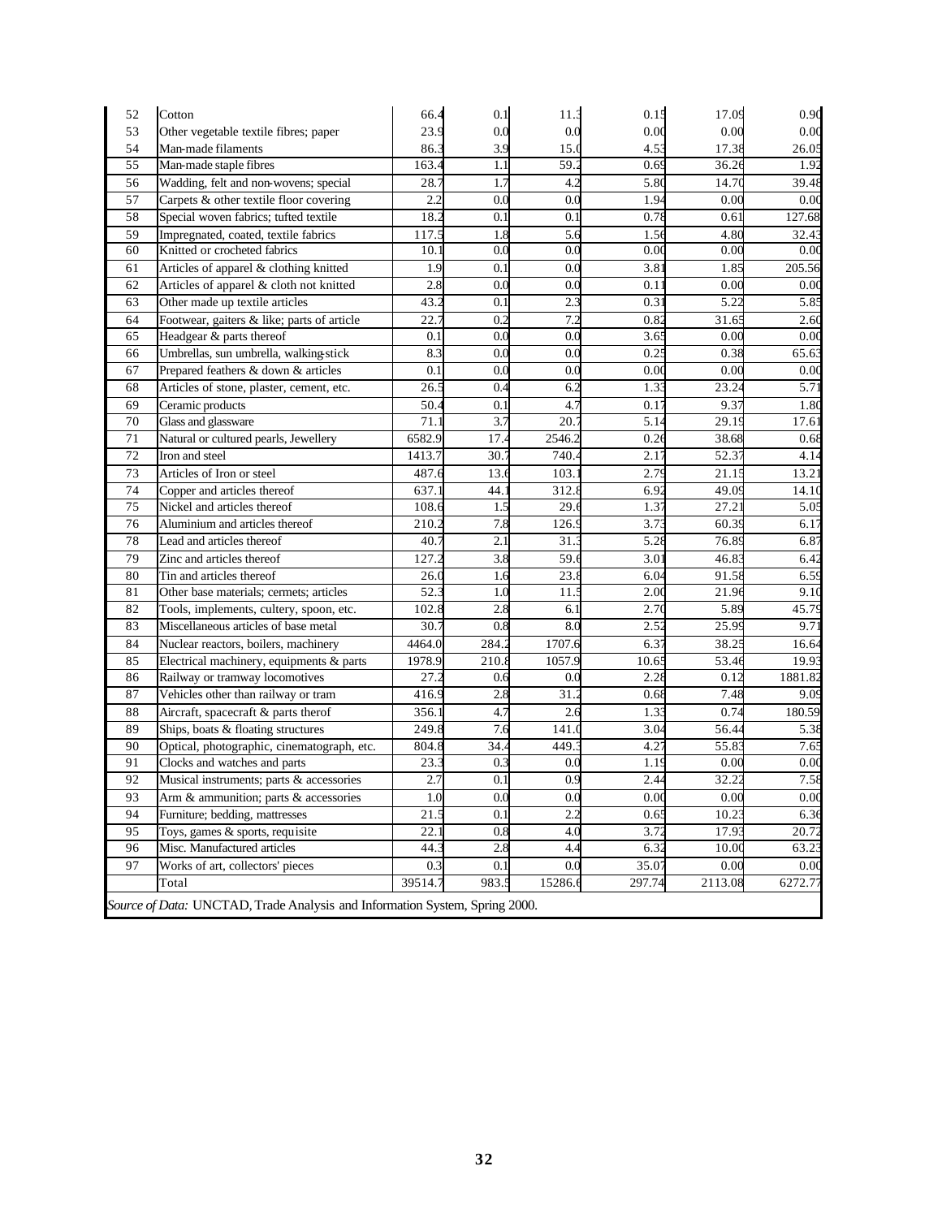| 52 | Cotton | 66.4 | 0.1 | 11.3 | 0.15 | 17.09 | 0.90 |
|---|---|---|---|---|---|---|---|
| 53 | Other vegetable textile fibres; paper | 23.9 | 0.0 | 0.0 | 0.00 | 0.00 | 0.00 |
| 54 | Man-made filaments | 86.3 | 3.9 | 15.0 | 4.53 | 17.38 | 26.05 |
| 55 | Man-made staple fibres | 163.4 | 1.1 | 59.2 | 0.69 | 36.26 | 1.92 |
| 56 | Wadding, felt and non-wovens; special | 28.7 | 1.7 | 4.2 | 5.80 | 14.70 | 39.48 |
| 57 | Carpets & other textile floor covering | 2.2 | 0.0 | 0.0 | 1.94 | 0.00 | 0.00 |
| 58 | Special woven fabrics; tufted textile | 18.2 | 0.1 | 0.1 | 0.78 | 0.61 | 127.68 |
| 59 | Impregnated, coated, textile fabrics | 117.5 | 1.8 | 5.6 | 1.56 | 4.80 | 32.43 |
| 60 | Knitted or crocheted fabrics | 10.1 | 0.0 | 0.0 | 0.00 | 0.00 | 0.00 |
| 61 | Articles of apparel & clothing knitted | 1.9 | 0.1 | 0.0 | 3.81 | 1.85 | 205.56 |
| 62 | Articles of apparel & cloth not knitted | 2.8 | 0.0 | 0.0 | 0.11 | 0.00 | 0.00 |
| 63 | Other made up textile articles | 43.2 | 0.1 | 2.3 | 0.31 | 5.22 | 5.85 |
| 64 | Footwear, gaiters & like; parts of article | 22.7 | 0.2 | 7.2 | 0.82 | 31.65 | 2.60 |
| 65 | Headgear & parts thereof | 0.1 | 0.0 | 0.0 | 3.65 | 0.00 | 0.00 |
| 66 | Umbrellas, sun umbrella, walking-stick | 8.3 | 0.0 | 0.0 | 0.25 | 0.38 | 65.63 |
| 67 | Prepared feathers & down & articles | 0.1 | 0.0 | 0.0 | 0.00 | 0.00 | 0.00 |
| 68 | Articles of stone, plaster, cement, etc. | 26.5 | 0.4 | 6.2 | 1.33 | 23.24 | 5.71 |
| 69 | Ceramic products | 50.4 | 0.1 | 4.7 | 0.17 | 9.37 | 1.80 |
| 70 | Glass and glassware | 71.1 | 3.7 | 20.7 | 5.14 | 29.19 | 17.61 |
| 71 | Natural or cultured pearls, Jewellery | 6582.9 | 17.4 | 2546.2 | 0.26 | 38.68 | 0.68 |
| 72 | Iron and steel | 1413.7 | 30.7 | 740.4 | 2.17 | 52.37 | 4.14 |
| 73 | Articles of Iron or steel | 487.6 | 13.6 | 103.1 | 2.79 | 21.15 | 13.21 |
| 74 | Copper and articles thereof | 637.1 | 44.1 | 312.8 | 6.92 | 49.09 | 14.10 |
| 75 | Nickel and articles thereof | 108.6 | 1.5 | 29.6 | 1.37 | 27.21 | 5.05 |
| 76 | Aluminium and articles thereof | 210.2 | 7.8 | 126.9 | 3.73 | 60.39 | 6.17 |
| 78 | Lead and articles thereof | 40.7 | 2.1 | 31.3 | 5.28 | 76.89 | 6.87 |
| 79 | Zinc and articles thereof | 127.2 | 3.8 | 59.6 | 3.01 | 46.83 | 6.42 |
| 80 | Tin and articles thereof | 26.0 | 1.6 | 23.8 | 6.04 | 91.58 | 6.59 |
| 81 | Other base materials; cermets; articles | 52.3 | 1.0 | 11.5 | 2.00 | 21.96 | 9.10 |
| 82 | Tools, implements, cultery, spoon, etc. | 102.8 | 2.8 | 6.1 | 2.70 | 5.89 | 45.79 |
| 83 | Miscellaneous articles of base metal | 30.7 | 0.8 | 8.0 | 2.52 | 25.99 | 9.71 |
| 84 | Nuclear reactors, boilers, machinery | 4464.0 | 284.2 | 1707.6 | 6.37 | 38.25 | 16.64 |
| 85 | Electrical machinery, equipments & parts | 1978.9 | 210.8 | 1057.9 | 10.65 | 53.46 | 19.93 |
| 86 | Railway or tramway locomotives | 27.2 | 0.6 | 0.0 | 2.28 | 0.12 | 1881.82 |
| 87 | Vehicles other than railway or tram | 416.9 | 2.8 | 31.2 | 0.68 | 7.48 | 9.09 |
| 88 | Aircraft, spacecraft & parts therof | 356.1 | 4.7 | 2.6 | 1.33 | 0.74 | 180.59 |
| 89 | Ships, boats & floating structures | 249.8 | 7.6 | 141.0 | 3.04 | 56.44 | 5.38 |
| 90 | Optical, photographic, cinematograph, etc. | 804.8 | 34.4 | 449.3 | 4.27 | 55.83 | 7.65 |
| 91 | Clocks and watches and parts | 23.3 | 0.3 | 0.0 | 1.19 | 0.00 | 0.00 |
| 92 | Musical instruments; parts & accessories | 2.7 | 0.1 | 0.9 | 2.44 | 32.22 | 7.58 |
| 93 | Arm & ammunition; parts & accessories | 1.0 | 0.0 | 0.0 | 0.00 | 0.00 | 0.00 |
| 94 | Furniture; bedding, mattresses | 21.5 | 0.1 | 2.2 | 0.65 | 10.23 | 6.36 |
| 95 | Toys, games & sports, requisite | 22.1 | 0.8 | 4.0 | 3.72 | 17.93 | 20.72 |
| 96 | Misc. Manufactured articles | 44.3 | 2.8 | 4.4 | 6.32 | 10.00 | 63.23 |
| 97 | Works of art, collectors' pieces | 0.3 | 0.1 | 0.0 | 35.07 | 0.00 | 0.00 |
| | Total | 39514.7 | 983.5 | 15286.6 | 297.74 | 2113.08 | 6272.77 |

*Source of Data:* UNCTAD, Trade Analysis and Information System, Spring 2000.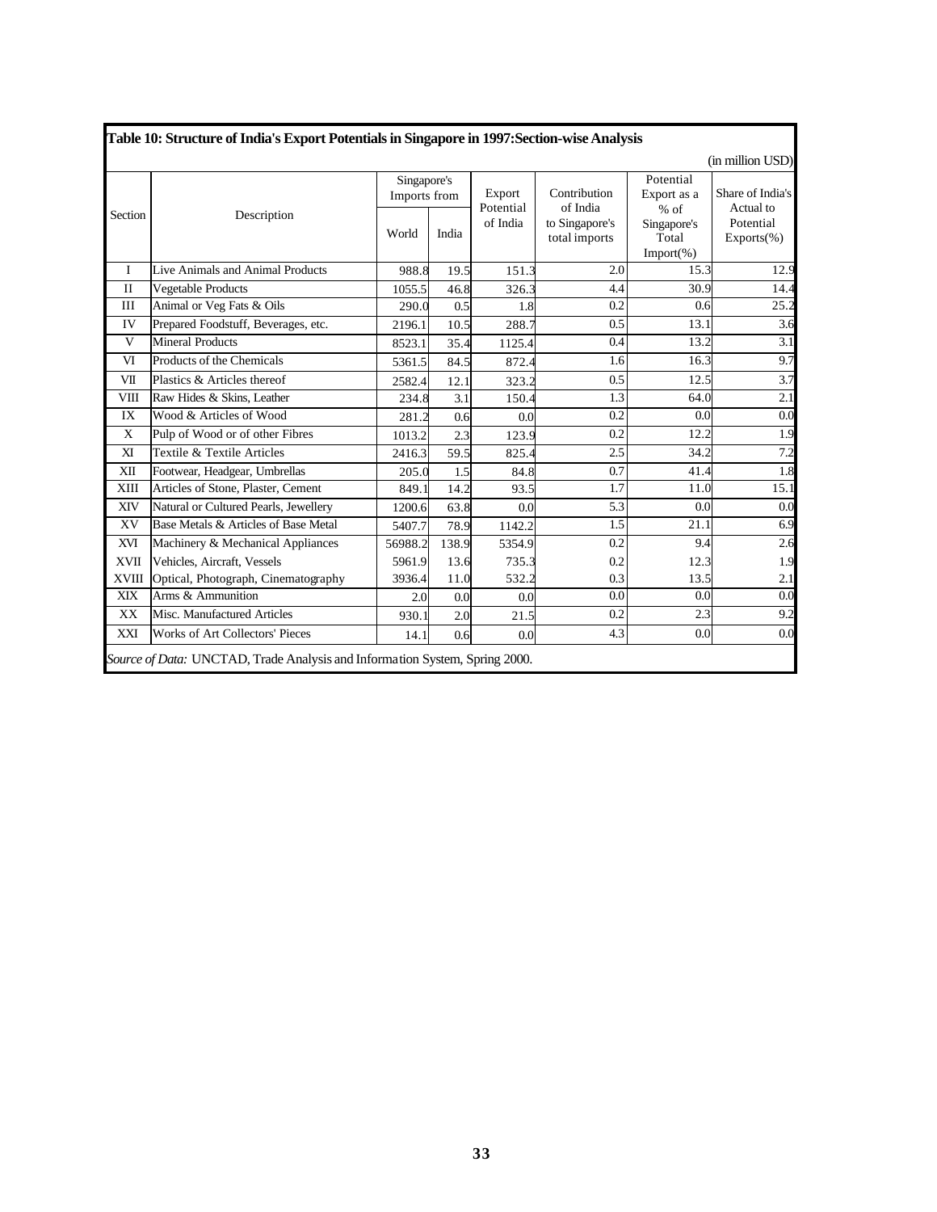**Table 10: Structure of India's Export Potentials in Singapore in 1997: Section-wise Analysis**

(in million USD)

| Section | Description | Singapore's Imports from | | Export Potential of India | Contribution of India to Singapore's total imports | Potential Export as a % of Singapore's Total Import(%) | Share of India's Actual to Potential Exports(%) |
|---|---|---|---|---|---|---|---|
| | | World | India | | | | |
| I | Live Animals and Animal Products | 988.8 | 19.5 | 151.3 | 2.0 | 15.3 | 12.9 |
| II | Vegetable Products | 1055.5 | 46.8 | 326.3 | 4.4 | 30.9 | 14.4 |
| III | Animal or Veg Fats & Oils | 290.0 | 0.5 | 1.8 | 0.2 | 0.6 | 25.2 |
| IV | Prepared Foodstuff, Beverages, etc. | 2196.1 | 10.5 | 288.7 | 0.5 | 13.1 | 3.6 |
| V | Mineral Products | 8523.1 | 35.4 | 1125.4 | 0.4 | 13.2 | 3.1 |
| VI | Products of the Chemicals | 5361.5 | 84.5 | 872.4 | 1.6 | 16.3 | 9.7 |
| VII | Plastics & Articles thereof | 2582.4 | 12.1 | 323.2 | 0.5 | 12.5 | 3.7 |
| VIII | Raw Hides & Skins, Leather | 234.8 | 3.1 | 150.4 | 1.3 | 64.0 | 2.1 |
| IX | Wood & Articles of Wood | 281.2 | 0.6 | 0.0 | 0.2 | 0.0 | 0.0 |
| X | Pulp of Wood or of other Fibres | 1013.2 | 2.3 | 123.9 | 0.2 | 12.2 | 1.9 |
| XI | Textile & Textile Articles | 2416.3 | 59.5 | 825.4 | 2.5 | 34.2 | 7.2 |
| XII | Footwear, Headgear, Umbrellas | 205.0 | 1.5 | 84.8 | 0.7 | 41.4 | 1.8 |
| XIII | Articles of Stone, Plaster, Cement | 849.1 | 14.2 | 93.5 | 1.7 | 11.0 | 15.1 |
| XIV | Natural or Cultured Pearls, Jewellery | 1200.6 | 63.8 | 0.0 | 5.3 | 0.0 | 0.0 |
| XV | Base Metals & Articles of Base Metal | 5407.7 | 78.9 | 1142.2 | 1.5 | 21.1 | 6.9 |
| XVI | Machinery & Mechanical Appliances | 56988.2 | 138.9 | 5354.9 | 0.2 | 9.4 | 2.6 |
| XVII | Vehicles, Aircraft, Vessels | 5961.9 | 13.6 | 735.3 | 0.2 | 12.3 | 1.9 |
| XVIII | Optical, Photograph, Cinematography | 3936.4 | 11.0 | 532.2 | 0.3 | 13.5 | 2.1 |
| XIX | Arms & Ammunition | 2.0 | 0.0 | 0.0 | 0.0 | 0.0 | 0.0 |
| XX | Misc. Manufactured Articles | 930.1 | 2.0 | 21.5 | 0.2 | 2.3 | 9.2 |
| XXI | Works of Art Collectors' Pieces | 14.1 | 0.6 | 0.0 | 4.3 | 0.0 | 0.0 |

*Source of Data:* UNCTAD, Trade Analysis and Information System, Spring 2000.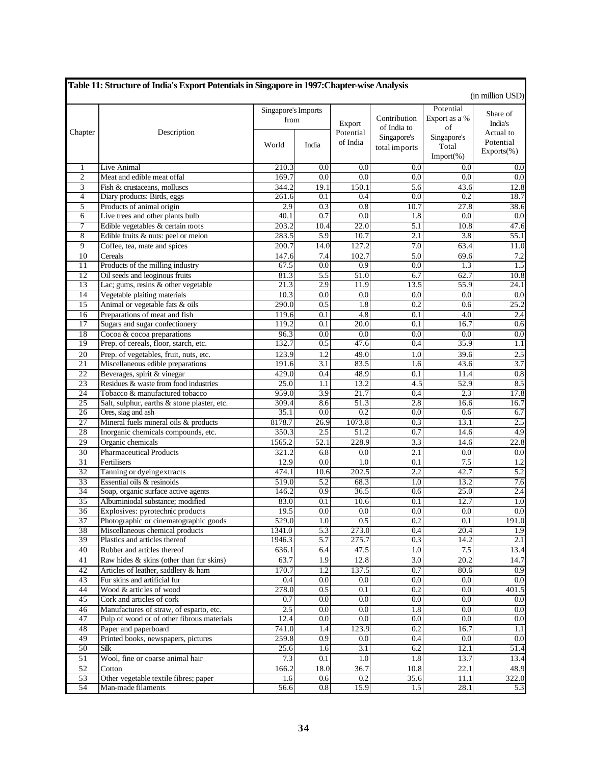**Table 11: Structure of India's Export Potentials in Singapore in 1997:Chapter-wise Analysis**

(in million USD)

| Chapter | Description | Singapore's Imports from | | Export Potential of India | Contribution of India to Singapore's total imports | Potential Export as a % of Singapore's Total Import(%) | Share of India's Actual to Potential Exports(%) |
|---|---|---|---|---|---|---|---|
| | | World | India | | | | |
| 1 | Live Animal | 210.3 | 0.0 | 0.0 | 0.0 | 0.0 | 0.0 |
| 2 | Meat and edible meat offal | 169.7 | 0.0 | 0.0 | 0.0 | 0.0 | 0.0 |
| 3 | Fish & crustaceans, molluscs | 344.2 | 19.1 | 150.1 | 5.6 | 43.6 | 12.8 |
| 4 | Diary products: Birds, eggs | 261.6 | 0.1 | 0.4 | 0.0 | 0.2 | 18.7 |
| 5 | Products of animal origin | 2.9 | 0.3 | 0.8 | 10.7 | 27.8 | 38.6 |
| 6 | Live trees and other plants bulb | 40.1 | 0.7 | 0.0 | 1.8 | 0.0 | 0.0 |
| 7 | Edible vegetables & certain roots | 203.2 | 10.4 | 22.0 | 5.1 | 10.8 | 47.6 |
| 8 | Edible fruits & nuts: peel or melon | 283.5 | 5.9 | 10.7 | 2.1 | 3.8 | 55.1 |
| 9 | Coffee, tea, mate and spices | 200.7 | 14.0 | 127.2 | 7.0 | 63.4 | 11.0 |
| 10 | Cereals | 147.6 | 7.4 | 102.7 | 5.0 | 69.6 | 7.2 |
| 11 | Products of the milling industry | 67.5 | 0.0 | 0.9 | 0.0 | 1.3 | 1.5 |
| 12 | Oil seeds and leoginous fruits | 81.3 | 5.5 | 51.0 | 6.7 | 62.7 | 10.8 |
| 13 | Lac; gums, resins & other vegetable | 21.3 | 2.9 | 11.9 | 13.5 | 55.9 | 24.1 |
| 14 | Vegetable plaiting materials | 10.3 | 0.0 | 0.0 | 0.0 | 0.0 | 0.0 |
| 15 | Animal or vegetable fats & oils | 290.0 | 0.5 | 1.8 | 0.2 | 0.6 | 25.2 |
| 16 | Preparations of meat and fish | 119.6 | 0.1 | 4.8 | 0.1 | 4.0 | 2.4 |
| 17 | Sugars and sugar confectionery | 119.2 | 0.1 | 20.0 | 0.1 | 16.7 | 0.6 |
| 18 | Cocoa & cocoa preparations | 96.3 | 0.0 | 0.0 | 0.0 | 0.0 | 0.0 |
| 19 | Prep. of cereals, floor, starch, etc. | 132.7 | 0.5 | 47.6 | 0.4 | 35.9 | 1.1 |
| 20 | Prep. of vegetables, fruit, nuts, etc. | 123.9 | 1.2 | 49.0 | 1.0 | 39.6 | 2.5 |
| 21 | Miscellaneous edible preparations | 191.6 | 3.1 | 83.5 | 1.6 | 43.6 | 3.7 |
| 22 | Beverages, spirit & vinegar | 429.0 | 0.4 | 48.9 | 0.1 | 11.4 | 0.8 |
| 23 | Residues & waste from food industries | 25.0 | 1.1 | 13.2 | 4.5 | 52.9 | 8.5 |
| 24 | Tobacco & manufactured tobacco | 959.0 | 3.9 | 21.7 | 0.4 | 2.3 | 17.8 |
| 25 | Salt, sulphur, earths & stone plaster, etc. | 309.4 | 8.6 | 51.3 | 2.8 | 16.6 | 16.7 |
| 26 | Ores, slag and ash | 35.1 | 0.0 | 0.2 | 0.0 | 0.6 | 6.7 |
| 27 | Mineral fuels mineral oils & products | 8178.7 | 26.9 | 1073.8 | 0.3 | 13.1 | 2.5 |
| 28 | Inorganic chemicals compounds, etc. | 350.3 | 2.5 | 51.2 | 0.7 | 14.6 | 4.9 |
| 29 | Organic chemicals | 1565.2 | 52.1 | 228.9 | 3.3 | 14.6 | 22.8 |
| 30 | Pharmaceutical Products | 321.2 | 6.8 | 0.0 | 2.1 | 0.0 | 0.0 |
| 31 | Fertilisers | 12.9 | 0.0 | 1.0 | 0.1 | 7.5 | 1.2 |
| 32 | Tanning or dyeing extracts | 474.1 | 10.6 | 202.5 | 2.2 | 42.7 | 5.2 |
| 33 | Essential oils & resinoids | 519.0 | 5.2 | 68.3 | 1.0 | 13.2 | 7.6 |
| 34 | Soap, organic surface active agents | 146.2 | 0.9 | 36.5 | 0.6 | 25.0 | 2.4 |
| 35 | Albuminiodal substance; modified | 83.0 | 0.1 | 10.6 | 0.1 | 12.7 | 1.0 |
| 36 | Explosives: pyrotechnic products | 19.5 | 0.0 | 0.0 | 0.0 | 0.0 | 0.0 |
| 37 | Photographic or cinematographic goods | 529.0 | 1.0 | 0.5 | 0.2 | 0.1 | 191.0 |
| 38 | Miscellaneous chemical products | 1341.0 | 5.3 | 273.0 | 0.4 | 20.4 | 1.9 |
| 39 | Plastics and articles thereof | 1946.3 | 5.7 | 275.7 | 0.3 | 14.2 | 2.1 |
| 40 | Rubber and articles thereof | 636.1 | 6.4 | 47.5 | 1.0 | 7.5 | 13.4 |
| 41 | Raw hides & skins (other than fur skins) | 63.7 | 1.9 | 12.8 | 3.0 | 20.2 | 14.7 |
| 42 | Articles of leather, saddlery & ham | 170.7 | 1.2 | 137.5 | 0.7 | 80.6 | 0.9 |
| 43 | Fur skins and artificial fur | 0.4 | 0.0 | 0.0 | 0.0 | 0.0 | 0.0 |
| 44 | Wood & articles of wood | 278.0 | 0.5 | 0.1 | 0.2 | 0.0 | 401.5 |
| 45 | Cork and articles of cork | 0.7 | 0.0 | 0.0 | 0.0 | 0.0 | 0.0 |
| 46 | Manufactures of straw, of esparto, etc. | 2.5 | 0.0 | 0.0 | 1.8 | 0.0 | 0.0 |
| 47 | Pulp of wood or of other fibrous materials | 12.4 | 0.0 | 0.0 | 0.0 | 0.0 | 0.0 |
| 48 | Paper and paperboard | 741.0 | 1.4 | 123.9 | 0.2 | 16.7 | 1.1 |
| 49 | Printed books, newspapers, pictures | 259.8 | 0.9 | 0.0 | 0.4 | 0.0 | 0.0 |
| 50 | Silk | 25.6 | 1.6 | 3.1 | 6.2 | 12.1 | 51.4 |
| 51 | Wool, fine or coarse animal hair | 7.3 | 0.1 | 1.0 | 1.8 | 13.7 | 13.4 |
| 52 | Cotton | 166.2 | 18.0 | 36.7 | 10.8 | 22.1 | 48.9 |
| 53 | Other vegetable textile fibres; paper | 1.6 | 0.6 | 0.2 | 35.6 | 11.1 | 322.0 |
| 54 | Man-made filaments | 56.6 | 0.8 | 15.9 | 1.5 | 28.1 | 5.3 |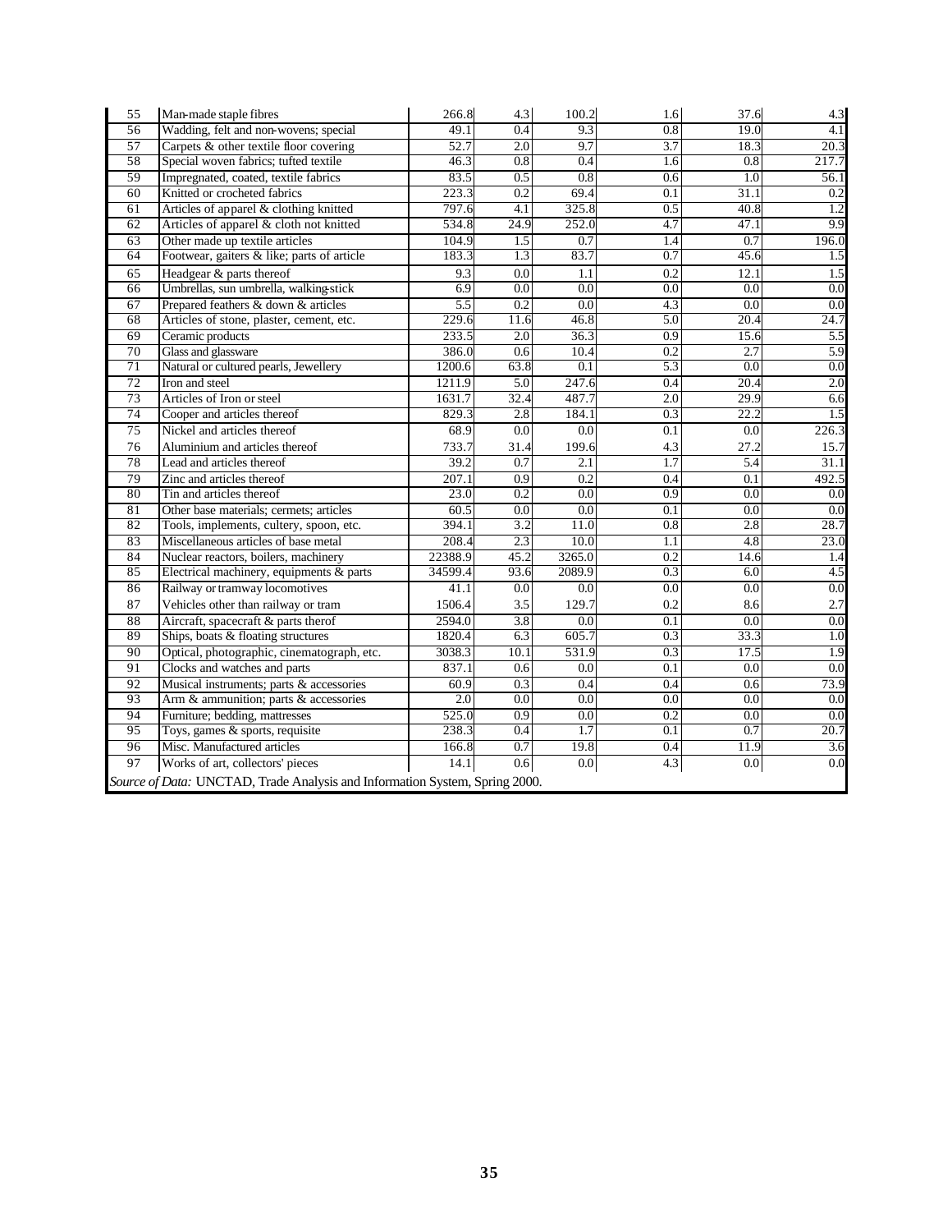| | | | | | | | |
|---|---|---|---|---|---|---|---|
| 55 | Man-made staple fibres | 266.8 | 4.3 | 100.2 | 1.6 | 37.6 | 4.3 |
| 56 | Wadding, felt and non-wovens; special | 49.1 | 0.4 | 9.3 | 0.8 | 19.0 | 4.1 |
| 57 | Carpets & other textile floor covering | 52.7 | 2.0 | 9.7 | 3.7 | 18.3 | 20.3 |
| 58 | Special woven fabrics; tufted textile | 46.3 | 0.8 | 0.4 | 1.6 | 0.8 | 217.7 |
| 59 | Impregnated, coated, textile fabrics | 83.5 | 0.5 | 0.8 | 0.6 | 1.0 | 56.1 |
| 60 | Knitted or crocheted fabrics | 223.3 | 0.2 | 69.4 | 0.1 | 31.1 | 0.2 |
| 61 | Articles of apparel & clothing knitted | 797.6 | 4.1 | 325.8 | 0.5 | 40.8 | 1.2 |
| 62 | Articles of apparel & cloth not knitted | 534.8 | 24.9 | 252.0 | 4.7 | 47.1 | 9.9 |
| 63 | Other made up textile articles | 104.9 | 1.5 | 0.7 | 1.4 | 0.7 | 196.0 |
| 64 | Footwear, gaiters & like; parts of article | 183.3 | 1.3 | 83.7 | 0.7 | 45.6 | 1.5 |
| 65 | Headgear & parts thereof | 9.3 | 0.0 | 1.1 | 0.2 | 12.1 | 1.5 |
| 66 | Umbrellas, sun umbrella, walking-stick | 6.9 | 0.0 | 0.0 | 0.0 | 0.0 | 0.0 |
| 67 | Prepared feathers & down & articles | 5.5 | 0.2 | 0.0 | 4.3 | 0.0 | 0.0 |
| 68 | Articles of stone, plaster, cement, etc. | 229.6 | 11.6 | 46.8 | 5.0 | 20.4 | 24.7 |
| 69 | Ceramic products | 233.5 | 2.0 | 36.3 | 0.9 | 15.6 | 5.5 |
| 70 | Glass and glassware | 386.0 | 0.6 | 10.4 | 0.2 | 2.7 | 5.9 |
| 71 | Natural or cultured pearls, Jewellery | 1200.6 | 63.8 | 0.1 | 5.3 | 0.0 | 0.0 |
| 72 | Iron and steel | 1211.9 | 5.0 | 247.6 | 0.4 | 20.4 | 2.0 |
| 73 | Articles of Iron or steel | 1631.7 | 32.4 | 487.7 | 2.0 | 29.9 | 6.6 |
| 74 | Cooper and articles thereof | 829.3 | 2.8 | 184.1 | 0.3 | 22.2 | 1.5 |
| 75 | Nickel and articles thereof | 68.9 | 0.0 | 0.0 | 0.1 | 0.0 | 226.3 |
| 76 | Aluminium and articles thereof | 733.7 | 31.4 | 199.6 | 4.3 | 27.2 | 15.7 |
| 78 | Lead and articles thereof | 39.2 | 0.7 | 2.1 | 1.7 | 5.4 | 31.1 |
| 79 | Zinc and articles thereof | 207.1 | 0.9 | 0.2 | 0.4 | 0.1 | 492.5 |
| 80 | Tin and articles thereof | 23.0 | 0.2 | 0.0 | 0.9 | 0.0 | 0.0 |
| 81 | Other base materials; cermets; articles | 60.5 | 0.0 | 0.0 | 0.1 | 0.0 | 0.0 |
| 82 | Tools, implements, cultery, spoon, etc. | 394.1 | 3.2 | 11.0 | 0.8 | 2.8 | 28.7 |
| 83 | Miscellaneous articles of base metal | 208.4 | 2.3 | 10.0 | 1.1 | 4.8 | 23.0 |
| 84 | Nuclear reactors, boilers, machinery | 22388.9 | 45.2 | 3265.0 | 0.2 | 14.6 | 1.4 |
| 85 | Electrical machinery, equipments & parts | 34599.4 | 93.6 | 2089.9 | 0.3 | 6.0 | 4.5 |
| 86 | Railway or tramway locomotives | 41.1 | 0.0 | 0.0 | 0.0 | 0.0 | 0.0 |
| 87 | Vehicles other than railway or tram | 1506.4 | 3.5 | 129.7 | 0.2 | 8.6 | 2.7 |
| 88 | Aircraft, spacecraft & parts therof | 2594.0 | 3.8 | 0.0 | 0.1 | 0.0 | 0.0 |
| 89 | Ships, boats & floating structures | 1820.4 | 6.3 | 605.7 | 0.3 | 33.3 | 1.0 |
| 90 | Optical, photographic, cinematograph, etc. | 3038.3 | 10.1 | 531.9 | 0.3 | 17.5 | 1.9 |
| 91 | Clocks and watches and parts | 837.1 | 0.6 | 0.0 | 0.1 | 0.0 | 0.0 |
| 92 | Musical instruments; parts & accessories | 60.9 | 0.3 | 0.4 | 0.4 | 0.6 | 73.9 |
| 93 | Arm & ammunition; parts & accessories | 2.0 | 0.0 | 0.0 | 0.0 | 0.0 | 0.0 |
| 94 | Furniture; bedding, mattresses | 525.0 | 0.9 | 0.0 | 0.2 | 0.0 | 0.0 |
| 95 | Toys, games & sports, requisite | 238.3 | 0.4 | 1.7 | 0.1 | 0.7 | 20.7 |
| 96 | Misc. Manufactured articles | 166.8 | 0.7 | 19.8 | 0.4 | 11.9 | 3.6 |
| 97 | Works of art, collectors' pieces | 14.1 | 0.6 | 0.0 | 4.3 | 0.0 | 0.0 |

*Source of Data:* UNCTAD, Trade Analysis and Information System, Spring 2000.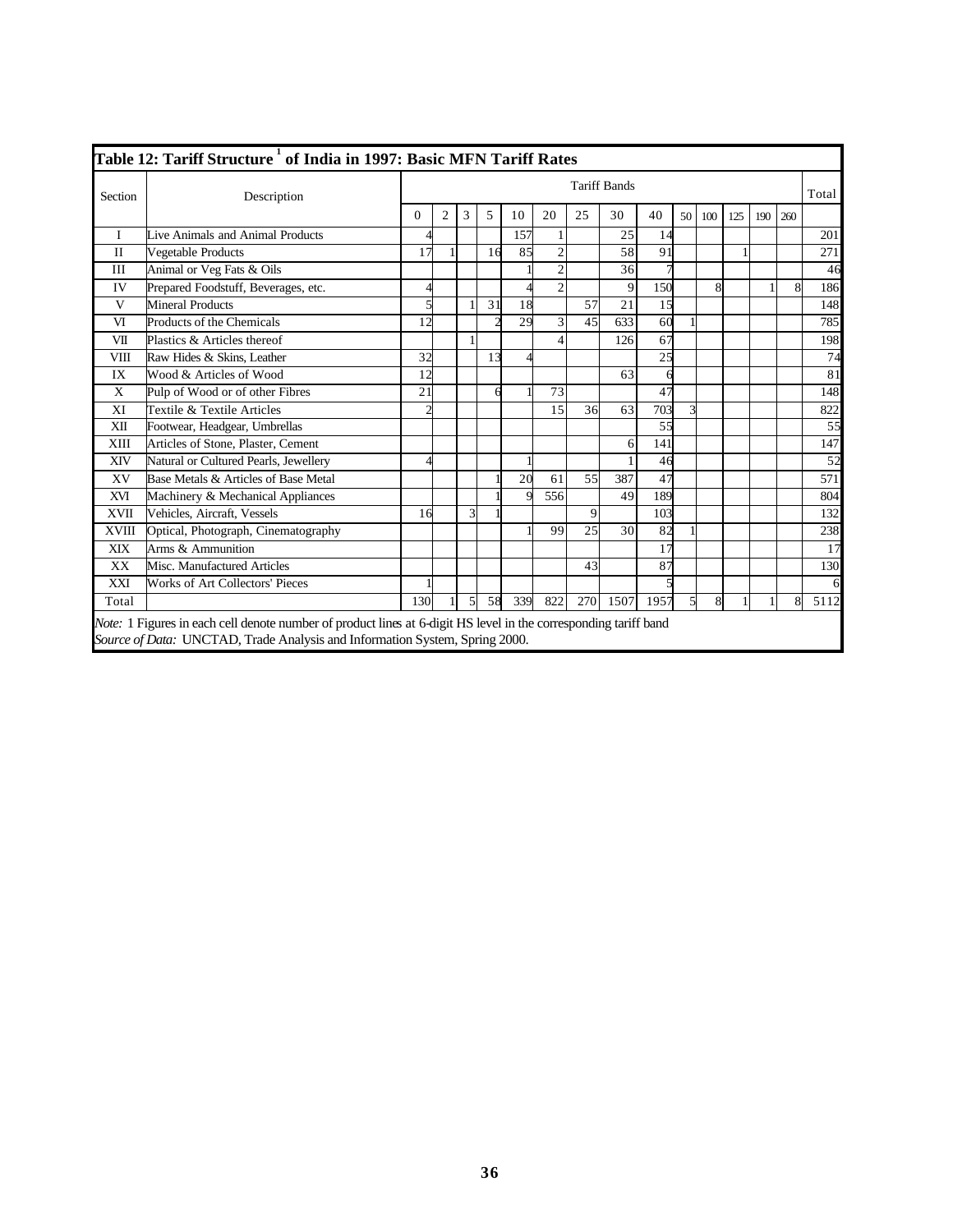## Table 12: Tariff Structure [1] of India in 1997: Basic MFN Tariff Rates

| Section | Description | Tariff Bands | | | | | | | | | | | | | | Total |
|---|---|---|---|---|---|---|---|---|---|---|---|---|---|---|---|---|
| | | 0 | 2 | 3 | 5 | 10 | 20 | 25 | 30 | 40 | 50 | 100 | 125 | 190 | 260 | |
| I | Live Animals and Animal Products | 4 | | | | 157 | 1 | | 25 | 14 | | | | | | 201 |
| II | Vegetable Products | 17 | 1 | | 16 | 85 | 2 | | 58 | 91 | | | 1 | | | 271 |
| III | Animal or Veg Fats & Oils | | | | | 1 | 2 | | 36 | 7 | | | | | | 46 |
| IV | Prepared Foodstuff, Beverages, etc. | 4 | | | | 4 | 2 | | 9 | 150 | | 8 | | 1 | 8 | 186 |
| V | Mineral Products | 5 | | 1 | 31 | 18 | | 57 | 21 | 15 | | | | | | 148 |
| VI | Products of the Chemicals | 12 | | | 2 | 29 | 3 | 45 | 633 | 60 | 1 | | | | | 785 |
| VII | Plastics & Articles thereof | | | 1 | | | 4 | | 126 | 67 | | | | | | 198 |
| VIII | Raw Hides & Skins, Leather | 32 | | | 13 | 4 | | | | 25 | | | | | | 74 |
| IX | Wood & Articles of Wood | 12 | | | | | | | 63 | 6 | | | | | | 81 |
| X | Pulp of Wood or of other Fibres | 21 | | | 6 | 1 | 73 | | | 47 | | | | | | 148 |
| XI | Textile & Textile Articles | 2 | | | | | 15 | 36 | 63 | 703 | 3 | | | | | 822 |
| XII | Footwear, Headgear, Umbrellas | | | | | | | | | 55 | | | | | | 55 |
| XIII | Articles of Stone, Plaster, Cement | | | | | | | | 6 | 141 | | | | | | 147 |
| XIV | Natural or Cultured Pearls, Jewellery | 4 | | | | 1 | | | 1 | 46 | | | | | | 52 |
| XV | Base Metals & Articles of Base Metal | | | | 1 | 20 | 61 | 55 | 387 | 47 | | | | | | 571 |
| XVI | Machinery & Mechanical Appliances | | | | 1 | 9 | 556 | | 49 | 189 | | | | | | 804 |
| XVII | Vehicles, Aircraft, Vessels | 16 | | 3 | 1 | | | 9 | | 103 | | | | | | 132 |
| XVIII | Optical, Photograph, Cinematography | | | | | 1 | 99 | 25 | 30 | 82 | 1 | | | | | 238 |
| XIX | Arms & Ammunition | | | | | | | | | 17 | | | | | | 17 |
| XX | Misc. Manufactured Articles | | | | | | | 43 | | 87 | | | | | | 130 |
| XXI | Works of Art Collectors' Pieces | 1 | | | | | | | | 5 | | | | | | 6 |
| Total | | 130 | 1 | 5 | 58 | 339 | 822 | 270 | 1507 | 1957 | 5 | 8 | 1 | 1 | 8 | 5112 |

*Note:* 1 Figures in each cell denote number of product lines at 6-digit HS level in the corresponding tariff band
*Source of Data:* UNCTAD, Trade Analysis and Information System, Spring 2000.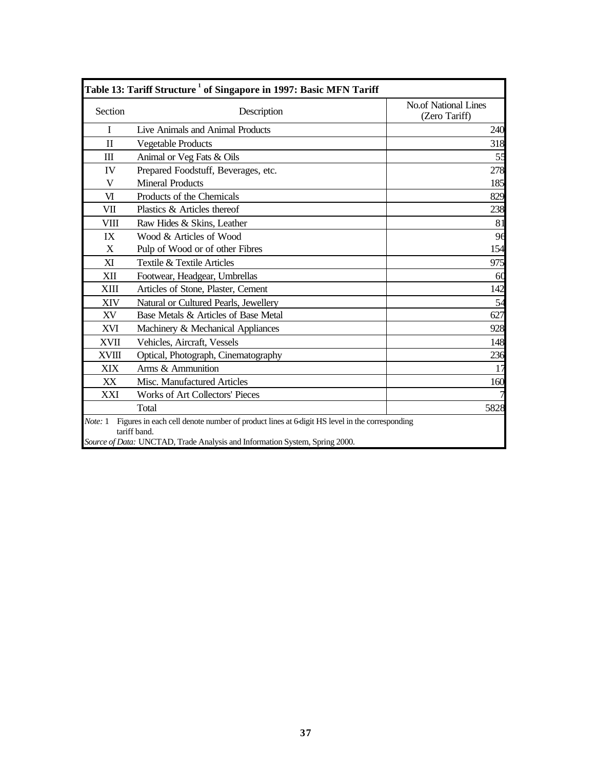**Table 13: Tariff Structure [1] of Singapore in 1997: Basic MFN Tariff**

| Section | Description | No.of National Lines (Zero Tariff) |
|---|---|---|
| I | Live Animals and Animal Products | 240 |
| II | Vegetable Products | 318 |
| III | Animal or Veg Fats & Oils | 55 |
| IV | Prepared Foodstuff, Beverages, etc. | 278 |
| V | Mineral Products | 185 |
| VI | Products of the Chemicals | 829 |
| VII | Plastics & Articles thereof | 238 |
| VIII | Raw Hides & Skins, Leather | 81 |
| IX | Wood & Articles of Wood | 96 |
| X | Pulp of Wood or of other Fibres | 154 |
| XI | Textile & Textile Articles | 975 |
| XII | Footwear, Headgear, Umbrellas | 60 |
| XIII | Articles of Stone, Plaster, Cement | 142 |
| XIV | Natural or Cultured Pearls, Jewellery | 54 |
| XV | Base Metals & Articles of Base Metal | 627 |
| XVI | Machinery & Mechanical Appliances | 928 |
| XVII | Vehicles, Aircraft, Vessels | 148 |
| XVIII | Optical, Photograph, Cinematography | 236 |
| XIX | Arms & Ammunition | 17 |
| XX | Misc. Manufactured Articles | 160 |
| XXI | Works of Art Collectors' Pieces | 7 |
| | Total | 5828 |

*Note:* 1 Figures in each cell denote number of product lines at 6-digit HS level in the corresponding tariff band.

*Source of Data:* UNCTAD, Trade Analysis and Information System, Spring 2000.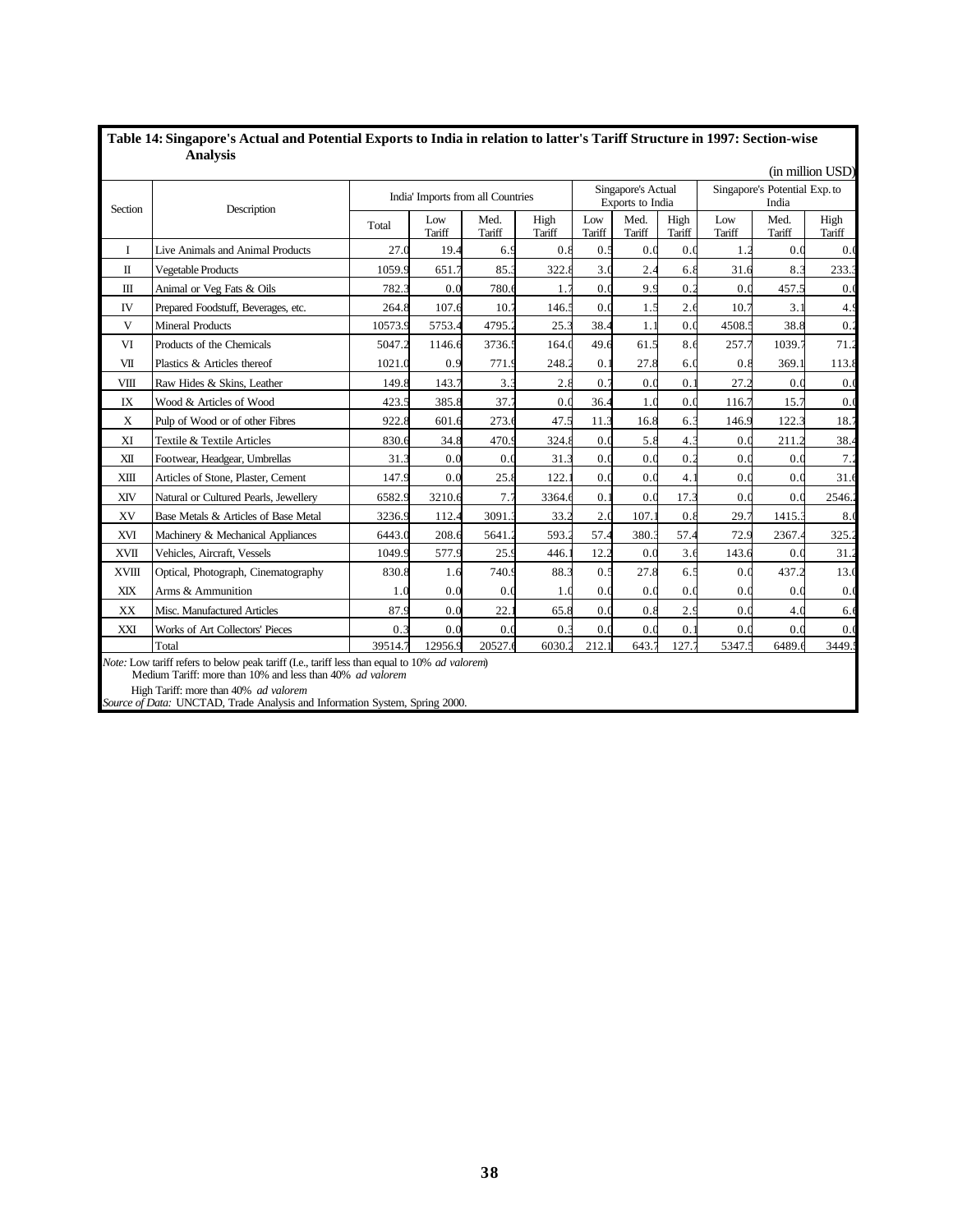**Table 14: Singapore's Actual and Potential Exports to India in relation to latter's Tariff Structure in 1997: Section-wise Analysis**

(in million USD)

| Section | Description | India' Imports from all Countries | | | | Singapore's Actual Exports to India | | | Singapore's Potential Exp. to India | | |
|---|---|---|---|---|---|---|---|---|---|---|---|
| | | Total | Low Tariff | Med. Tariff | High Tariff | Low Tariff | Med. Tariff | High Tariff | Low Tariff | Med. Tariff | High Tariff |
| I | Live Animals and Animal Products | 27.0 | 19.4 | 6.9 | 0.8 | 0.5 | 0.0 | 0.0 | 1.2 | 0.0 | 0.0 |
| II | Vegetable Products | 1059.9 | 651.7 | 85.3 | 322.8 | 3.0 | 2.4 | 6.8 | 31.6 | 8.3 | 233.3 |
| III | Animal or Veg Fats & Oils | 782.3 | 0.0 | 780.6 | 1.7 | 0.0 | 9.9 | 0.2 | 0.0 | 457.5 | 0.0 |
| IV | Prepared Foodstuff, Beverages, etc. | 264.8 | 107.6 | 10.7 | 146.5 | 0.0 | 1.5 | 2.6 | 10.7 | 3.1 | 4.9 |
| V | Mineral Products | 10573.9 | 5753.4 | 4795.2 | 25.3 | 38.4 | 1.1 | 0.0 | 4508.5 | 38.8 | 0.2 |
| VI | Products of the Chemicals | 5047.2 | 1146.6 | 3736.5 | 164.0 | 49.6 | 61.5 | 8.6 | 257.7 | 1039.7 | 71.2 |
| VII | Plastics & Articles thereof | 1021.0 | 0.9 | 771.9 | 248.2 | 0.1 | 27.8 | 6.0 | 0.8 | 369.1 | 113.8 |
| VIII | Raw Hides & Skins, Leather | 149.8 | 143.7 | 3.3 | 2.8 | 0.7 | 0.0 | 0.1 | 27.2 | 0.0 | 0.0 |
| IX | Wood & Articles of Wood | 423.5 | 385.8 | 37.7 | 0.0 | 36.4 | 1.0 | 0.0 | 116.7 | 15.7 | 0.0 |
| X | Pulp of Wood or of other Fibres | 922.8 | 601.6 | 273.6 | 47.5 | 11.3 | 16.8 | 6.3 | 146.9 | 122.3 | 18.7 |
| XI | Textile & Textile Articles | 830.6 | 34.8 | 470.9 | 324.8 | 0.0 | 5.8 | 4.3 | 0.0 | 211.2 | 38.4 |
| XII | Footwear, Headgear, Umbrellas | 31.3 | 0.0 | 0.0 | 31.3 | 0.0 | 0.0 | 0.2 | 0.0 | 0.0 | 7.2 |
| XIII | Articles of Stone, Plaster, Cement | 147.9 | 0.0 | 25.8 | 122.1 | 0.0 | 0.0 | 4.1 | 0.0 | 0.0 | 31.6 |
| XIV | Natural or Cultured Pearls, Jewellery | 6582.9 | 3210.6 | 7.7 | 3364.6 | 0.1 | 0.0 | 17.3 | 0.0 | 0.0 | 2546.2 |
| XV | Base Metals & Articles of Base Metal | 3236.9 | 112.4 | 3091.3 | 33.2 | 2.0 | 107.1 | 0.8 | 29.7 | 1415.3 | 8.0 |
| XVI | Machinery & Mechanical Appliances | 6443.0 | 208.6 | 5641.2 | 593.2 | 57.4 | 380.3 | 57.4 | 72.9 | 2367.4 | 325.2 |
| XVII | Vehicles, Aircraft, Vessels | 1049.9 | 577.9 | 25.9 | 446.1 | 12.2 | 0.0 | 3.6 | 143.6 | 0.0 | 31.2 |
| XVIII | Optical, Photograph, Cinematography | 830.8 | 1.6 | 740.9 | 88.3 | 0.5 | 27.8 | 6.5 | 0.0 | 437.2 | 13.0 |
| XIX | Arms & Ammunition | 1.0 | 0.0 | 0.0 | 1.0 | 0.0 | 0.0 | 0.0 | 0.0 | 0.0 | 0.0 |
| XX | Misc. Manufactured Articles | 87.9 | 0.0 | 22.1 | 65.8 | 0.0 | 0.8 | 2.9 | 0.0 | 4.0 | 6.0 |
| XXI | Works of Art Collectors' Pieces | 0.3 | 0.0 | 0.0 | 0.3 | 0.0 | 0.0 | 0.1 | 0.0 | 0.0 | 0.0 |
| | Total | 39514.7 | 12956.9 | 20527.6 | 6030.2 | 212.1 | 643.7 | 127.7 | 5347.5 | 6489.6 | 3449.5 |

*Note:* Low tariff refers to below peak tariff (I.e., tariff less than equal to 10% *ad valorem*)
Medium Tariff: more than 10% and less than 40% *ad valorem*
High Tariff: more than 40% *ad valorem*

*Source of Data:* UNCTAD, Trade Analysis and Information System, Spring 2000.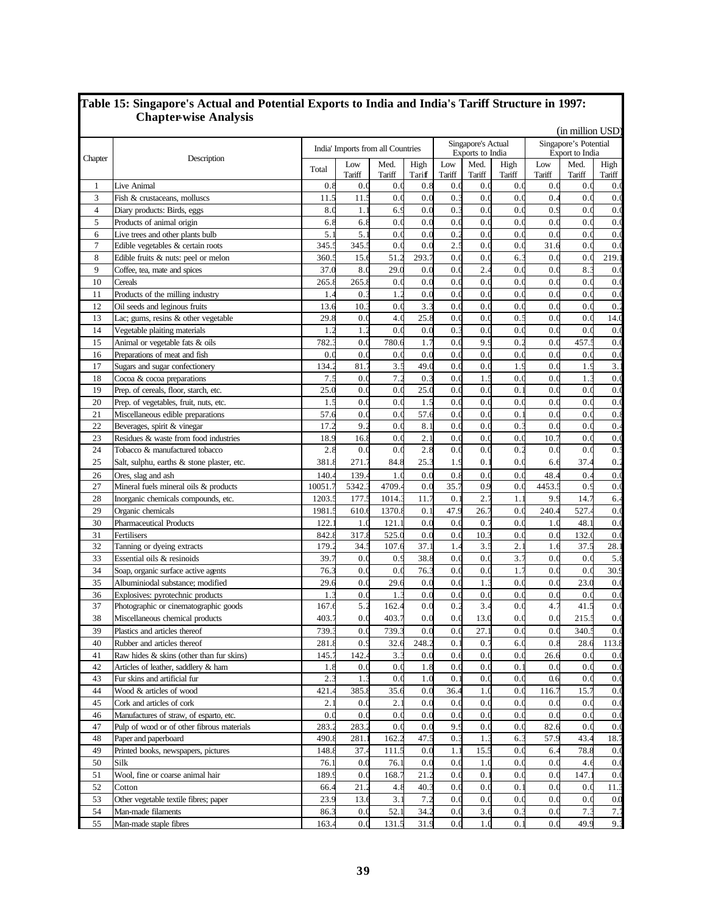## Table 15: Singapore's Actual and Potential Exports to India and India's Tariff Structure in 1997: Chapter-wise Analysis

(in million USD)

| Chapter | Description | India' Imports from all Countries | | | | Singapore's Actual Exports to India | | | Singapore's Potential Export to India | | |
|---|---|---|---|---|---|---|---|---|---|---|---|
| | | Total | Low Tariff | Med. Tariff | High Tariff | Low Tariff | Med. Tariff | High Tariff | Low Tariff | Med. Tariff | High Tariff |
| 1 | Live Animal | 0.8 | 0.0 | 0.0 | 0.8 | 0.0 | 0.0 | 0.0 | 0.0 | 0.0 | 0.0 |
| 3 | Fish & crustaceans, molluscs | 11.5 | 11.5 | 0.0 | 0.0 | 0.3 | 0.0 | 0.0 | 0.4 | 0.0 | 0.0 |
| 4 | Diary products: Birds, eggs | 8.0 | 1.1 | 6.9 | 0.0 | 0.3 | 0.0 | 0.0 | 0.9 | 0.0 | 0.0 |
| 5 | Products of animal origin | 6.8 | 6.8 | 0.0 | 0.0 | 0.0 | 0.0 | 0.0 | 0.0 | 0.0 | 0.0 |
| 6 | Live trees and other plants bulb | 5.1 | 5.1 | 0.0 | 0.0 | 0.2 | 0.0 | 0.0 | 0.0 | 0.0 | 0.0 |
| 7 | Edible vegetables & certain roots | 345.5 | 345.5 | 0.0 | 0.0 | 2.5 | 0.0 | 0.0 | 31.6 | 0.0 | 0.0 |
| 8 | Edible fruits & nuts: peel or melon | 360.5 | 15.6 | 51.2 | 293.7 | 0.0 | 0.0 | 6.3 | 0.0 | 0.0 | 219.1 |
| 9 | Coffee, tea, mate and spices | 37.0 | 8.0 | 29.0 | 0.0 | 0.0 | 2.4 | 0.0 | 0.0 | 8.3 | 0.0 |
| 10 | Cereals | 265.8 | 265.8 | 0.0 | 0.0 | 0.0 | 0.0 | 0.0 | 0.0 | 0.0 | 0.0 |
| 11 | Products of the milling industry | 1.4 | 0.3 | 1.2 | 0.0 | 0.0 | 0.0 | 0.0 | 0.0 | 0.0 | 0.0 |
| 12 | Oil seeds and leginous fruits | 13.6 | 10.3 | 0.0 | 3.3 | 0.0 | 0.0 | 0.0 | 0.0 | 0.0 | 0.2 |
| 13 | Lac; gums, resins & other vegetable | 29.8 | 0.0 | 4.0 | 25.8 | 0.0 | 0.0 | 0.5 | 0.0 | 0.0 | 14.0 |
| 14 | Vegetable plaiting materials | 1.2 | 1.2 | 0.0 | 0.0 | 0.3 | 0.0 | 0.0 | 0.0 | 0.0 | 0.0 |
| 15 | Animal or vegetable fats & oils | 782.3 | 0.0 | 780.6 | 1.7 | 0.0 | 9.9 | 0.2 | 0.0 | 457.5 | 0.0 |
| 16 | Preparations of meat and fish | 0.0 | 0.0 | 0.0 | 0.0 | 0.0 | 0.0 | 0.0 | 0.0 | 0.0 | 0.0 |
| 17 | Sugars and sugar confectionery | 134.2 | 81.7 | 3.5 | 49.0 | 0.0 | 0.0 | 1.9 | 0.0 | 1.9 | 3.1 |
| 18 | Cocoa & cocoa preparations | 7.5 | 0.0 | 7.2 | 0.3 | 0.0 | 1.5 | 0.0 | 0.0 | 1.3 | 0.0 |
| 19 | Prep. of cereals, floor, starch, etc. | 25.0 | 0.0 | 0.0 | 25.0 | 0.0 | 0.0 | 0.1 | 0.0 | 0.0 | 0.0 |
| 20 | Prep. of vegetables, fruit, nuts, etc. | 1.5 | 0.0 | 0.0 | 1.5 | 0.0 | 0.0 | 0.0 | 0.0 | 0.0 | 0.0 |
| 21 | Miscellaneous edible preparations | 57.6 | 0.0 | 0.0 | 57.6 | 0.0 | 0.0 | 0.1 | 0.0 | 0.0 | 0.8 |
| 22 | Beverages, spirit & vinegar | 17.2 | 9.2 | 0.0 | 8.1 | 0.0 | 0.0 | 0.3 | 0.0 | 0.0 | 0.4 |
| 23 | Residues & waste from food industries | 18.9 | 16.8 | 0.0 | 2.1 | 0.0 | 0.0 | 0.0 | 10.7 | 0.0 | 0.0 |
| 24 | Tobacco & manufactured tobacco | 2.8 | 0.0 | 0.0 | 2.8 | 0.0 | 0.0 | 0.2 | 0.0 | 0.0 | 0.5 |
| 25 | Salt, sulphu, earths & stone plaster, etc. | 381.8 | 271.7 | 84.8 | 25.3 | 1.9 | 0.1 | 0.0 | 6.6 | 37.4 | 0.2 |
| 26 | Ores, slag and ash | 140.4 | 139.4 | 1.0 | 0.0 | 0.8 | 0.0 | 0.0 | 48.4 | 0.4 | 0.0 |
| 27 | Mineral fuels mineral oils & products | 10051.7 | 5342.3 | 4709.4 | 0.0 | 35.7 | 0.9 | 0.0 | 4453.5 | 0.9 | 0.0 |
| 28 | Inorganic chemicals compounds, etc. | 1203.5 | 177.5 | 1014.3 | 11.7 | 0.1 | 2.7 | 1.1 | 9.9 | 14.7 | 6.4 |
| 29 | Organic chemicals | 1981.5 | 610.6 | 1370.8 | 0.1 | 47.9 | 26.7 | 0.0 | 240.4 | 527.4 | 0.0 |
| 30 | Pharmaceutical Products | 122.1 | 1.0 | 121.1 | 0.0 | 0.0 | 0.7 | 0.0 | 1.0 | 48.1 | 0.0 |
| 31 | Fertilisers | 842.8 | 317.8 | 525.0 | 0.0 | 0.0 | 10.3 | 0.0 | 0.0 | 132.0 | 0.0 |
| 32 | Tanning or dyeing extracts | 179.2 | 34.5 | 107.6 | 37.1 | 1.4 | 3.5 | 2.1 | 1.6 | 37.5 | 28.1 |
| 33 | Essential oils & resinoids | 39.7 | 0.0 | 0.9 | 38.8 | 0.0 | 0.0 | 3.7 | 0.0 | 0.0 | 5.8 |
| 34 | Soap, organic surface active agents | 76.3 | 0.0 | 0.0 | 76.3 | 0.0 | 0.0 | 1.7 | 0.0 | 0.0 | 30.9 |
| 35 | Albuminiodal substance; modified | 29.6 | 0.0 | 29.6 | 0.0 | 0.0 | 1.3 | 0.0 | 0.0 | 23.0 | 0.0 |
| 36 | Explosives: pyrotechnic products | 1.3 | 0.0 | 1.3 | 0.0 | 0.0 | 0.0 | 0.0 | 0.0 | 0.0 | 0.0 |
| 37 | Photographic or cinematographic goods | 167.6 | 5.2 | 162.4 | 0.0 | 0.2 | 3.4 | 0.0 | 4.7 | 41.5 | 0.0 |
| 38 | Miscellaneous chemical products | 403.7 | 0.0 | 403.7 | 0.0 | 0.0 | 13.0 | 0.0 | 0.0 | 215.5 | 0.0 |
| 39 | Plastics and articles thereof | 739.3 | 0.0 | 739.3 | 0.0 | 0.0 | 27.1 | 0.0 | 0.0 | 340.5 | 0.0 |
| 40 | Rubber and articles thereof | 281.8 | 0.9 | 32.6 | 248.2 | 0.1 | 0.7 | 6.0 | 0.8 | 28.6 | 113.8 |
| 41 | Raw hides & skins (other than fur skins) | 145.7 | 142.4 | 3.3 | 0.0 | 0.6 | 0.0 | 0.0 | 26.6 | 0.0 | 0.0 |
| 42 | Articles of leather, saddlery & ham | 1.8 | 0.0 | 0.0 | 1.8 | 0.0 | 0.0 | 0.1 | 0.0 | 0.0 | 0.0 |
| 43 | Fur skins and artificial fur | 2.3 | 1.3 | 0.0 | 1.0 | 0.1 | 0.0 | 0.0 | 0.6 | 0.0 | 0.0 |
| 44 | Wood & articles of wood | 421.4 | 385.8 | 35.6 | 0.0 | 36.4 | 1.0 | 0.0 | 116.7 | 15.7 | 0.0 |
| 45 | Cork and articles of cork | 2.1 | 0.0 | 2.1 | 0.0 | 0.0 | 0.0 | 0.0 | 0.0 | 0.0 | 0.0 |
| 46 | Manufactures of straw, of esparto, etc. | 0.0 | 0.0 | 0.0 | 0.0 | 0.0 | 0.0 | 0.0 | 0.0 | 0.0 | 0.0 |
| 47 | Pulp of wood or of other fibrous materials | 283.2 | 283.2 | 0.0 | 0.0 | 9.9 | 0.0 | 0.0 | 82.6 | 0.0 | 0.0 |
| 48 | Paper and paperboard | 490.8 | 281.1 | 162.2 | 47.5 | 0.3 | 1.3 | 6.3 | 57.9 | 43.4 | 18.7 |
| 49 | Printed books, newspapers, pictures | 148.8 | 37.4 | 111.5 | 0.0 | 1.1 | 15.5 | 0.0 | 6.4 | 78.8 | 0.0 |
| 50 | Silk | 76.1 | 0.0 | 76.1 | 0.0 | 0.0 | 1.0 | 0.0 | 0.0 | 4.6 | 0.0 |
| 51 | Wool, fine or coarse animal hair | 189.9 | 0.0 | 168.7 | 21.2 | 0.0 | 0.1 | 0.0 | 0.0 | 147.1 | 0.0 |
| 52 | Cotton | 66.4 | 21.2 | 4.8 | 40.3 | 0.0 | 0.0 | 0.1 | 0.0 | 0.0 | 11.3 |
| 53 | Other vegetable textile fibres; paper | 23.9 | 13.6 | 3.1 | 7.2 | 0.0 | 0.0 | 0.0 | 0.0 | 0.0 | 0.0 |
| 54 | Man-made filaments | 86.3 | 0.0 | 52.1 | 34.2 | 0.0 | 3.6 | 0.3 | 0.0 | 7.3 | 7.7 |
| 55 | Man-made staple fibres | 163.4 | 0.0 | 131.5 | 31.9 | 0.0 | 1.0 | 0.1 | 0.0 | 49.9 | 9.3 |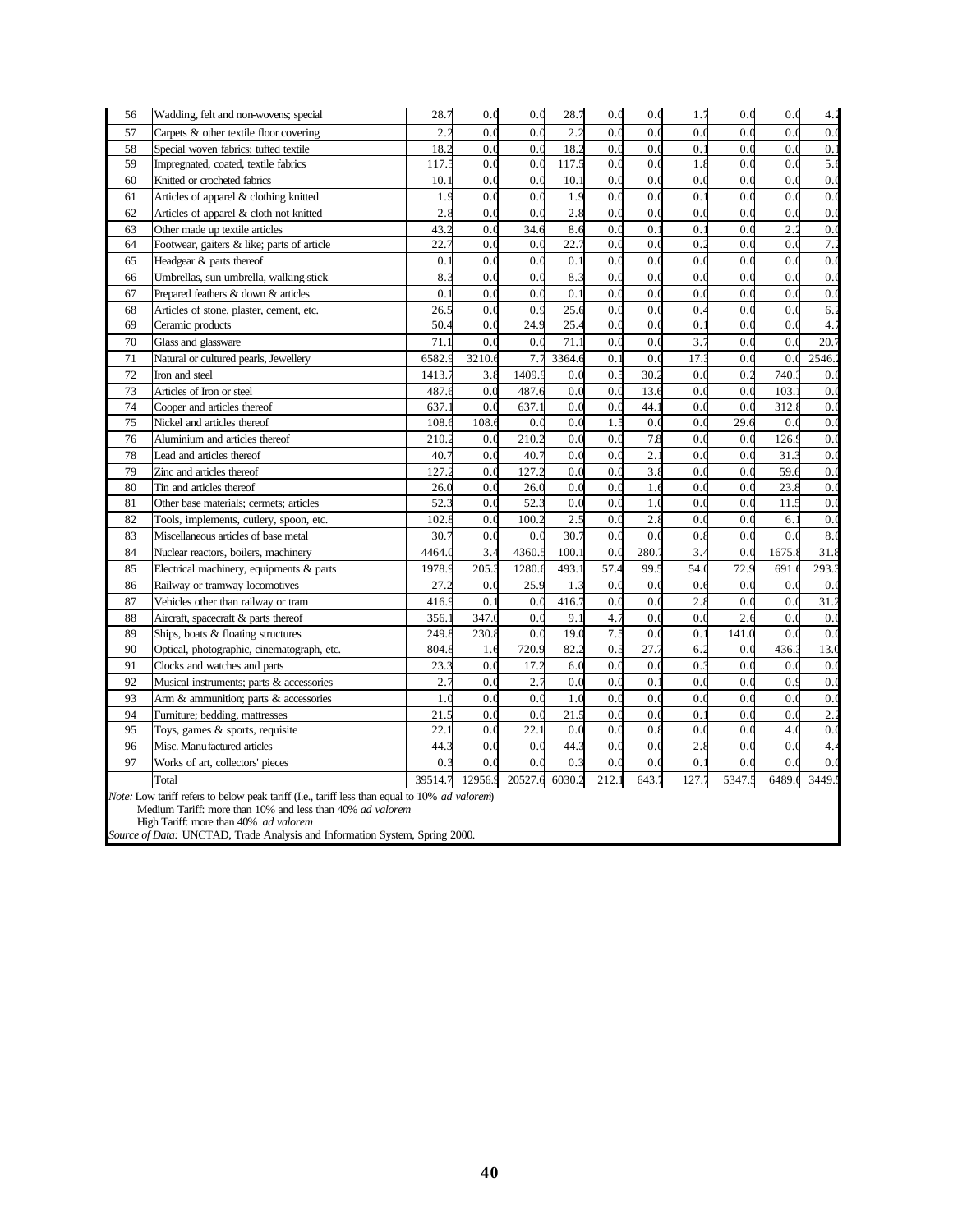| | | | | | | | | | | | |
|---|---|---|---|---|---|---|---|---|---|---|---|
| 56 | Wadding, felt and non-wovens; special | 28.7 | 0.0 | 0.0 | 28.7 | 0.0 | 0.0 | 1.7 | 0.0 | 0.0 | 4.2 |
| 57 | Carpets & other textile floor covering | 2.2 | 0.0 | 0.0 | 2.2 | 0.0 | 0.0 | 0.0 | 0.0 | 0.0 | 0.0 |
| 58 | Special woven fabrics; tufted textile | 18.2 | 0.0 | 0.0 | 18.2 | 0.0 | 0.0 | 0.1 | 0.0 | 0.0 | 0.1 |
| 59 | Impregnated, coated, textile fabrics | 117.5 | 0.0 | 0.0 | 117.5 | 0.0 | 0.0 | 1.8 | 0.0 | 0.0 | 5.6 |
| 60 | Knitted or crocheted fabrics | 10.1 | 0.0 | 0.0 | 10.1 | 0.0 | 0.0 | 0.0 | 0.0 | 0.0 | 0.0 |
| 61 | Articles of apparel & clothing knitted | 1.9 | 0.0 | 0.0 | 1.9 | 0.0 | 0.0 | 0.1 | 0.0 | 0.0 | 0.0 |
| 62 | Articles of apparel & cloth not knitted | 2.8 | 0.0 | 0.0 | 2.8 | 0.0 | 0.0 | 0.0 | 0.0 | 0.0 | 0.0 |
| 63 | Other made up textile articles | 43.2 | 0.0 | 34.6 | 8.6 | 0.0 | 0.1 | 0.1 | 0.0 | 2.2 | 0.0 |
| 64 | Footwear, gaiters & like; parts of article | 22.7 | 0.0 | 0.0 | 22.7 | 0.0 | 0.0 | 0.2 | 0.0 | 0.0 | 7.2 |
| 65 | Headgear & parts thereof | 0.1 | 0.0 | 0.0 | 0.1 | 0.0 | 0.0 | 0.0 | 0.0 | 0.0 | 0.0 |
| 66 | Umbrellas, sun umbrella, walking-stick | 8.3 | 0.0 | 0.0 | 8.3 | 0.0 | 0.0 | 0.0 | 0.0 | 0.0 | 0.0 |
| 67 | Prepared feathers & down & articles | 0.1 | 0.0 | 0.0 | 0.1 | 0.0 | 0.0 | 0.0 | 0.0 | 0.0 | 0.0 |
| 68 | Articles of stone, plaster, cement, etc. | 26.5 | 0.0 | 0.9 | 25.6 | 0.0 | 0.0 | 0.4 | 0.0 | 0.0 | 6.2 |
| 69 | Ceramic products | 50.4 | 0.0 | 24.9 | 25.4 | 0.0 | 0.0 | 0.1 | 0.0 | 0.0 | 4.7 |
| 70 | Glass and glassware | 71.1 | 0.0 | 0.0 | 71.1 | 0.0 | 0.0 | 3.7 | 0.0 | 0.0 | 20.7 |
| 71 | Natural or cultured pearls, Jewellery | 6582.9 | 3210.6 | 7.7 | 3364.6 | 0.1 | 0.0 | 17.3 | 0.0 | 0.0 | 2546.2 |
| 72 | Iron and steel | 1413.7 | 3.8 | 1409.9 | 0.0 | 0.5 | 30.2 | 0.0 | 0.2 | 740.3 | 0.0 |
| 73 | Articles of Iron or steel | 487.6 | 0.0 | 487.6 | 0.0 | 0.0 | 13.6 | 0.0 | 0.0 | 103.1 | 0.0 |
| 74 | Cooper and articles thereof | 637.1 | 0.0 | 637.1 | 0.0 | 0.0 | 44.1 | 0.0 | 0.0 | 312.8 | 0.0 |
| 75 | Nickel and articles thereof | 108.6 | 108.6 | 0.0 | 0.0 | 1.5 | 0.0 | 0.0 | 29.6 | 0.0 | 0.0 |
| 76 | Aluminium and articles thereof | 210.2 | 0.0 | 210.2 | 0.0 | 0.0 | 7.8 | 0.0 | 0.0 | 126.9 | 0.0 |
| 78 | Lead and articles thereof | 40.7 | 0.0 | 40.7 | 0.0 | 0.0 | 2.1 | 0.0 | 0.0 | 31.3 | 0.0 |
| 79 | Zinc and articles thereof | 127.2 | 0.0 | 127.2 | 0.0 | 0.0 | 3.8 | 0.0 | 0.0 | 59.6 | 0.0 |
| 80 | Tin and articles thereof | 26.0 | 0.0 | 26.0 | 0.0 | 0.0 | 1.6 | 0.0 | 0.0 | 23.8 | 0.0 |
| 81 | Other base materials; cermets; articles | 52.3 | 0.0 | 52.3 | 0.0 | 0.0 | 1.0 | 0.0 | 0.0 | 11.5 | 0.0 |
| 82 | Tools, implements, cutlery, spoon, etc. | 102.8 | 0.0 | 100.2 | 2.5 | 0.0 | 2.8 | 0.0 | 0.0 | 6.1 | 0.0 |
| 83 | Miscellaneous articles of base metal | 30.7 | 0.0 | 0.0 | 30.7 | 0.0 | 0.0 | 0.8 | 0.0 | 0.0 | 8.0 |
| 84 | Nuclear reactors, boilers, machinery | 4464.0 | 3.4 | 4360.5 | 100.1 | 0.0 | 280.7 | 3.4 | 0.0 | 1675.8 | 31.8 |
| 85 | Electrical machinery, equipments & parts | 1978.9 | 205.3 | 1280.6 | 493.1 | 57.4 | 99.5 | 54.0 | 72.9 | 691.6 | 293.3 |
| 86 | Railway or tramway locomotives | 27.2 | 0.0 | 25.9 | 1.3 | 0.0 | 0.0 | 0.6 | 0.0 | 0.0 | 0.0 |
| 87 | Vehicles other than railway or tram | 416.9 | 0.1 | 0.0 | 416.7 | 0.0 | 0.0 | 2.8 | 0.0 | 0.0 | 31.2 |
| 88 | Aircraft, spacecraft & parts thereof | 356.1 | 347.0 | 0.0 | 9.1 | 4.7 | 0.0 | 0.0 | 2.6 | 0.0 | 0.0 |
| 89 | Ships, boats & floating structures | 249.8 | 230.8 | 0.0 | 19.0 | 7.5 | 0.0 | 0.1 | 141.0 | 0.0 | 0.0 |
| 90 | Optical, photographic, cinematograph, etc. | 804.8 | 1.6 | 720.9 | 82.2 | 0.5 | 27.7 | 6.2 | 0.0 | 436.3 | 13.0 |
| 91 | Clocks and watches and parts | 23.3 | 0.0 | 17.2 | 6.0 | 0.0 | 0.0 | 0.3 | 0.0 | 0.0 | 0.0 |
| 92 | Musical instruments; parts & accessories | 2.7 | 0.0 | 2.7 | 0.0 | 0.0 | 0.1 | 0.0 | 0.0 | 0.9 | 0.0 |
| 93 | Arm & ammunition; parts & accessories | 1.0 | 0.0 | 0.0 | 1.0 | 0.0 | 0.0 | 0.0 | 0.0 | 0.0 | 0.0 |
| 94 | Furniture; bedding, mattresses | 21.5 | 0.0 | 0.0 | 21.5 | 0.0 | 0.0 | 0.1 | 0.0 | 0.0 | 2.2 |
| 95 | Toys, games & sports, requisite | 22.1 | 0.0 | 22.1 | 0.0 | 0.0 | 0.8 | 0.0 | 0.0 | 4.0 | 0.0 |
| 96 | Misc. Manufactured articles | 44.3 | 0.0 | 0.0 | 44.3 | 0.0 | 0.0 | 2.8 | 0.0 | 0.0 | 4.4 |
| 97 | Works of art, collectors' pieces | 0.3 | 0.0 | 0.0 | 0.3 | 0.0 | 0.0 | 0.1 | 0.0 | 0.0 | 0.0 |
| | Total | 39514.7 | 12956.9 | 20527.6 | 6030.2 | 212.1 | 643.7 | 127.7 | 5347.5 | 6489.6 | 3449.5 |

*Note:* Low tariff refers to below peak tariff (I.e., tariff less than equal to 10% *ad valorem*)
Medium Tariff: more than 10% and less than 40% *ad valorem*
High Tariff: more than 40% *ad valorem*
*Source of Data:* UNCTAD, Trade Analysis and Information System, Spring 2000.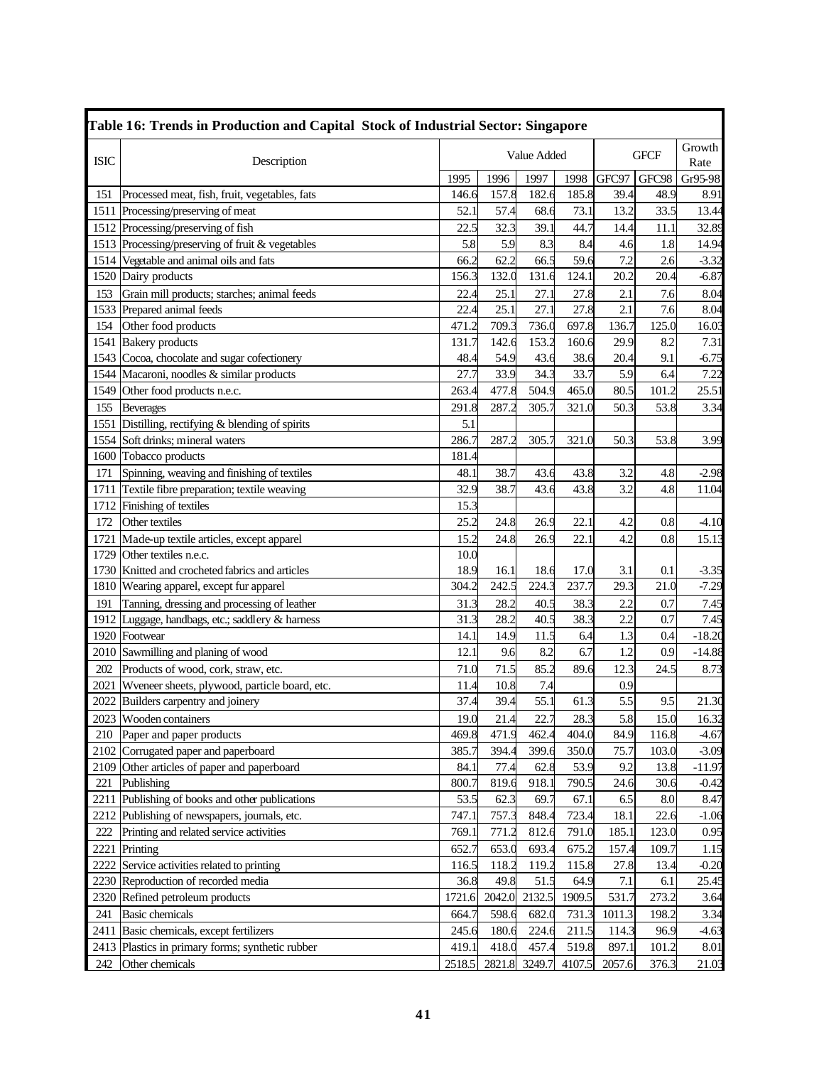## Table 16: Trends in Production and Capital Stock of Industrial Sector: Singapore

| ISIC | Description | Value Added | | | | GFCF | | Growth Rate |
|---|---|---|---|---|---|---|---|---|
| | | 1995 | 1996 | 1997 | 1998 | GFC97 | GFC98 | Gr95-98 |
| 151 | Processed meat, fish, fruit, vegetables, fats | 146.6 | 157.8 | 182.6 | 185.8 | 39.4 | 48.9 | 8.91 |
| 1511 | Processing/preserving of meat | 52.1 | 57.4 | 68.6 | 73.1 | 13.2 | 33.5 | 13.44 |
| 1512 | Processing/preserving of fish | 22.5 | 32.3 | 39.1 | 44.7 | 14.4 | 11.1 | 32.89 |
| 1513 | Processing/preserving of fruit & vegetables | 5.8 | 5.9 | 8.3 | 8.4 | 4.6 | 1.8 | 14.94 |
| 1514 | Vegetable and animal oils and fats | 66.2 | 62.2 | 66.5 | 59.6 | 7.2 | 2.6 | -3.32 |
| 1520 | Dairy products | 156.3 | 132.0 | 131.6 | 124.1 | 20.2 | 20.4 | -6.87 |
| 153 | Grain mill products; starches; animal feeds | 22.4 | 25.1 | 27.1 | 27.8 | 2.1 | 7.6 | 8.04 |
| 1533 | Prepared animal feeds | 22.4 | 25.1 | 27.1 | 27.8 | 2.1 | 7.6 | 8.04 |
| 154 | Other food products | 471.2 | 709.3 | 736.0 | 697.8 | 136.7 | 125.0 | 16.03 |
| 1541 | Bakery products | 131.7 | 142.6 | 153.2 | 160.6 | 29.9 | 8.2 | 7.31 |
| 1543 | Cocoa, chocolate and sugar cofectionery | 48.4 | 54.9 | 43.6 | 38.6 | 20.4 | 9.1 | -6.75 |
| 1544 | Macaroni, noodles & similar products | 27.7 | 33.9 | 34.3 | 33.7 | 5.9 | 6.4 | 7.22 |
| 1549 | Other food products n.e.c. | 263.4 | 477.8 | 504.9 | 465.0 | 80.5 | 101.2 | 25.51 |
| 155 | Beverages | 291.8 | 287.2 | 305.7 | 321.0 | 50.3 | 53.8 | 3.34 |
| 1551 | Distilling, rectifying & blending of spirits | 5.1 | | | | | | |
| 1554 | Soft drinks; mineral waters | 286.7 | 287.2 | 305.7 | 321.0 | 50.3 | 53.8 | 3.99 |
| 1600 | Tobacco products | 181.4 | | | | | | |
| 171 | Spinning, weaving and finishing of textiles | 48.1 | 38.7 | 43.6 | 43.8 | 3.2 | 4.8 | -2.98 |
| 1711 | Textile fibre preparation; textile weaving | 32.9 | 38.7 | 43.6 | 43.8 | 3.2 | 4.8 | 11.04 |
| 1712 | Finishing of textiles | 15.3 | | | | | | |
| 172 | Other textiles | 25.2 | 24.8 | 26.9 | 22.1 | 4.2 | 0.8 | -4.10 |
| 1721 | Made-up textile articles, except apparel | 15.2 | 24.8 | 26.9 | 22.1 | 4.2 | 0.8 | 15.13 |
| 1729 | Other textiles n.e.c. | 10.0 | | | | | | |
| 1730 | Knitted and crocheted fabrics and articles | 18.9 | 16.1 | 18.6 | 17.0 | 3.1 | 0.1 | -3.35 |
| 1810 | Wearing apparel, except fur apparel | 304.2 | 242.5 | 224.3 | 237.7 | 29.3 | 21.0 | -7.29 |
| 191 | Tanning, dressing and processing of leather | 31.3 | 28.2 | 40.5 | 38.3 | 2.2 | 0.7 | 7.45 |
| 1912 | Luggage, handbags, etc.; saddlery & harness | 31.3 | 28.2 | 40.5 | 38.3 | 2.2 | 0.7 | 7.45 |
| 1920 | Footwear | 14.1 | 14.9 | 11.5 | 6.4 | 1.3 | 0.4 | -18.20 |
| 2010 | Sawmilling and planing of wood | 12.1 | 9.6 | 8.2 | 6.7 | 1.2 | 0.9 | -14.88 |
| 202 | Products of wood, cork, straw, etc. | 71.0 | 71.5 | 85.2 | 89.6 | 12.3 | 24.5 | 8.73 |
| 2021 | Wveneer sheets, plywood, particle board, etc. | 11.4 | 10.8 | 7.4 | | 0.9 | | |
| 2022 | Builders carpentry and joinery | 37.4 | 39.4 | 55.1 | 61.3 | 5.5 | 9.5 | 21.30 |
| 2023 | Wooden containers | 19.0 | 21.4 | 22.7 | 28.3 | 5.8 | 15.0 | 16.32 |
| 210 | Paper and paper products | 469.8 | 471.9 | 462.4 | 404.0 | 84.9 | 116.8 | -4.67 |
| 2102 | Corrugated paper and paperboard | 385.7 | 394.4 | 399.6 | 350.0 | 75.7 | 103.0 | -3.09 |
| 2109 | Other articles of paper and paperboard | 84.1 | 77.4 | 62.8 | 53.9 | 9.2 | 13.8 | -11.97 |
| 221 | Publishing | 800.7 | 819.6 | 918.1 | 790.5 | 24.6 | 30.6 | -0.42 |
| 2211 | Publishing of books and other publications | 53.5 | 62.3 | 69.7 | 67.1 | 6.5 | 8.0 | 8.47 |
| 2212 | Publishing of newspapers, journals, etc. | 747.1 | 757.3 | 848.4 | 723.4 | 18.1 | 22.6 | -1.06 |
| 222 | Printing and related service activities | 769.1 | 771.2 | 812.6 | 791.0 | 185.1 | 123.0 | 0.95 |
| 2221 | Printing | 652.7 | 653.0 | 693.4 | 675.2 | 157.4 | 109.7 | 1.15 |
| 2222 | Service activities related to printing | 116.5 | 118.2 | 119.2 | 115.8 | 27.8 | 13.4 | -0.20 |
| 2230 | Reproduction of recorded media | 36.8 | 49.8 | 51.5 | 64.9 | 7.1 | 6.1 | 25.45 |
| 2320 | Refined petroleum products | 1721.6 | 2042.0 | 2132.5 | 1909.5 | 531.7 | 273.2 | 3.64 |
| 241 | Basic chemicals | 664.7 | 598.6 | 682.0 | 731.3 | 1011.3 | 198.2 | 3.34 |
| 2411 | Basic chemicals, except fertilizers | 245.6 | 180.6 | 224.6 | 211.5 | 114.3 | 96.9 | -4.63 |
| 2413 | Plastics in primary forms; synthetic rubber | 419.1 | 418.0 | 457.4 | 519.8 | 897.1 | 101.2 | 8.01 |
| 242 | Other chemicals | 2518.5 | 2821.8 | 3249.7 | 4107.5 | 2057.6 | 376.3 | 21.03 |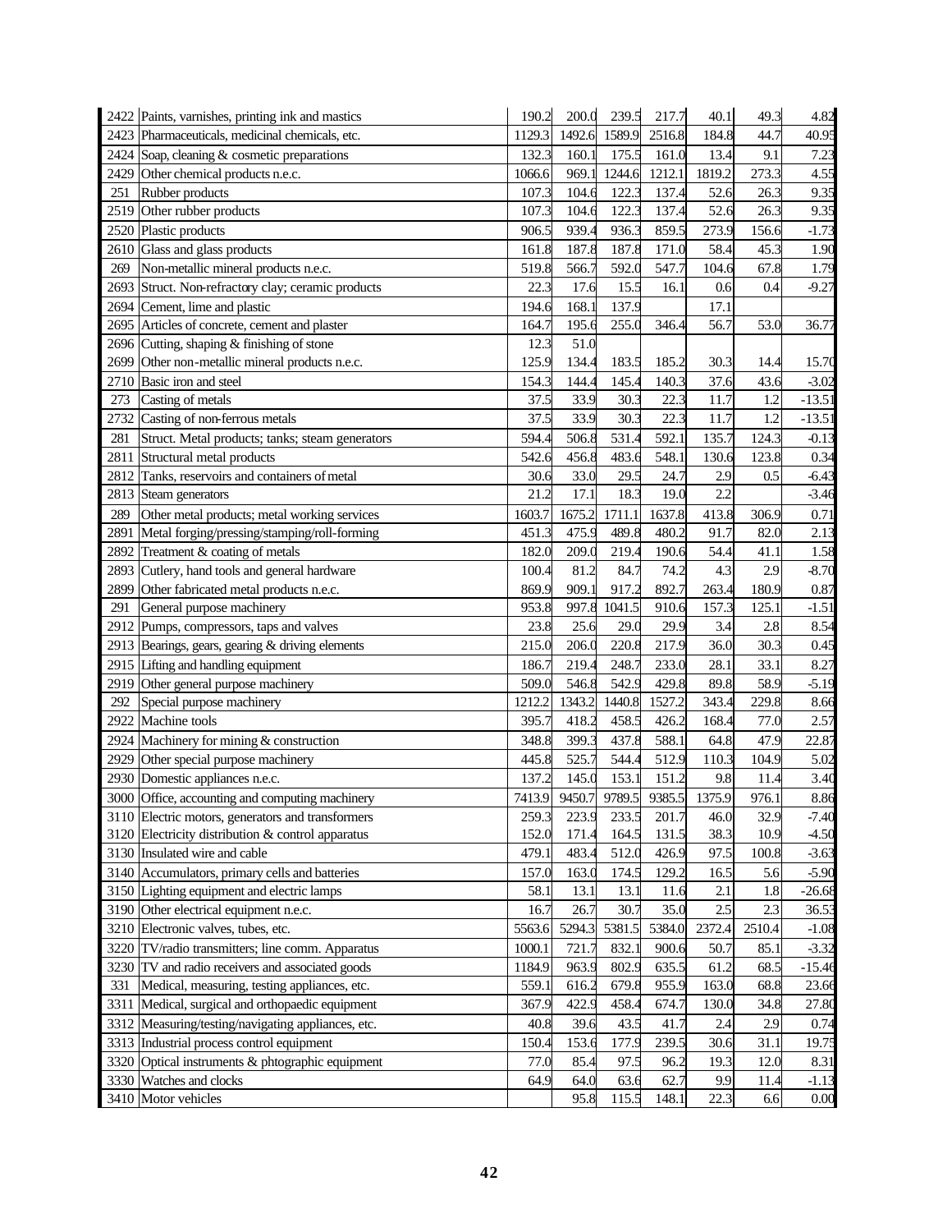| | | | | | | | | |
|---|---|---|---|---|---|---|---|---|
| 2422 | Paints, varnishes, printing ink and mastics | 190.2 | 200.0 | 239.5 | 217.7 | 40.1 | 49.3 | 4.82 |
| 2423 | Pharmaceuticals, medicinal chemicals, etc. | 1129.3 | 1492.6 | 1589.9 | 2516.8 | 184.8 | 44.7 | 40.95 |
| 2424 | Soap, cleaning & cosmetic preparations | 132.3 | 160.1 | 175.5 | 161.0 | 13.4 | 9.1 | 7.23 |
| 2429 | Other chemical products n.e.c. | 1066.6 | 969.1 | 1244.6 | 1212.1 | 1819.2 | 273.3 | 4.55 |
| 251 | Rubber products | 107.3 | 104.6 | 122.3 | 137.4 | 52.6 | 26.3 | 9.35 |
| 2519 | Other rubber products | 107.3 | 104.6 | 122.3 | 137.4 | 52.6 | 26.3 | 9.35 |
| 2520 | Plastic products | 906.5 | 939.4 | 936.3 | 859.5 | 273.9 | 156.6 | -1.73 |
| 2610 | Glass and glass products | 161.8 | 187.8 | 187.8 | 171.0 | 58.4 | 45.3 | 1.90 |
| 269 | Non-metallic mineral products n.e.c. | 519.8 | 566.7 | 592.0 | 547.7 | 104.6 | 67.8 | 1.79 |
| 2693 | Struct. Non-refractory clay; ceramic products | 22.3 | 17.6 | 15.5 | 16.1 | 0.6 | 0.4 | -9.27 |
| 2694 | Cement, lime and plastic | 194.6 | 168.1 | 137.9 | | 17.1 | | |
| 2695 | Articles of concrete, cement and plaster | 164.7 | 195.6 | 255.0 | 346.4 | 56.7 | 53.0 | 36.77 |
| 2696 | Cutting, shaping & finishing of stone | 12.3 | 51.0 | | | | | |
| 2699 | Other non-metallic mineral products n.e.c. | 125.9 | 134.4 | 183.5 | 185.2 | 30.3 | 14.4 | 15.70 |
| 2710 | Basic iron and steel | 154.3 | 144.4 | 145.4 | 140.3 | 37.6 | 43.6 | -3.02 |
| 273 | Casting of metals | 37.5 | 33.9 | 30.3 | 22.3 | 11.7 | 1.2 | -13.51 |
| 2732 | Casting of non-ferrous metals | 37.5 | 33.9 | 30.3 | 22.3 | 11.7 | 1.2 | -13.51 |
| 281 | Struct. Metal products; tanks; steam generators | 594.4 | 506.8 | 531.4 | 592.1 | 135.7 | 124.3 | -0.13 |
| 2811 | Structural metal products | 542.6 | 456.8 | 483.6 | 548.1 | 130.6 | 123.8 | 0.34 |
| 2812 | Tanks, reservoirs and containers of metal | 30.6 | 33.0 | 29.5 | 24.7 | 2.9 | 0.5 | -6.43 |
| 2813 | Steam generators | 21.2 | 17.1 | 18.3 | 19.0 | 2.2 | | -3.46 |
| 289 | Other metal products; metal working services | 1603.7 | 1675.2 | 1711.1 | 1637.8 | 413.8 | 306.9 | 0.71 |
| 2891 | Metal forging/pressing/stamping/roll-forming | 451.3 | 475.9 | 489.8 | 480.2 | 91.7 | 82.0 | 2.13 |
| 2892 | Treatment & coating of metals | 182.0 | 209.0 | 219.4 | 190.6 | 54.4 | 41.1 | 1.58 |
| 2893 | Cutlery, hand tools and general hardware | 100.4 | 81.2 | 84.7 | 74.2 | 4.3 | 2.9 | -8.70 |
| 2899 | Other fabricated metal products n.e.c. | 869.9 | 909.1 | 917.2 | 892.7 | 263.4 | 180.9 | 0.87 |
| 291 | General purpose machinery | 953.8 | 997.8 | 1041.5 | 910.6 | 157.3 | 125.1 | -1.51 |
| 2912 | Pumps, compressors, taps and valves | 23.8 | 25.6 | 29.0 | 29.9 | 3.4 | 2.8 | 8.54 |
| 2913 | Bearings, gears, gearing & driving elements | 215.0 | 206.0 | 220.8 | 217.9 | 36.0 | 30.3 | 0.45 |
| 2915 | Lifting and handling equipment | 186.7 | 219.4 | 248.7 | 233.0 | 28.1 | 33.1 | 8.27 |
| 2919 | Other general purpose machinery | 509.0 | 546.8 | 542.9 | 429.8 | 89.8 | 58.9 | -5.19 |
| 292 | Special purpose machinery | 1212.2 | 1343.2 | 1440.8 | 1527.2 | 343.4 | 229.8 | 8.66 |
| 2922 | Machine tools | 395.7 | 418.2 | 458.5 | 426.2 | 168.4 | 77.0 | 2.57 |
| 2924 | Machinery for mining & construction | 348.8 | 399.3 | 437.8 | 588.1 | 64.8 | 47.9 | 22.87 |
| 2929 | Other special purpose machinery | 445.8 | 525.7 | 544.4 | 512.9 | 110.3 | 104.9 | 5.02 |
| 2930 | Domestic appliances n.e.c. | 137.2 | 145.0 | 153.1 | 151.2 | 9.8 | 11.4 | 3.40 |
| 3000 | Office, accounting and computing machinery | 7413.9 | 9450.7 | 9789.5 | 9385.5 | 1375.9 | 976.1 | 8.86 |
| 3110 | Electric motors, generators and transformers | 259.3 | 223.9 | 233.5 | 201.7 | 46.0 | 32.9 | -7.40 |
| 3120 | Electricity distribution & control apparatus | 152.0 | 171.4 | 164.5 | 131.5 | 38.3 | 10.9 | -4.50 |
| 3130 | Insulated wire and cable | 479.1 | 483.4 | 512.0 | 426.9 | 97.5 | 100.8 | -3.63 |
| 3140 | Accumulators, primary cells and batteries | 157.0 | 163.0 | 174.5 | 129.2 | 16.5 | 5.6 | -5.90 |
| 3150 | Lighting equipment and electric lamps | 58.1 | 13.1 | 13.1 | 11.6 | 2.1 | 1.8 | -26.68 |
| 3190 | Other electrical equipment n.e.c. | 16.7 | 26.7 | 30.7 | 35.0 | 2.5 | 2.3 | 36.53 |
| 3210 | Electronic valves, tubes, etc. | 5563.6 | 5294.3 | 5381.5 | 5384.0 | 2372.4 | 2510.4 | -1.08 |
| 3220 | TV/radio transmitters; line comm. Apparatus | 1000.1 | 721.7 | 832.1 | 900.6 | 50.7 | 85.1 | -3.32 |
| 3230 | TV and radio receivers and associated goods | 1184.9 | 963.9 | 802.9 | 635.5 | 61.2 | 68.5 | -15.46 |
| 331 | Medical, measuring, testing appliances, etc. | 559.1 | 616.2 | 679.8 | 955.9 | 163.0 | 68.8 | 23.66 |
| 3311 | Medical, surgical and orthopaedic equipment | 367.9 | 422.9 | 458.4 | 674.7 | 130.0 | 34.8 | 27.80 |
| 3312 | Measuring/testing/navigating appliances, etc. | 40.8 | 39.6 | 43.5 | 41.7 | 2.4 | 2.9 | 0.74 |
| 3313 | Industrial process control equipment | 150.4 | 153.6 | 177.9 | 239.5 | 30.6 | 31.1 | 19.75 |
| 3320 | Optical instruments & phtographic equipment | 77.0 | 85.4 | 97.5 | 96.2 | 19.3 | 12.0 | 8.31 |
| 3330 | Watches and clocks | 64.9 | 64.0 | 63.6 | 62.7 | 9.9 | 11.4 | -1.13 |
| 3410 | Motor vehicles | | 95.8 | 115.5 | 148.1 | 22.3 | 6.6 | 0.00 |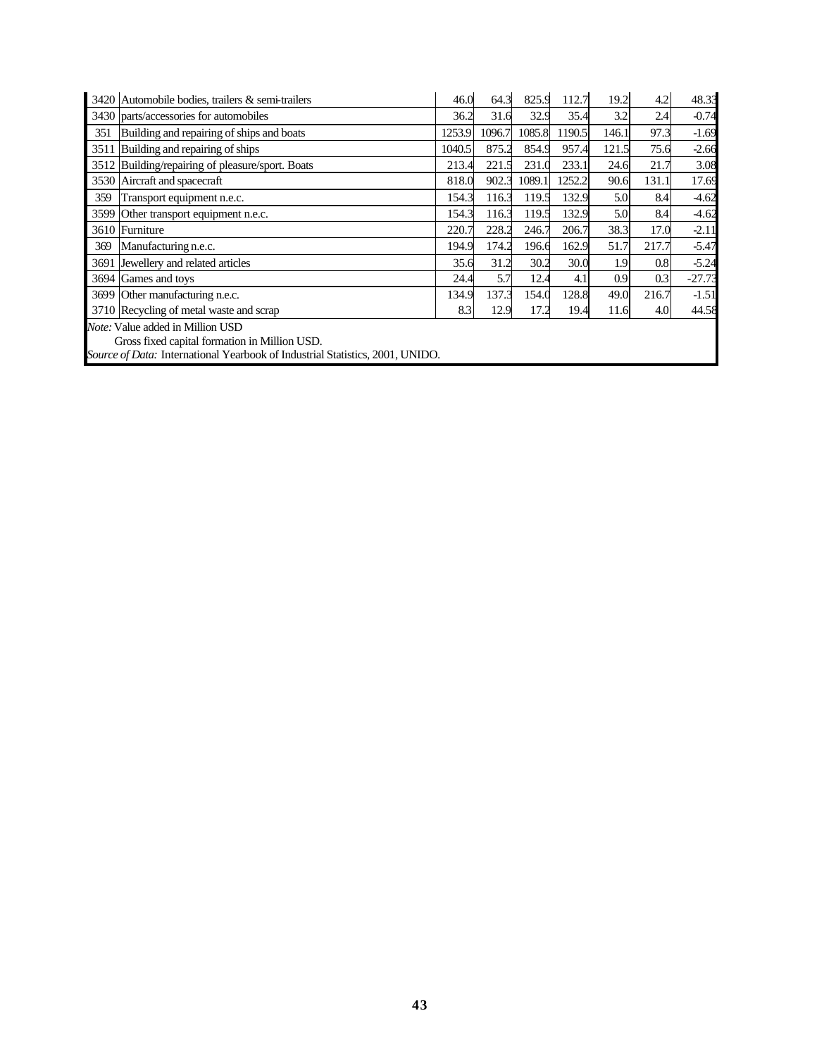| | | | | | | | | |
|---|---|---|---|---|---|---|---|---|
| 3420 | Automobile bodies, trailers & semi-trailers | 46.0 | 64.3 | 825.9 | 112.7 | 19.2 | 4.2 | 48.33 |
| 3430 | parts/accessories for automobiles | 36.2 | 31.6 | 32.9 | 35.4 | 3.2 | 2.4 | -0.74 |
| 351 | Building and repairing of ships and boats | 1253.9 | 1096.7 | 1085.8 | 1190.5 | 146.1 | 97.3 | -1.69 |
| 3511 | Building and repairing of ships | 1040.5 | 875.2 | 854.9 | 957.4 | 121.5 | 75.6 | -2.66 |
| 3512 | Building/repairing of pleasure/sport. Boats | 213.4 | 221.5 | 231.0 | 233.1 | 24.6 | 21.7 | 3.08 |
| 3530 | Aircraft and spacecraft | 818.0 | 902.3 | 1089.1 | 1252.2 | 90.6 | 131.1 | 17.69 |
| 359 | Transport equipment n.e.c. | 154.3 | 116.3 | 119.5 | 132.9 | 5.0 | 8.4 | -4.62 |
| 3599 | Other transport equipment n.e.c. | 154.3 | 116.3 | 119.5 | 132.9 | 5.0 | 8.4 | -4.62 |
| 3610 | Furniture | 220.7 | 228.2 | 246.7 | 206.7 | 38.3 | 17.0 | -2.11 |
| 369 | Manufacturing n.e.c. | 194.9 | 174.2 | 196.6 | 162.9 | 51.7 | 217.7 | -5.47 |
| 3691 | Jewellery and related articles | 35.6 | 31.2 | 30.2 | 30.0 | 1.9 | 0.8 | -5.24 |
| 3694 | Games and toys | 24.4 | 5.7 | 12.4 | 4.1 | 0.9 | 0.3 | -27.73 |
| 3699 | Other manufacturing n.e.c. | 134.9 | 137.3 | 154.0 | 128.8 | 49.0 | 216.7 | -1.51 |
| 3710 | Recycling of metal waste and scrap | 8.3 | 12.9 | 17.2 | 19.4 | 11.6 | 4.0 | 44.58 |

*Note:* Value added in Million USD
Gross fixed capital formation in Million USD.
*Source of Data:* International Yearbook of Industrial Statistics, 2001, UNIDO.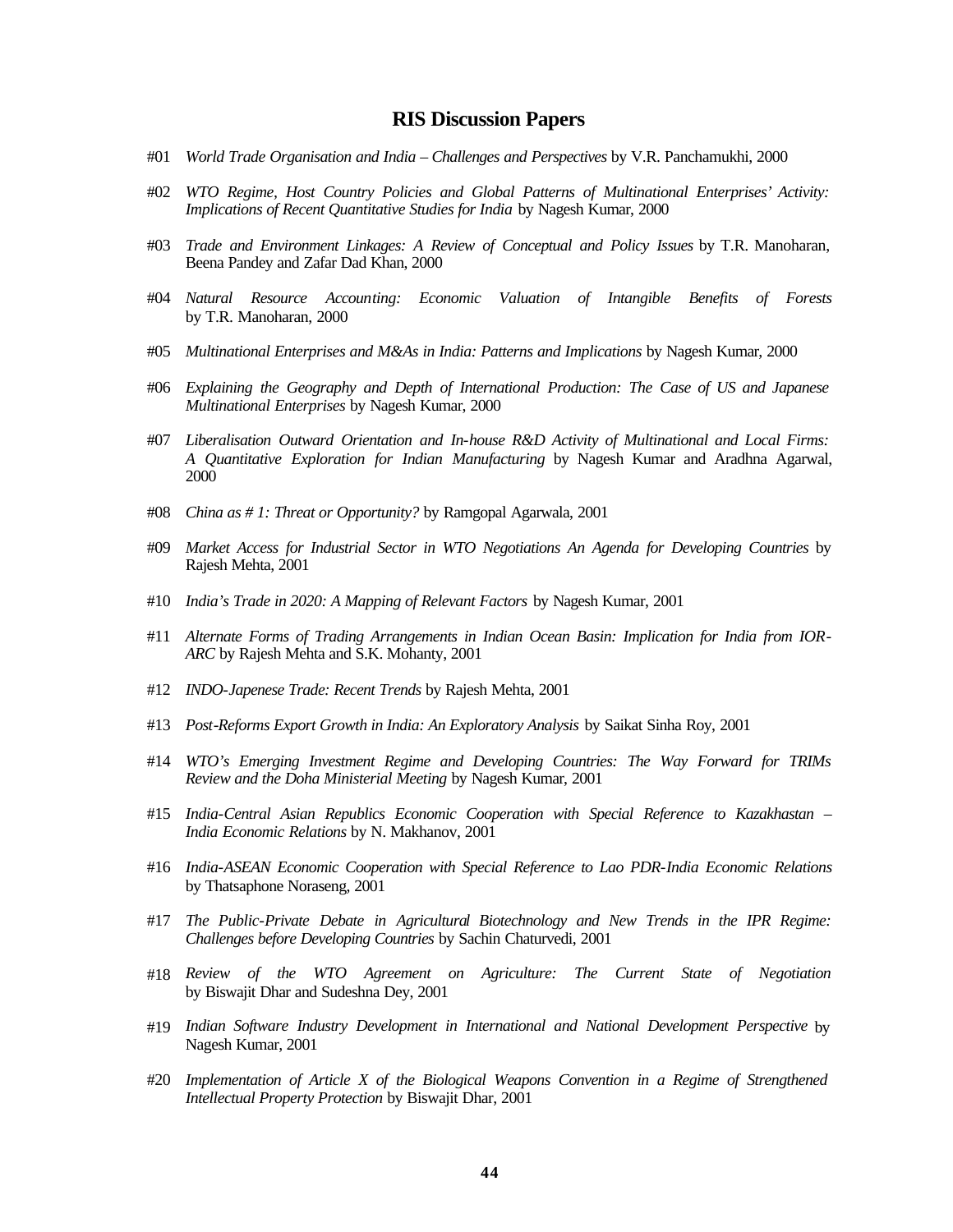## RIS Discussion Papers

#01 *World Trade Organisation and India – Challenges and Perspectives* by V.R. Panchamukhi, 2000

#02 *WTO Regime, Host Country Policies and Global Patterns of Multinational Enterprises' Activity: Implications of Recent Quantitative Studies for India* by Nagesh Kumar, 2000

#03 *Trade and Environment Linkages: A Review of Conceptual and Policy Issues* by T.R. Manoharan, Beena Pandey and Zafar Dad Khan, 2000

#04 *Natural Resource Accounting: Economic Valuation of Intangible Benefits of Forests* by T.R. Manoharan, 2000

#05 *Multinational Enterprises and M&As in India: Patterns and Implications* by Nagesh Kumar, 2000

#06 *Explaining the Geography and Depth of International Production: The Case of US and Japanese Multinational Enterprises* by Nagesh Kumar, 2000

#07 *Liberalisation Outward Orientation and In-house R&D Activity of Multinational and Local Firms: A Quantitative Exploration for Indian Manufacturing* by Nagesh Kumar and Aradhna Agarwal, 2000

#08 *China as # 1: Threat or Opportunity?* by Ramgopal Agarwala, 2001

#09 *Market Access for Industrial Sector in WTO Negotiations An Agenda for Developing Countries* by Rajesh Mehta, 2001

#10 *India's Trade in 2020: A Mapping of Relevant Factors* by Nagesh Kumar, 2001

#11 *Alternate Forms of Trading Arrangements in Indian Ocean Basin: Implication for India from IOR-ARC* by Rajesh Mehta and S.K. Mohanty, 2001

#12 *INDO-Japenese Trade: Recent Trends* by Rajesh Mehta, 2001

#13 *Post-Reforms Export Growth in India: An Exploratory Analysis* by Saikat Sinha Roy, 2001

#14 *WTO's Emerging Investment Regime and Developing Countries: The Way Forward for TRIMs Review and the Doha Ministerial Meeting* by Nagesh Kumar, 2001

#15 *India-Central Asian Republics Economic Cooperation with Special Reference to Kazakhastan – India Economic Relations* by N. Makhanov, 2001

#16 *India-ASEAN Economic Cooperation with Special Reference to Lao PDR-India Economic Relations* by Thatsaphone Noraseng, 2001

#17 *The Public-Private Debate in Agricultural Biotechnology and New Trends in the IPR Regime: Challenges before Developing Countries* by Sachin Chaturvedi, 2001

#18 *Review of the WTO Agreement on Agriculture: The Current State of Negotiation* by Biswajit Dhar and Sudeshna Dey, 2001

#19 *Indian Software Industry Development in International and National Development Perspective* by Nagesh Kumar, 2001

#20 *Implementation of Article X of the Biological Weapons Convention in a Regime of Strengthened Intellectual Property Protection* by Biswajit Dhar, 2001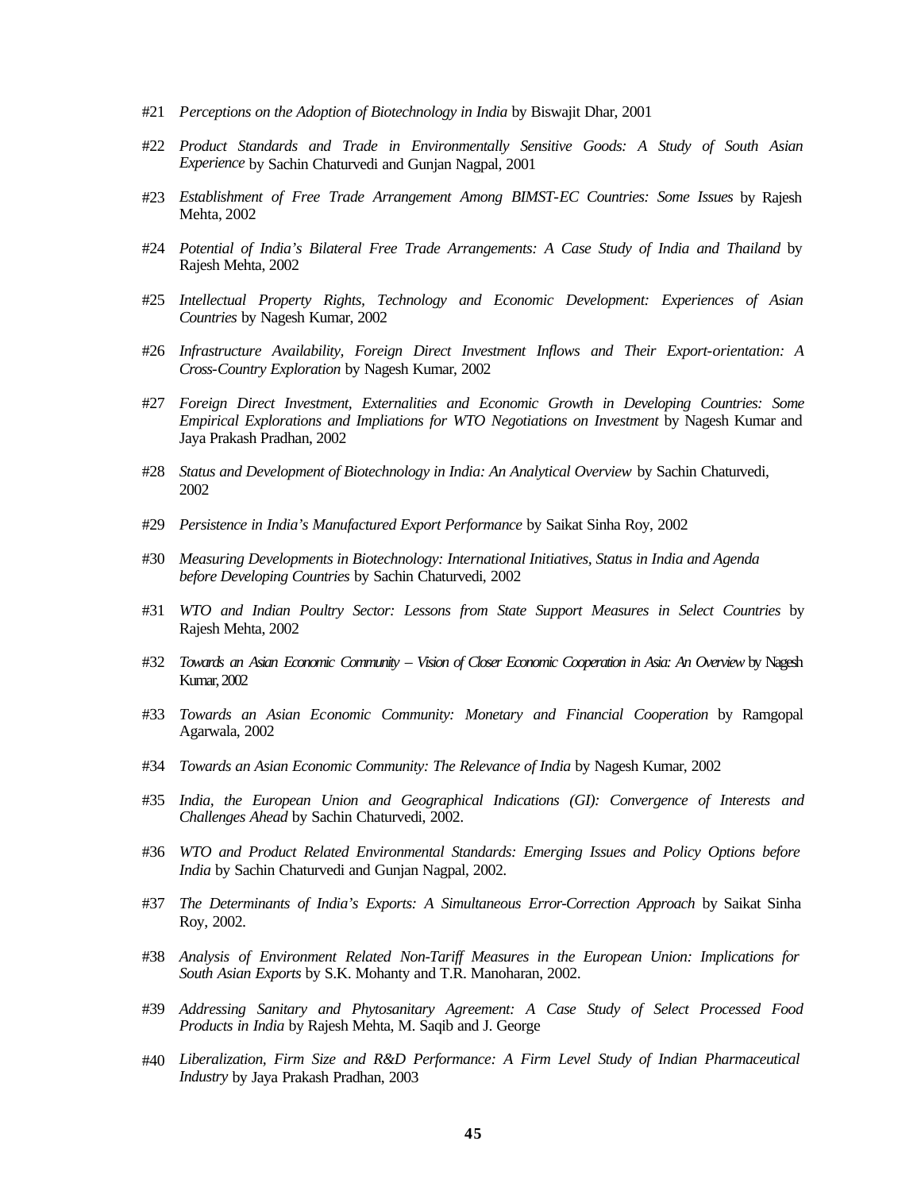#21 *Perceptions on the Adoption of Biotechnology in India* by Biswajit Dhar, 2001

#22 *Product Standards and Trade in Environmentally Sensitive Goods: A Study of South Asian Experience* by Sachin Chaturvedi and Gunjan Nagpal, 2001

#23 *Establishment of Free Trade Arrangement Among BIMST-EC Countries: Some Issues* by Rajesh Mehta, 2002

#24 *Potential of India's Bilateral Free Trade Arrangements: A Case Study of India and Thailand* by Rajesh Mehta, 2002

#25 *Intellectual Property Rights, Technology and Economic Development: Experiences of Asian Countries* by Nagesh Kumar, 2002

#26 *Infrastructure Availability, Foreign Direct Investment Inflows and Their Export-orientation: A Cross-Country Exploration* by Nagesh Kumar, 2002

#27 *Foreign Direct Investment, Externalities and Economic Growth in Developing Countries: Some Empirical Explorations and Impliations for WTO Negotiations on Investment* by Nagesh Kumar and Jaya Prakash Pradhan, 2002

#28 *Status and Development of Biotechnology in India: An Analytical Overview* by Sachin Chaturvedi, 2002

#29 *Persistence in India's Manufactured Export Performance* by Saikat Sinha Roy, 2002

#30 *Measuring Developments in Biotechnology: International Initiatives, Status in India and Agenda before Developing Countries* by Sachin Chaturvedi, 2002

#31 *WTO and Indian Poultry Sector: Lessons from State Support Measures in Select Countries* by Rajesh Mehta, 2002

#32 *Towards an Asian Economic Community – Vision of Closer Economic Cooperation in Asia: An Overview* by Nagesh Kumar, 2002

#33 *Towards an Asian Economic Community: Monetary and Financial Cooperation* by Ramgopal Agarwala, 2002

#34 *Towards an Asian Economic Community: The Relevance of India* by Nagesh Kumar, 2002

#35 *India, the European Union and Geographical Indications (GI): Convergence of Interests and Challenges Ahead* by Sachin Chaturvedi, 2002.

#36 *WTO and Product Related Environmental Standards: Emerging Issues and Policy Options before India* by Sachin Chaturvedi and Gunjan Nagpal, 2002.

#37 *The Determinants of India's Exports: A Simultaneous Error-Correction Approach* by Saikat Sinha Roy, 2002.

#38 *Analysis of Environment Related Non-Tariff Measures in the European Union: Implications for South Asian Exports* by S.K. Mohanty and T.R. Manoharan, 2002.

#39 *Addressing Sanitary and Phytosanitary Agreement: A Case Study of Select Processed Food Products in India* by Rajesh Mehta, M. Saqib and J. George

#40 *Liberalization, Firm Size and R&D Performance: A Firm Level Study of Indian Pharmaceutical Industry* by Jaya Prakash Pradhan, 2003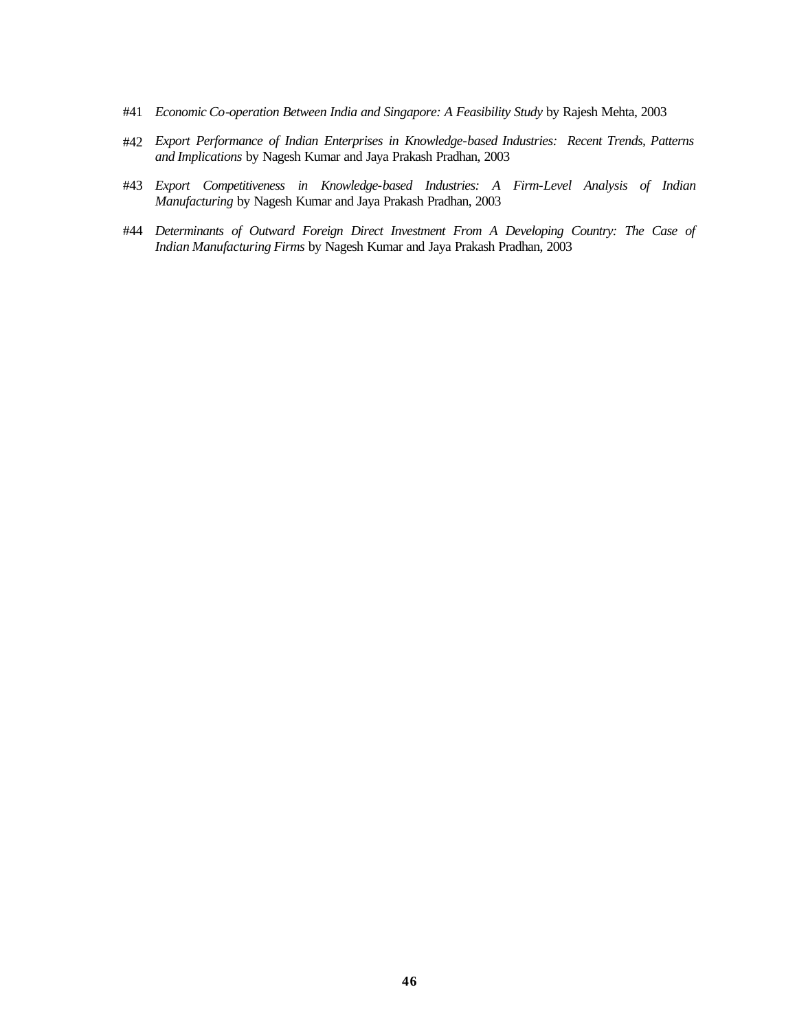#41 *Economic Co-operation Between India and Singapore: A Feasibility Study* by Rajesh Mehta, 2003

#42 *Export Performance of Indian Enterprises in Knowledge-based Industries: Recent Trends, Patterns and Implications* by Nagesh Kumar and Jaya Prakash Pradhan, 2003

#43 *Export Competitiveness in Knowledge-based Industries: A Firm-Level Analysis of Indian Manufacturing* by Nagesh Kumar and Jaya Prakash Pradhan, 2003

#44 *Determinants of Outward Foreign Direct Investment From A Developing Country: The Case of Indian Manufacturing Firms* by Nagesh Kumar and Jaya Prakash Pradhan, 2003